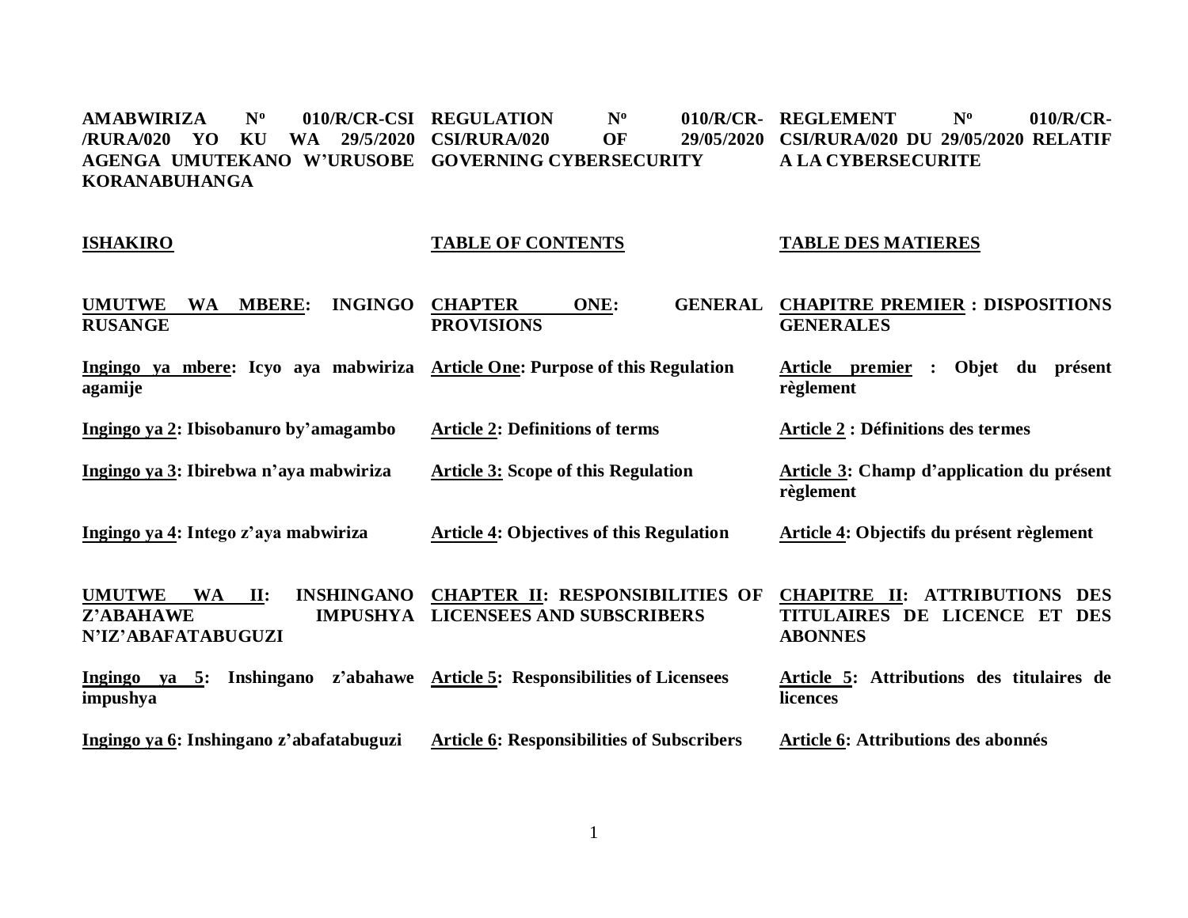**AMABWIRIZA Nº 010/R/CR-CSI /RURA/020 YO KU WA 29/5/2020 AGENGA UMUTEKANO W'URUSOBE KORANABUHANGA**

**REGULATION Nº 010/R/CR-CSI/RURA/020 OF 29/05/2020 GOVERNING CYBERSECURITY**

**REGLEMENT Nº 010/R/CR-CSI/RURA/020 DU 29/05/2020 RELATIF A LA CYBERSECURITE**

| **ISHAKIRO** | **TABLE OF CONTENTS** | **TABLE DES MATIERES** |
|---|---|---|
| **UMUTWE WA MBERE: INGINGO RUSANGE** | **CHAPTER ONE: GENERAL PROVISIONS** | **CHAPITRE PREMIER : DISPOSITIONS GENERALES** |
| **Ingingo ya mbere: Icyo aya mabwiriza agamije** | **Article One: Purpose of this Regulation** | **Article premier : Objet du présent règlement** |
| **Ingingo ya 2: Ibisobanuro by'amagambo** | **Article 2: Definitions of terms** | **Article 2 : Définitions des termes** |
| **Ingingo ya 3: Ibirebwa n'aya mabwiriza** | **Article 3: Scope of this Regulation** | **Article 3: Champ d'application du présent règlement** |
| **Ingingo ya 4: Intego z'aya mabwiriza** | **Article 4: Objectives of this Regulation** | **Article 4: Objectifs du présent règlement** |
| **UMUTWE WA II: INSHINGANO Z'ABAHAWE IMPUSHYA N'IZ'ABAFATABUGUZI** | **CHAPTER II: RESPONSIBILITIES OF LICENSEES AND SUBSCRIBERS** | **CHAPITRE II: ATTRIBUTIONS DES TITULAIRES DE LICENCE ET DES ABONNES** |
| **Ingingo ya 5: Inshingano z'abahawe impushya** | **Article 5: Responsibilities of Licensees** | **Article 5: Attributions des titulaires de licences** |
| **Ingingo ya 6: Inshingano z'abafatabuguzi** | **Article 6: Responsibilities of Subscribers** | **Article 6: Attributions des abonnés** |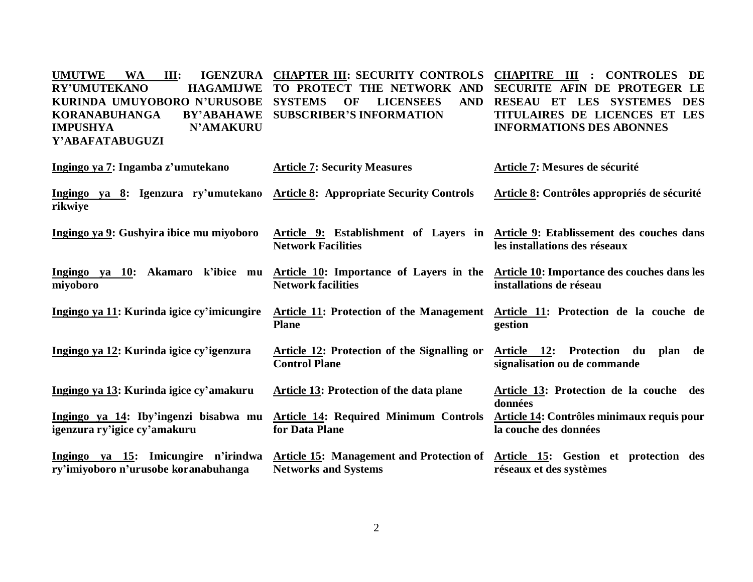| **UMUTWE WA III: IGENZURA RY'UMUTEKANO HAGAMIJWE KURINDA UMUYOBORO N'URUSOBE KORANABUHANGA BY'ABAHAWE IMPUSHYA N'AMAKURU Y'ABAFATABUGUZI** | **CHAPTER III: SECURITY CONTROLS TO PROTECT THE NETWORK AND SYSTEMS OF LICENSEES AND SUBSCRIBER'S INFORMATION** | **CHAPITRE III : CONTROLES DE SECURITE AFIN DE PROTEGER LE RESEAU ET LES SYSTEMES DES TITULAIRES DE LICENCES ET LES INFORMATIONS DES ABONNES** |
|---|---|---|
| **Ingingo ya 7: Ingamba z'umutekano** | **Article 7: Security Measures** | **Article 7: Mesures de sécurité** |
| **Ingingo ya 8: Igenzura ry'umutekano rikwiye** | **Article 8: Appropriate Security Controls** | **Article 8: Contrôles appropriés de sécurité** |
| **Ingingo ya 9: Gushyira ibice mu miyoboro** | **Article 9: Establishment of Layers in Network Facilities** | **Article 9: Etablissement des couches dans les installations des réseaux** |
| **Ingingo ya 10: Akamaro k'ibice mu miyoboro** | **Article 10: Importance of Layers in the Network facilities** | **Article 10: Importance des couches dans les installations de réseau** |
| **Ingingo ya 11: Kurinda igice cy'imicungire** | **Article 11: Protection of the Management Plane** | **Article 11: Protection de la couche de gestion** |
| **Ingingo ya 12: Kurinda igice cy'igenzura** | **Article 12: Protection of the Signalling or Control Plane** | **Article 12: Protection du plan de signalisation ou de commande** |
| **Ingingo ya 13: Kurinda igice cy'amakuru** | **Article 13: Protection of the data plane** | **Article 13: Protection de la couche des données** |
| **Ingingo ya 14: Iby'ingenzi bisabwa mu igenzura ry'igice cy'amakuru** | **Article 14: Required Minimum Controls for Data Plane** | **Article 14: Contrôles minimaux requis pour la couche des données** |
| **Ingingo ya 15: Imicungire n'irindwa ry'imiyoboro n'urusobe koranabuhanga** | **Article 15: Management and Protection of Networks and Systems** | **Article 15: Gestion et protection des réseaux et des systèmes** |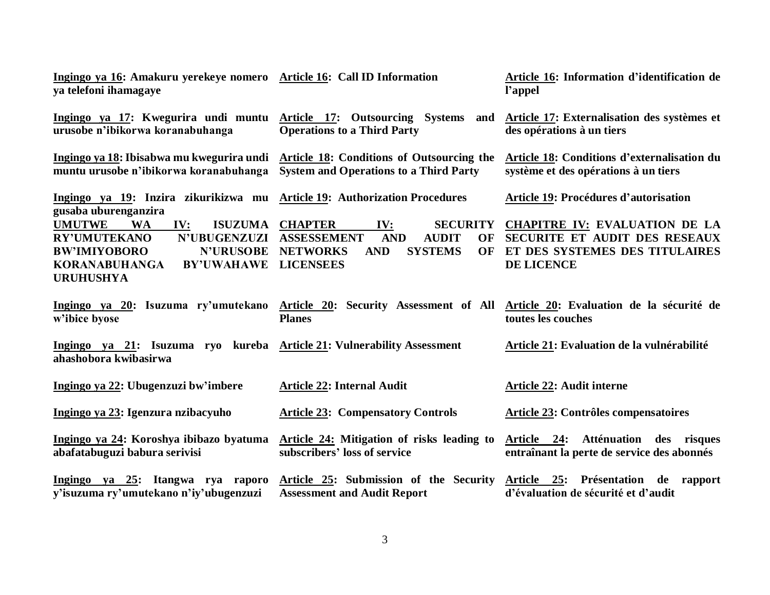| | | |
|---|---|---|
| **Ingingo ya 16: Amakuru yerekeye nomero ya telefoni ihamagaye** | **Article 16: Call ID Information** | **Article 16: Information d'identification de l'appel** |
| **Ingingo ya 17: Kwegurira undi muntu urusobe n'ibikorwa koranabuhanga** | **Article 17: Outsourcing Systems and Operations to a Third Party** | **Article 17: Externalisation des systèmes et des opérations à un tiers** |
| **Ingingo ya 18: Ibisabwa mu kwegurira undi muntu urusobe n'ibikorwa koranabuhanga** | **Article 18: Conditions of Outsourcing the System and Operations to a Third Party** | **Article 18: Conditions d'externalisation du système et des opérations à un tiers** |
| **Ingingo ya 19: Inzira zikurikizwa mu gusaba uburenganzira** | **Article 19: Authorization Procedures** | **Article 19: Procédures d'autorisation** |
| **UMUTWE WA IV: ISUZUMA RY'UMUTEKANO N'UBUGENZUZI BW'IMIYOBORO N'URUSOBE KORANABUHANGA BY'UWAHAWE URUHUSHYA** | **CHAPTER IV: SECURITY ASSESSEMENT AND AUDIT OF NETWORKS AND SYSTEMS OF LICENSEES** | **CHAPITRE IV: EVALUATION DE LA SECURITE ET AUDIT DES RESEAUX ET DES SYSTEMES DES TITULAIRES DE LICENCE** |
| **Ingingo ya 20: Isuzuma ry'umutekano w'ibice byose** | **Article 20: Security Assessment of All Planes** | **Article 20: Evaluation de la sécurité de toutes les couches** |
| **Ingingo ya 21: Isuzuma ryo kureba ahashobora kwibasirwa** | **Article 21: Vulnerability Assessment** | **Article 21: Evaluation de la vulnérabilité** |
| **Ingingo ya 22: Ubugenzuzi bw'imbere** | **Article 22: Internal Audit** | **Article 22: Audit interne** |
| **Ingingo ya 23: Igenzura nzibacyuho** | **Article 23: Compensatory Controls** | **Article 23: Contrôles compensatoires** |
| **Ingingo ya 24: Koroshya ibibazo byatuma abafatabuguzi babura serivisi** | **Article 24: Mitigation of risks leading to subscribers' loss of service** | **Article 24: Atténuation des risques entraînant la perte de service des abonnés** |
| **Ingingo ya 25: Itangwa rya raporo y'isuzuma ry'umutekano n'iy'ubugenzuzi** | **Article 25: Submission of the Security Assessment and Audit Report** | **Article 25: Présentation de rapport d'évaluation de sécurité et d'audit** |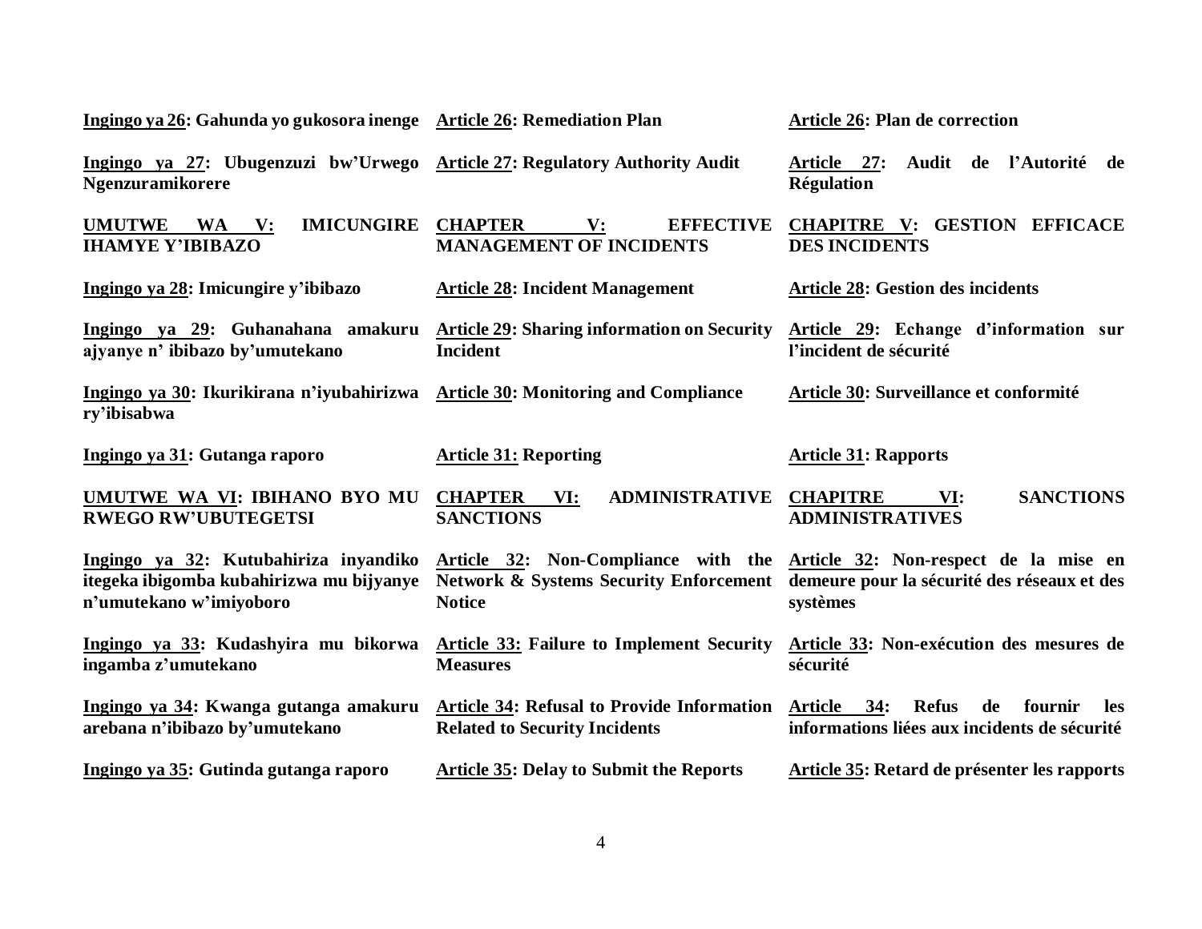| Kinyarwanda | English | Français |
|---|---|---|
| **Ingingo ya 26: Gahunda yo gukosora inenge** | **Article 26: Remediation Plan** | **Article 26: Plan de correction** |
| **Ingingo ya 27: Ubugenzuzi bw'Urwego Ngenzuramikorere** | **Article 27: Regulatory Authority Audit** | **Article 27: Audit de l'Autorité de Régulation** |
| **UMUTWE WA V: IMICUNGIRE IHAMYE Y'IBIBAZO** | **CHAPTER V: EFFECTIVE MANAGEMENT OF INCIDENTS** | **CHAPITRE V: GESTION EFFICACE DES INCIDENTS** |
| **Ingingo ya 28: Imicungire y'ibibazo** | **Article 28: Incident Management** | **Article 28: Gestion des incidents** |
| **Ingingo ya 29: Guhanahana amakuru ajyanye n' ibibazo by'umutekano** | **Article 29: Sharing information on Security Incident** | **Article 29: Echange d'information sur l'incident de sécurité** |
| **Ingingo ya 30: Ikurikirana n'iyubahirizwa ry'ibisabwa** | **Article 30: Monitoring and Compliance** | **Article 30: Surveillance et conformité** |
| **Ingingo ya 31: Gutanga raporo** | **Article 31: Reporting** | **Article 31: Rapports** |
| **UMUTWE WA VI: IBIHANO BYO MU RWEGO RW'UBUTEGETSI** | **CHAPTER VI: ADMINISTRATIVE SANCTIONS** | **CHAPITRE VI: SANCTIONS ADMINISTRATIVES** |
| **Ingingo ya 32: Kutubahiriza inyandiko itegeka ibigomba kubahirizwa mu bijyanye n'umutekano w'imiyoboro** | **Article 32: Non-Compliance with the Network & Systems Security Enforcement Notice** | **Article 32: Non-respect de la mise en demeure pour la sécurité des réseaux et des systèmes** |
| **Ingingo ya 33: Kudashyira mu bikorwa ingamba z'umutekano** | **Article 33: Failure to Implement Security Measures** | **Article 33: Non-exécution des mesures de sécurité** |
| **Ingingo ya 34: Kwanga gutanga amakuru arebana n'ibibazo by'umutekano** | **Article 34: Refusal to Provide Information Related to Security Incidents** | **Article 34: Refus de fournir les informations liées aux incidents de sécurité** |
| **Ingingo ya 35: Gutinda gutanga raporo** | **Article 35: Delay to Submit the Reports** | **Article 35: Retard de présenter les rapports** |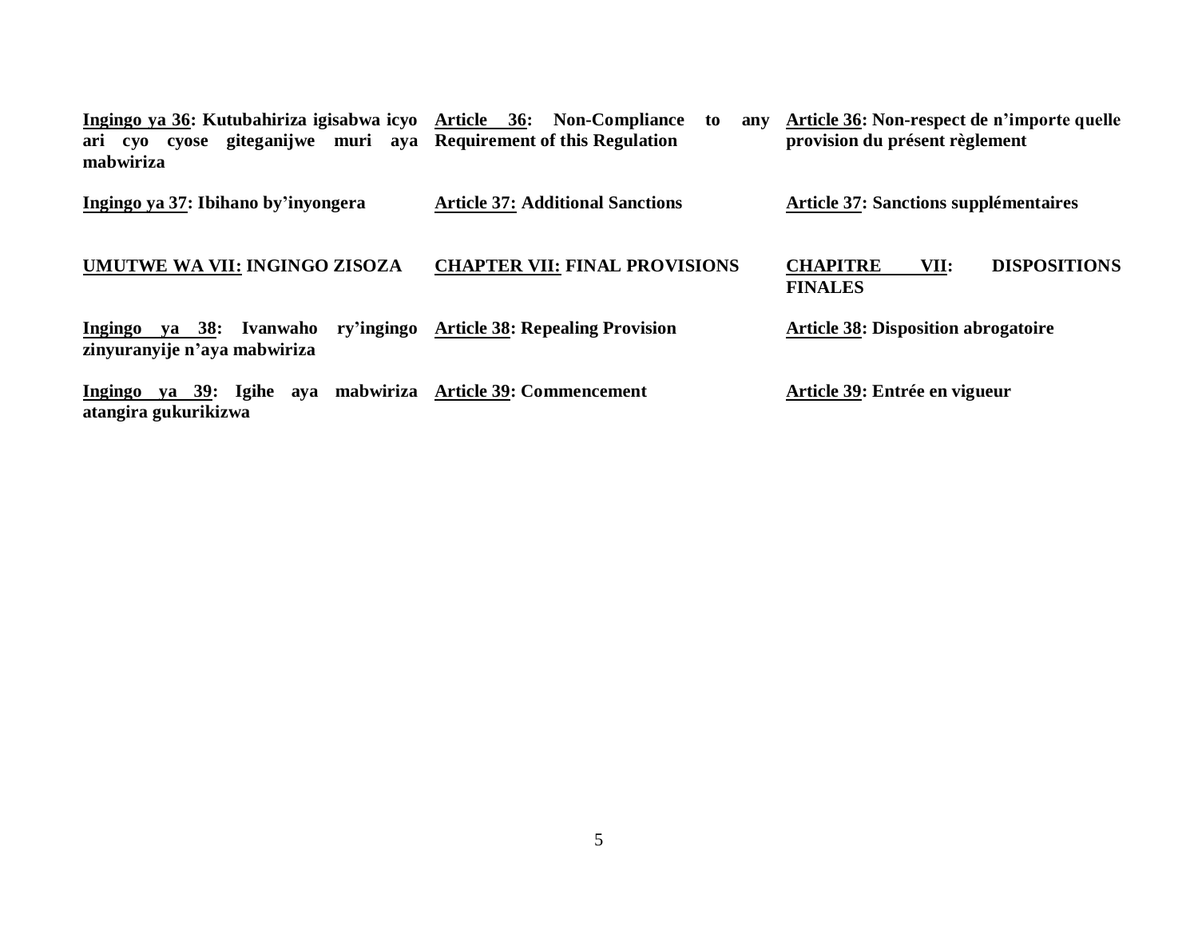**<u>Ingingo ya 36</u>: Kutubahiriza igisabwa icyo ari cyo cyose giteganijwe muri aya mabwiriza**

**<u>Article 36</u>: Non-Compliance to any Requirement of this Regulation**

**<u>Article 36</u>: Non-respect de n'importe quelle provision du présent règlement**

**<u>Ingingo ya 37</u>: Ibihano by'inyongera**

**<u>Article 37:</u> Additional Sanctions**

**<u>Article 37</u>: Sanctions supplémentaires**

**<u>UMUTWE WA VII:</u> INGINGO ZISOZA**

**<u>CHAPTER VII:</u> FINAL PROVISIONS**

**<u>CHAPITRE VII</u>: DISPOSITIONS FINALES**

**<u>Ingingo ya 38</u>: Ivanwaho ry'ingingo zinyuranyije n'aya mabwiriza**

**<u>Article 38</u>: Repealing Provision**

**<u>Article 38</u>: Disposition abrogatoire**

**<u>Ingingo ya 39</u>: Igihe aya mabwiriza atangira gukurikizwa**

**<u>Article 39</u>: Commencement**

**<u>Article 39</u>: Entrée en vigueur**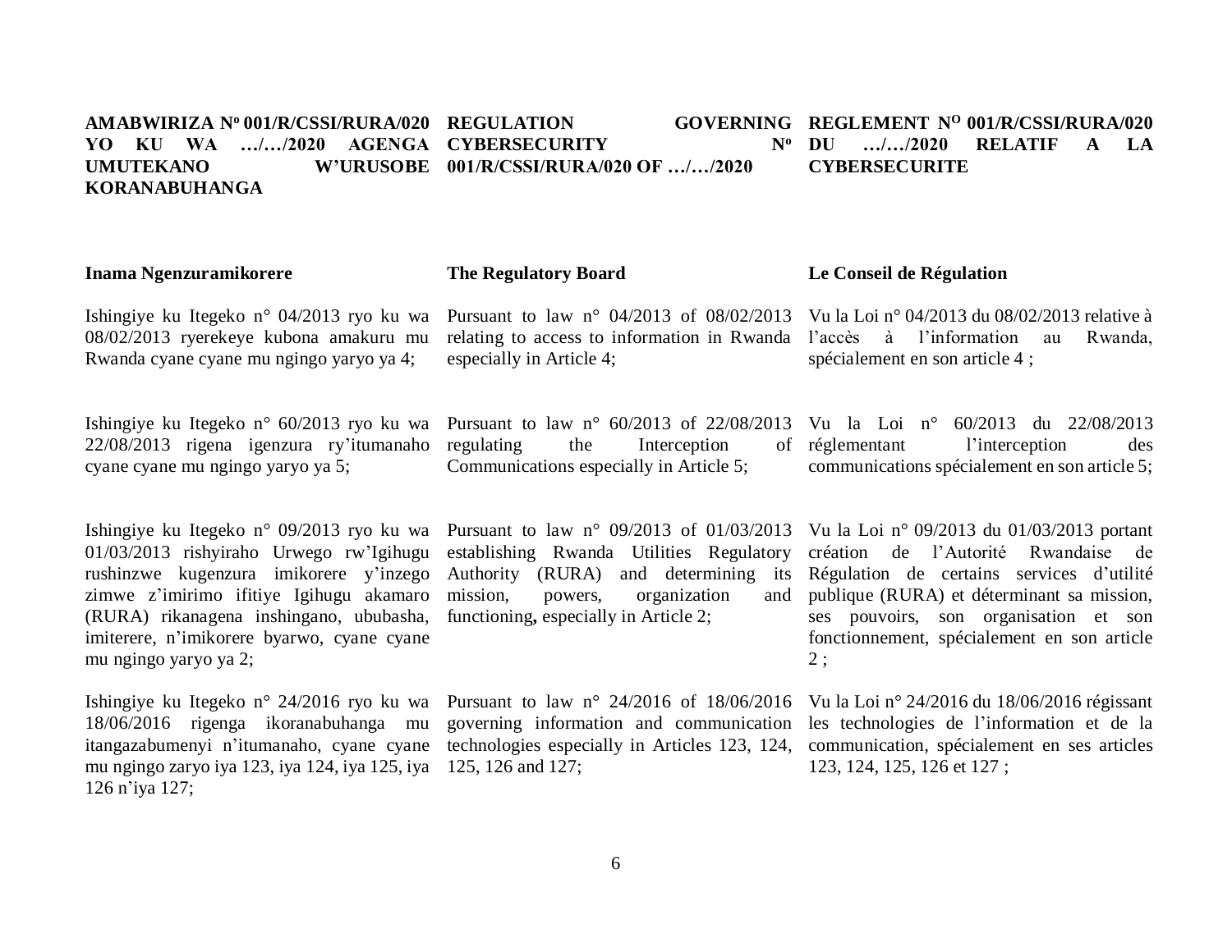**AMABWIRIZA Nº 001/R/CSSI/RURA/020 YO KU WA …/…/2020 AGENGA UMUTEKANO W'URUSOBE KORANABUHANGA**

**Inama Ngenzuramikorere**

Ishingiye ku Itegeko n° 04/2013 ryo ku wa 08/02/2013 ryerekeye kubona amakuru mu Rwanda cyane cyane mu ngingo yaryo ya 4;

Ishingiye ku Itegeko n° 60/2013 ryo ku wa 22/08/2013 rigena igenzura ry'itumanaho cyane cyane mu ngingo yaryo ya 5;

Ishingiye ku Itegeko n° 09/2013 ryo ku wa 01/03/2013 rishyiraho Urwego rw'Igihugu rushinzwe kugenzura imikorere y'inzego zimwe z'imirimo ifitiye Igihugu akamaro (RURA) rikanagena inshingano, ububasha, imiterere, n'imikorere byarwo, cyane cyane mu ngingo yaryo ya 2;

Ishingiye ku Itegeko n° 24/2016 ryo ku wa 18/06/2016 rigenga ikoranabuhanga mu itangazabumenyi n'itumanaho, cyane cyane mu ngingo zaryo iya 123, iya 124, iya 125, iya 126 n'iya 127;

**REGULATION GOVERNING CYBERSECURITY Nº 001/R/CSSI/RURA/020 OF …/…/2020**

**The Regulatory Board**

Pursuant to law n° 04/2013 of 08/02/2013 relating to access to information in Rwanda especially in Article 4;

Pursuant to law n° 60/2013 of 22/08/2013 regulating the Interception of Communications especially in Article 5;

Pursuant to law n° 09/2013 of 01/03/2013 establishing Rwanda Utilities Regulatory Authority (RURA) and determining its mission, powers, organization and functioning**,** especially in Article 2;

Pursuant to law n° 24/2016 of 18/06/2016 governing information and communication technologies especially in Articles 123, 124, 125, 126 and 127;

**REGLEMENT Nº 001/R/CSSI/RURA/020 DU …/…/2020 RELATIF A LA CYBERSECURITE**

**Le Conseil de Régulation**

Vu la Loi n° 04/2013 du 08/02/2013 relative à l'accès à l'information au Rwanda, spécialement en son article 4 ;

Vu la Loi n° 60/2013 du 22/08/2013 réglementant l'interception des communications spécialement en son article 5;

Vu la Loi n° 09/2013 du 01/03/2013 portant création de l'Autorité Rwandaise de Régulation de certains services d'utilité publique (RURA) et déterminant sa mission, ses pouvoirs, son organisation et son fonctionnement, spécialement en son article 2 ;

Vu la Loi n° 24/2016 du 18/06/2016 régissant les technologies de l'information et de la communication, spécialement en ses articles 123, 124, 125, 126 et 127 ;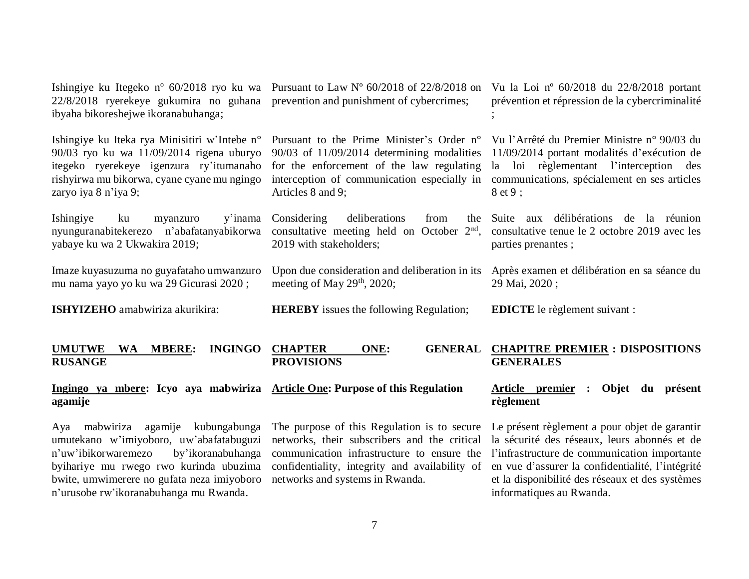Ishingiye ku Itegeko nº 60/2018 ryo ku wa 22/8/2018 ryerekeye gukumira no guhana ibyaha bikoreshejwe ikoranabuhanga;

Ishingiye ku Iteka rya Minisitiri w'Intebe n° 90/03 ryo ku wa 11/09/2014 rigena uburyo itegeko ryerekeye igenzura ry'itumanaho rishyirwa mu bikorwa, cyane cyane mu ngingo zaryo iya 8 n'iya 9;

Ishingiye ku myanzuro y'inama nyunguranabitekerezo n'abafatanyabikorwa yabaye ku wa 2 Ukwakira 2019;

Imaze kuyasuzuma no guyafataho umwanzuro mu nama yayo yo ku wa 29 Gicurasi 2020 ;

**ISHYIZEHO** amabwiriza akurikira:

## UMUTWE WA MBERE: INGINGO RUSANGE

### Ingingo ya mbere: Icyo aya mabwiriza agamije

Aya mabwiriza agamije kubungabunga umutekano w'imiyoboro, uw'abafatabuguzi n'uw'ibikorwaremezo by'ikoranabuhanga byihariye mu rwego rwo kurinda ubuzima bwite, umwimerere no gufata neza imiyoboro n'urusobe rw'ikoranabuhanga mu Rwanda.

Pursuant to Law Nº 60/2018 of 22/8/2018 on prevention and punishment of cybercrimes;

Pursuant to the Prime Minister's Order n° 90/03 of 11/09/2014 determining modalities for the enforcement of the law regulating interception of communication especially in Articles 8 and 9;

Considering deliberations from the consultative meeting held on October 2nd, 2019 with stakeholders;

Upon due consideration and deliberation in its meeting of May 29th, 2020;

**HEREBY** issues the following Regulation;

## CHAPTER ONE: GENERAL PROVISIONS

### Article One: Purpose of this Regulation

The purpose of this Regulation is to secure networks, their subscribers and the critical communication infrastructure to ensure the confidentiality, integrity and availability of networks and systems in Rwanda.

Vu la Loi nº 60/2018 du 22/8/2018 portant prévention et répression de la cybercriminalité ;

Vu l'Arrêté du Premier Ministre n° 90/03 du 11/09/2014 portant modalités d'exécution de la loi règlementant l'interception des communications, spécialement en ses articles 8 et 9 ;

Suite aux délibérations de la réunion consultative tenue le 2 octobre 2019 avec les parties prenantes ;

Après examen et délibération en sa séance du 29 Mai, 2020 ;

**EDICTE** le règlement suivant :

## CHAPITRE PREMIER : DISPOSITIONS GENERALES

### Article premier : Objet du présent règlement

Le présent règlement a pour objet de garantir la sécurité des réseaux, leurs abonnés et de l'infrastructure de communication importante en vue d'assurer la confidentialité, l'intégrité et la disponibilité des réseaux et des systèmes informatiques au Rwanda.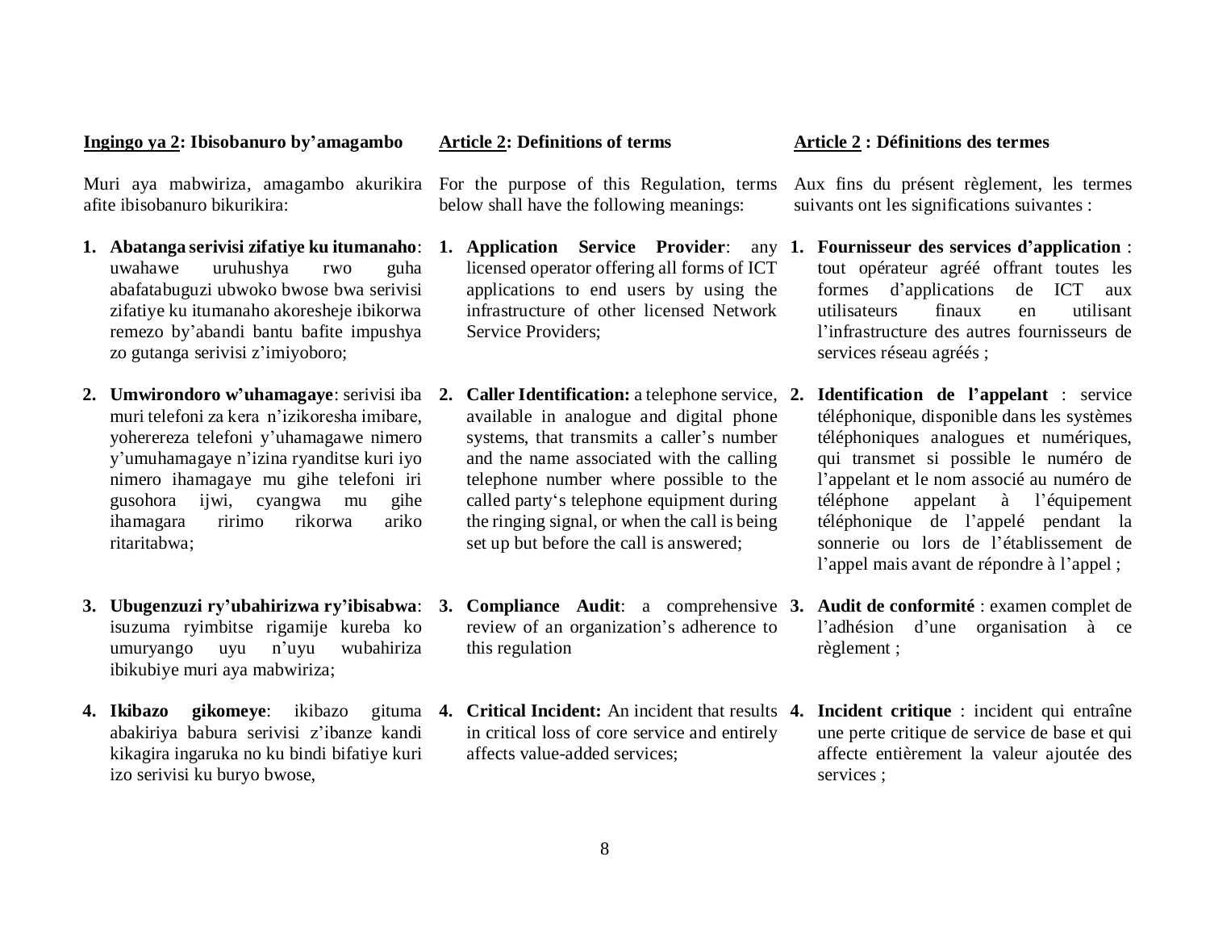**<u>Ingingo ya 2</u>: Ibisobanuro by'amagambo**

Muri aya mabwiriza, amagambo akurikira afite ibisobanuro bikurikira:

1. **Abatanga serivisi zifatiye ku itumanaho**: uwahawe uruhushya rwo guha abafatabuguzi ubwoko bwose bwa serivisi zifatiye ku itumanaho akoresheje ibikorwa remezo by'abandi bantu bafite impushya zo gutanga serivisi z'imiyoboro;

2. **Umwirondoro w'uhamagaye**: serivisi iba muri telefoni za kera n'izikoresha imibare, yohereza telefoni y'uhamagawe nimero y'umuhamagaye n'izina ryanditse kuri iyo nimero ihamagaye mu gihe telefoni iri gusohora ijwi, cyangwa mu gihe ihamagara ririmo rikorwa ariko ritaritabwa;

3. **Ubugenzuzi ry'ubahirizwa ry'ibisabwa**: isuzuma ryimbitse rigamije kureba ko umuryango uyu n'uyu wubahiriza ibikubiye muri aya mabwiriza;

4. **Ikibazo gikomeye**: ikibazo gituma abakiriya babura serivisi z'ibanze kandi kikagira ingaruka no ku bindi bifatiye kuri izo serivisi ku buryo bwose,

**<u>Article 2</u>: Definitions of terms**

For the purpose of this Regulation, terms below shall have the following meanings:

1. **Application Service Provider**: any licensed operator offering all forms of ICT applications to end users by using the infrastructure of other licensed Network Service Providers;

2. **Caller Identification:** a telephone service, available in analogue and digital phone systems, that transmits a caller's number and the name associated with the calling telephone number where possible to the called party's telephone equipment during the ringing signal, or when the call is being set up but before the call is answered;

3. **Compliance Audit**: a comprehensive review of an organization's adherence to this regulation

4. **Critical Incident:** An incident that results in critical loss of core service and entirely affects value-added services;

**<u>Article 2</u> : Définitions des termes**

Aux fins du présent règlement, les termes suivants ont les significations suivantes :

1. **Fournisseur des services d'application** : tout opérateur agréé offrant toutes les formes d'applications de ICT aux utilisateurs finaux en utilisant l'infrastructure des autres fournisseurs de services réseau agréés ;

2. **Identification de l'appelant** : service téléphonique, disponible dans les systèmes téléphoniques analogues et numériques, qui transmet si possible le numéro de l'appelant et le nom associé au numéro de téléphone appelant à l'équipement téléphonique de l'appelé pendant la sonnerie ou lors de l'établissement de l'appel mais avant de répondre à l'appel ;

3. **Audit de conformité** : examen complet de l'adhésion d'une organisation à ce règlement ;

4. **Incident critique** : incident qui entraîne une perte critique de service de base et qui affecte entièrement la valeur ajoutée des services ;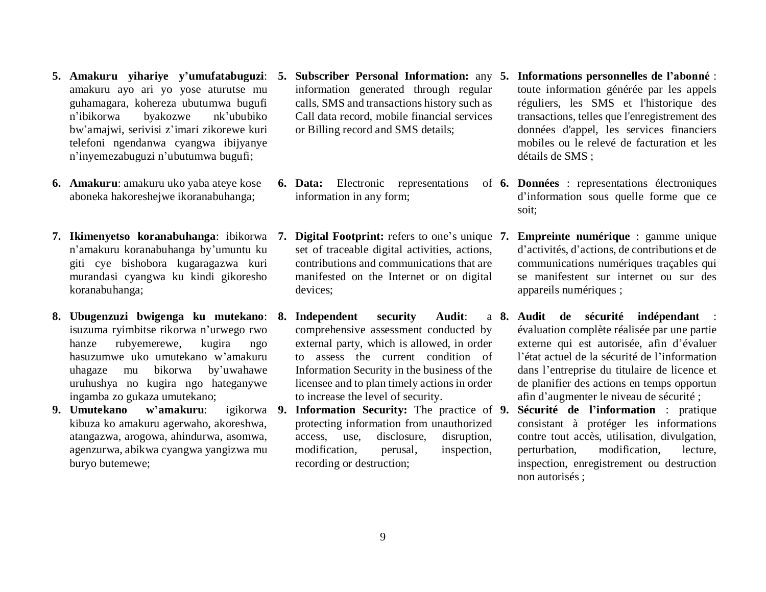5. **Amakuru yihariye y'umufatabuguzi**: amakuru ayo ari yo yose aturutse mu guhamagara, kohereza ubutumwa bugufi n'ibikorwa byakozwe nk'ububiko bw'amajwi, serivisi z'imari zikorewe kuri telefoni ngendanwa cyangwa ibijyanye n'inyemezabuguzi n'ubutumwa bugufi;

6. **Amakuru**: amakuru uko yaba ateye kose aboneka hakoreshejwe ikoranabuhanga;

7. **Ikimenyetso koranabuhanga**: ibikorwa n'amakuru koranabuhanga by'umuntu ku giti cye bishobora kugaragazwa kuri murandasi cyangwa ku kindi gikoresho koranabuhanga;

8. **Ubugenzuzi bwigenga ku mutekano**: isuzuma ryimbitse rikorwa n'urwego rwo hanze rubyemerewe, kugira ngo hasuzumwe uko umutekano w'amakuru uhagaze mu bikorwa by'uwahawe uruhushya no kugira ngo hateganywe ingamba zo gukaza umutekano;

9. **Umutekano w'amakuru**: igikorwa kibuza ko amakuru agerwaho, akoreshwa, atangazwa, arogowa, ahindurwa, asomwa, agenzurwa, abikwa cyangwa yangizwa mu buryo butemewe;

5. **Subscriber Personal Information:** any information generated through regular calls, SMS and transactions history such as Call data record, mobile financial services or Billing record and SMS details;

6. **Data:** Electronic representations of information in any form;

7. **Digital Footprint:** refers to one's unique set of traceable digital activities, actions, contributions and communications that are manifested on the Internet or on digital devices;

8. **Independent security Audit**: a comprehensive assessment conducted by external party, which is allowed, in order to assess the current condition of Information Security in the business of the licensee and to plan timely actions in order to increase the level of security.

9. **Information Security:** The practice of protecting information from unauthorized access, use, disclosure, disruption, modification, perusal, inspection, recording or destruction;

5. **Informations personnelles de l'abonné** : toute information générée par les appels réguliers, les SMS et l'historique des transactions, telles que l'enregistrement des données d'appel, les services financiers mobiles ou le relevé de facturation et les détails de SMS ;

6. **Données** : representations électroniques d'information sous quelle forme que ce soit;

7. **Empreinte numérique** : gamme unique d'activités, d'actions, de contributions et de communications numériques traçables qui se manifestent sur internet ou sur des appareils numériques ;

8. **Audit de sécurité indépendant** : évaluation complète réalisée par une partie externe qui est autorisée, afin d'évaluer l'état actuel de la sécurité de l'information dans l'entreprise du titulaire de licence et de planifier des actions en temps opportun afin d'augmenter le niveau de sécurité ;

9. **Sécurité de l'information** : pratique consistant à protéger les informations contre tout accès, utilisation, divulgation, perturbation, modification, lecture, inspection, enregistrement ou destruction non autorisés ;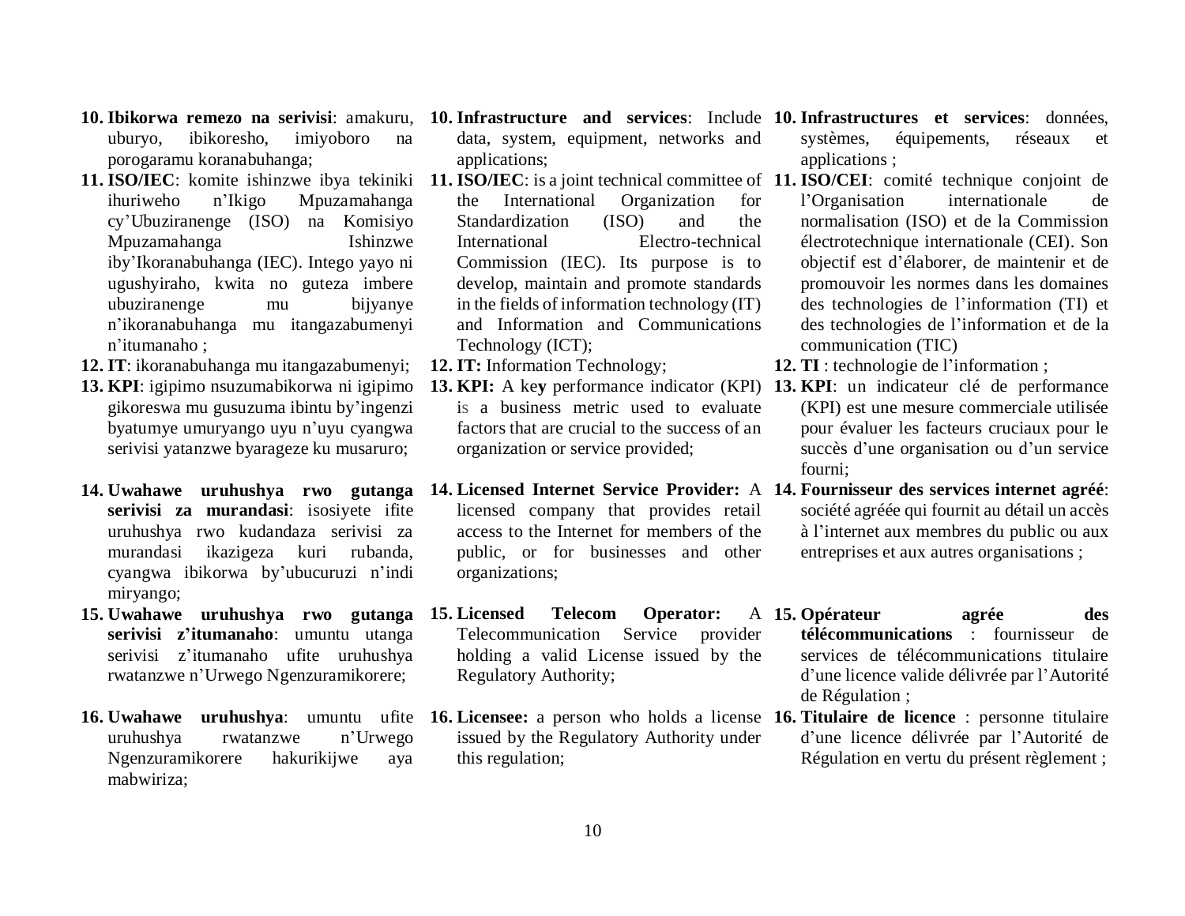10. **Ibikorwa remezo na serivisi**: amakuru, uburyo, ibikoresho, imiyoboro na porogaramu koranabuhanga;
11. **ISO/IEC**: komite ishinzwe ibya tekiniki ihuriweho n'Ikigo Mpuzamahanga cy'Ubuziranenge (ISO) na Komisiyo Mpuzamahanga Ishinzwe iby'Ikoranabuhanga (IEC). Intego yayo ni ugushyiraho, kwita no guteza imbere ubuziranenge mu bijyanye n'ikoranabuhanga mu itangazabumenyi n'itumanaho ;
12. **IT**: ikoranabuhanga mu itangazabumenyi;
13. **KPI**: igipimo nsuzumabikorwa ni igipimo gikoreswa mu gusuzuma ibintu by'ingenzi byatumye umuryango uyu n'uyu cyangwa serivisi yatanzwe byarageze ku musaruro;
14. **Uwahawe uruhushya rwo gutanga serivisi za murandasi**: isosiyete ifite uruhushya rwo kudandaza serivisi za murandasi ikazigeza kuri rubanda, cyangwa ibikorwa by'ubucuruzi n'indi miryango;
15. **Uwahawe uruhushya rwo gutanga serivisi z'itumanaho**: umuntu utanga serivisi z'itumanaho ufite uruhushya rwatanzwe n'Urwego Ngenzuramikorere;
16. **Uwahawe uruhushya**: umuntu ufite uruhushya rwatanzwe n'Urwego Ngenzuramikorere hakurikijwe aya mabwiriza;

10. **Infrastructure and services**: Include data, system, equipment, networks and applications;
11. **ISO/IEC**: is a joint technical committee of the International Organization for Standardization (ISO) and the International Electro-technical Commission (IEC). Its purpose is to develop, maintain and promote standards in the fields of information technology (IT) and Information and Communications Technology (ICT);
12. **IT:** Information Technology;
13. **KPI:** A key performance indicator (KPI) is a business metric used to evaluate factors that are crucial to the success of an organization or service provided;
14. **Licensed Internet Service Provider:** A licensed company that provides retail access to the Internet for members of the public, or for businesses and other organizations;
15. **Licensed Telecom Operator:** A Telecommunication Service provider holding a valid License issued by the Regulatory Authority;
16. **Licensee:** a person who holds a license issued by the Regulatory Authority under this regulation;

10. **Infrastructures et services**: données, systèmes, équipements, réseaux et applications ;
11. **ISO/CEI**: comité technique conjoint de l'Organisation internationale de normalisation (ISO) et de la Commission électrotechnique internationale (CEI). Son objectif est d'élaborer, de maintenir et de promouvoir les normes dans les domaines des technologies de l'information (TI) et des technologies de l'information et de la communication (TIC)
12. **TI** : technologie de l'information ;
13. **KPI**: un indicateur clé de performance (KPI) est une mesure commerciale utilisée pour évaluer les facteurs cruciaux pour le succès d'une organisation ou d'un service fourni;
14. **Fournisseur des services internet agréé**: société agréée qui fournit au détail un accès à l'internet aux membres du public ou aux entreprises et aux autres organisations ;
15. **Opérateur agrée des télécommunications** : fournisseur de services de télécommunications titulaire d'une licence valide délivrée par l'Autorité de Régulation ;
16. **Titulaire de licence** : personne titulaire d'une licence délivrée par l'Autorité de Régulation en vertu du présent règlement ;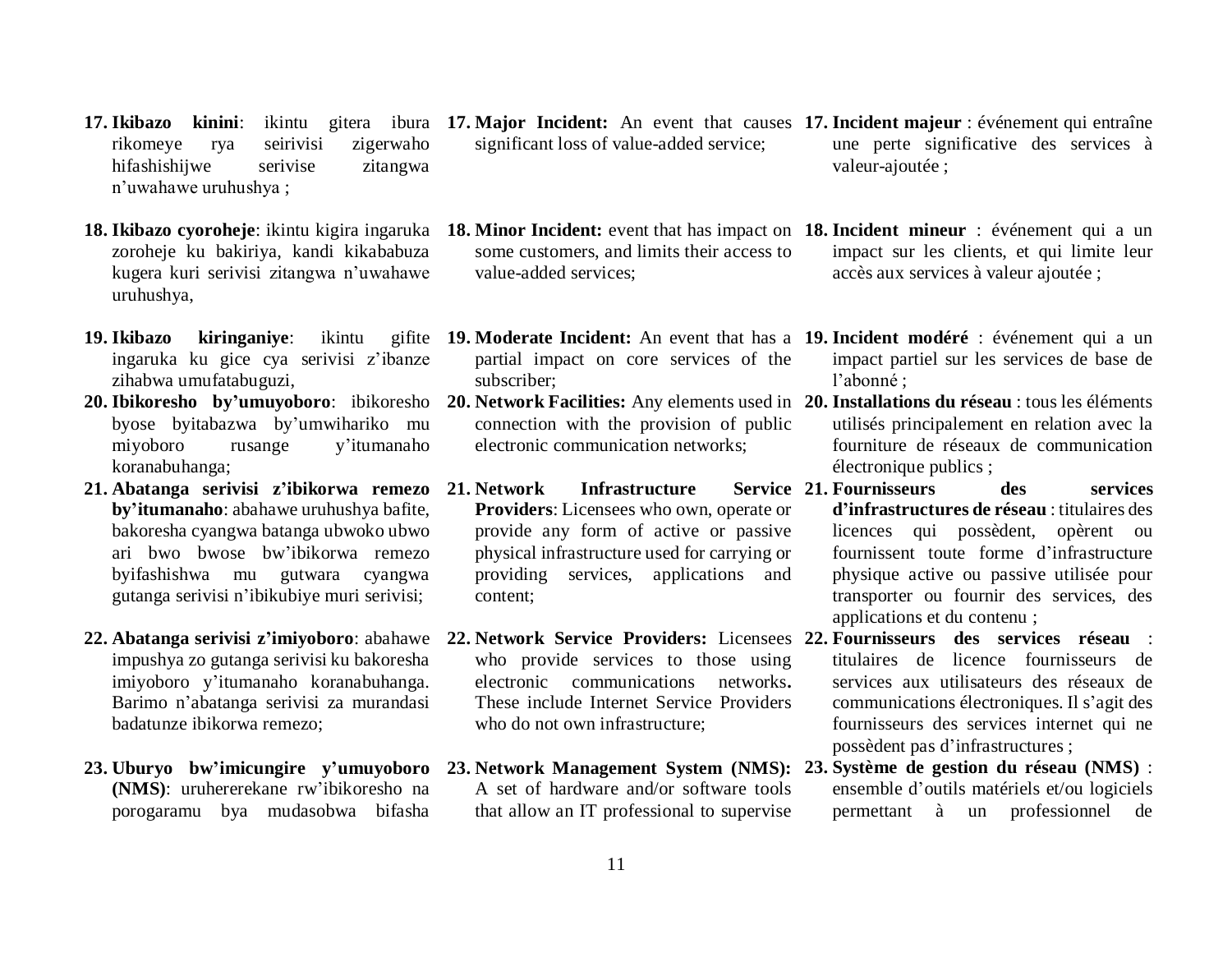17. **Ikibazo kinini**: ikintu gitera ibura rikomeye rya seirivisi zigerwaho hifashishijwe serivise zitangwa n'uwahawe uruhushya ;

18. **Ikibazo cyoroheje**: ikintu kigira ingaruka zoroheje ku bakiriya, kandi kikababuza kugera kuri serivisi zitangwa n'uwahawe uruhushya,

19. **Ikibazo kiringaniye**: ikintu gifite ingaruka ku gice cya serivisi z'ibanze zihabwa umufatabuguzi,

20. **Ibikoresho by'umuyoboro**: ibikoresho byose byitabazwa by'umwihariko mu miyoboro rusange y'itumanaho koranabuhanga;

21. **Abatanga serivisi z'ibikorwa remezo by'itumanaho**: abahawe uruhushya bafite, bakoresha cyangwa batanga ubwoko ubwo ari bwo bwose bw'ibikorwa remezo byifashishwa mu gutwara cyangwa gutanga serivisi n'ibikubiye muri serivisi;

22. **Abatanga serivisi z'imiyoboro**: abahawe impushya zo gutanga serivisi ku bakoresha imiyoboro y'itumanaho koranabuhanga. Barimo n'abatanga serivisi za murandasi badatunze ibikorwa remezo;

23. **Uburyo bw'imicungire y'umuyoboro (NMS)**: uruhererekane rw'ibikoresho na porogaramu bya mudasobwa bifasha

17. **Major Incident:** An event that causes significant loss of value-added service;

18. **Minor Incident:** event that has impact on some customers, and limits their access to value-added services;

19. **Moderate Incident:** An event that has a partial impact on core services of the subscriber;

20. **Network Facilities:** Any elements used in connection with the provision of public electronic communication networks;

21. **Network Infrastructure Service Providers**: Licensees who own, operate or provide any form of active or passive physical infrastructure used for carrying or providing services, applications and content;

22. **Network Service Providers:** Licensees who provide services to those using electronic communications networks**.** These include Internet Service Providers who do not own infrastructure;

23. **Network Management System (NMS):** A set of hardware and/or software tools that allow an IT professional to supervise

17. **Incident majeur** : événement qui entraîne une perte significative des services à valeur-ajoutée ;

18. **Incident mineur** : événement qui a un impact sur les clients, et qui limite leur accès aux services à valeur ajoutée ;

19. **Incident modéré** : événement qui a un impact partiel sur les services de base de l'abonné ;

20. **Installations du réseau** : tous les éléments utilisés principalement en relation avec la fourniture de réseaux de communication électronique publics ;

21. **Fournisseurs des services d'infrastructures de réseau** : titulaires des licences qui possèdent, opèrent ou fournissent toute forme d'infrastructure physique active ou passive utilisée pour transporter ou fournir des services, des applications et du contenu ;

22. **Fournisseurs des services réseau** : titulaires de licence fournisseurs de services aux utilisateurs des réseaux de communications électroniques. Il s'agit des fournisseurs des services internet qui ne possèdent pas d'infrastructures ;

23. **Système de gestion du réseau (NMS)** : ensemble d'outils matériels et/ou logiciels permettant à un professionnel de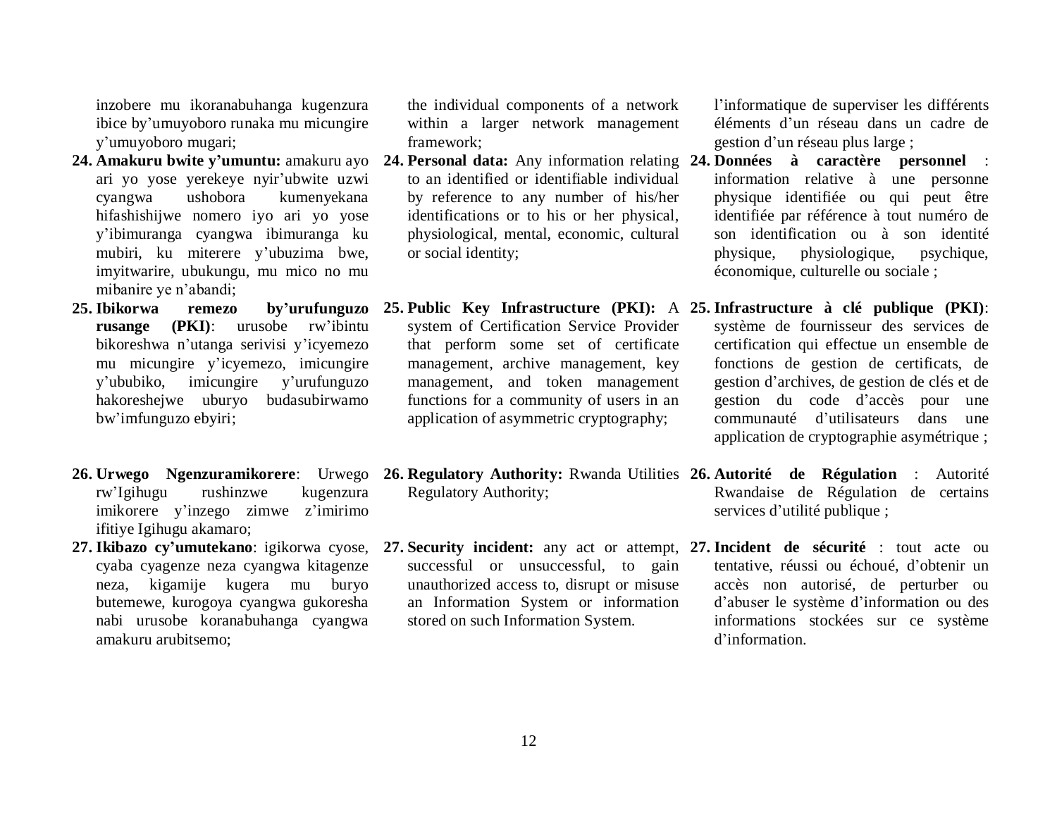inzobere mu ikoranabuhanga kugenzura ibice by'umuyoboro runaka mu micungire y'umuyoboro mugari;

24. **Amakuru bwite y'umuntu:** amakuru ayo ari yo yose yerekeye nyir'ubwite uzwi cyangwa ushobora kumenyekana hifashishijwe nomero iyo ari yo yose y'ibimuranga cyangwa ibimuranga ku mubiri, ku miterere y'ubuzima bwe, imyitwarire, ubukungu, mu mico no mu mibanire ye n'abandi;

25. **Ibikorwa remezo by'urufunguzo rusange (PKI)**: urusobe rw'ibintu bikoreshwa n'utanga serivisi y'icyemezo mu micungire y'icyemezo, imicungire y'ububiko, imicungire y'urufunguzo hakoreshejwe uburyo budasubirwamo bw'imfunguzo ebyiri;

26. **Urwego Ngenzuramikorere**: Urwego rw'Igihugu rushinzwe kugenzura imikorere y'inzego zimwe z'imirimo ifitiye Igihugu akamaro;

27. **Ikibazo cy'umutekano**: igikorwa cyose, cyaba cyagenze neza cyangwa kitagenze neza, kigamije kugera mu buryo butemewe, kurogoya cyangwa gukoresha nabi urusobe koranabuhanga cyangwa amakuru arubitsemo;

the individual components of a network within a larger network management framework;

24. **Personal data:** Any information relating to an identified or identifiable individual by reference to any number of his/her identifications or to his or her physical, physiological, mental, economic, cultural or social identity;

25. **Public Key Infrastructure (PKI):** A system of Certification Service Provider that perform some set of certificate management, archive management, key management, and token management functions for a community of users in an application of asymmetric cryptography;

26. **Regulatory Authority:** Rwanda Utilities Regulatory Authority;

27. **Security incident:** any act or attempt, successful or unsuccessful, to gain unauthorized access to, disrupt or misuse an Information System or information stored on such Information System.

l'informatique de superviser les différents éléments d'un réseau dans un cadre de gestion d'un réseau plus large ;

24. **Données à caractère personnel** : information relative à une personne physique identifiée ou qui peut être identifiée par référence à tout numéro de son identification ou à son identité physique, physiologique, psychique, économique, culturelle ou sociale ;

25. **Infrastructure à clé publique (PKI)**: système de fournisseur des services de certification qui effectue un ensemble de fonctions de gestion de certificats, de gestion d'archives, de gestion de clés et de gestion du code d'accès pour une communauté d'utilisateurs dans une application de cryptographie asymétrique ;

26. **Autorité de Régulation** : Autorité Rwandaise de Régulation de certains services d'utilité publique ;

27. **Incident de sécurité** : tout acte ou tentative, réussi ou échoué, d'obtenir un accès non autorisé, de perturber ou d'abuser le système d'information ou des informations stockées sur ce système d'information.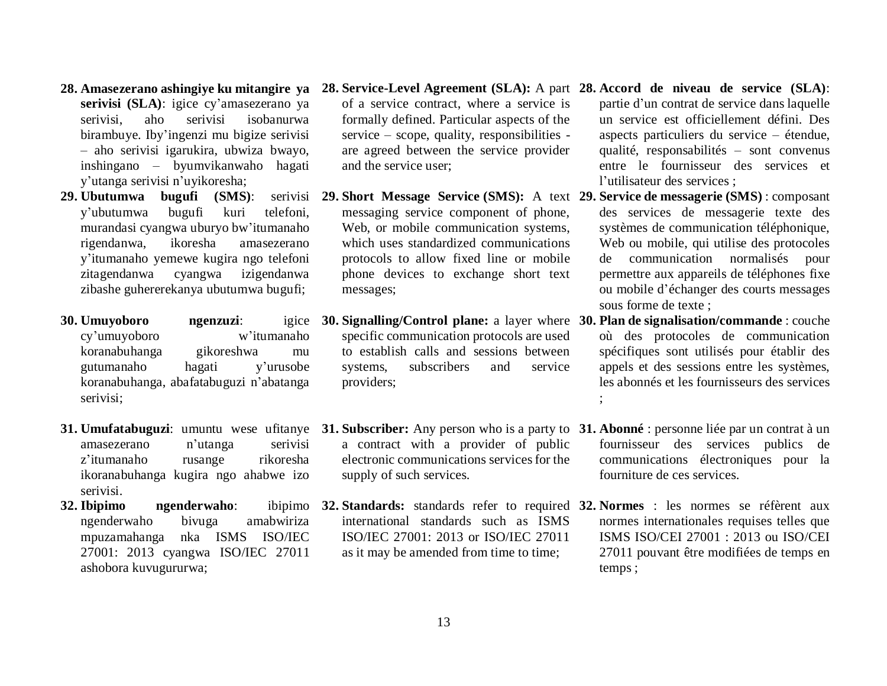28. **Amasezerano ashingiye ku mitangire ya serivisi (SLA)**: igice cy'amasezerano ya serivisi, aho serivisi isobanurwa birambuye. Iby'ingenzi mu bigize serivisi – aho serivisi igarukira, ubwiza bwayo, inshingano – byumvikanwaho hagati y'utanga serivisi n'uyikoresha;
29. **Ubutumwa bugufi (SMS)**: serivisi y'ubutumwa bugufi kuri telefoni, murandasi cyangwa uburyo bw'itumanaho rigendanwa, ikoresha amasezerano y'itumanaho yemewe kugira ngo telefoni zitagendanwa cyangwa izigendanwa zibashe guhererekanya ubutumwa bugufi;
30. **Umuyoboro ngenzuzi**: igice cy'umuyoboro w'itumanaho koranabuhanga gikoreshwa mu gutumanaho hagati y'urusobe koranabuhanga, abafatabuguzi n'abatanga serivisi;
31. **Umufatabuguzi**: umuntu wese ufitanye amasezerano n'utanga serivisi z'itumanaho rusange rikoresha ikoranabuhanga kugira ngo ahabwe izo serivisi.
32. **Ibipimo ngenderwaho**: ibipimo ngenderwaho bivuga amabwiriza mpuzamahanga nka ISMS ISO/IEC 27001: 2013 cyangwa ISO/IEC 27011 ashobora kuvugururwa;

28. **Service-Level Agreement (SLA):** A part of a service contract, where a service is formally defined. Particular aspects of the service – scope, quality, responsibilities - are agreed between the service provider and the service user;
29. **Short Message Service (SMS):** A text messaging service component of phone, Web, or mobile communication systems, which uses standardized communications protocols to allow fixed line or mobile phone devices to exchange short text messages;
30. **Signalling/Control plane:** a layer where specific communication protocols are used to establish calls and sessions between systems, subscribers and service providers;
31. **Subscriber:** Any person who is a party to a contract with a provider of public electronic communications services for the supply of such services.
32. **Standards:** standards refer to required international standards such as ISMS ISO/IEC 27001: 2013 or ISO/IEC 27011 as it may be amended from time to time;

28. **Accord de niveau de service (SLA)**: partie d'un contrat de service dans laquelle un service est officiellement défini. Des aspects particuliers du service – étendue, qualité, responsabilités – sont convenus entre le fournisseur des services et l'utilisateur des services ;
29. **Service de messagerie (SMS)** : composant des services de messagerie texte des systèmes de communication téléphonique, Web ou mobile, qui utilise des protocoles de communication normalisés pour permettre aux appareils de téléphones fixe ou mobile d'échanger des courts messages sous forme de texte ;
30. **Plan de signalisation/commande** : couche où des protocoles de communication spécifiques sont utilisés pour établir des appels et des sessions entre les systèmes, les abonnés et les fournisseurs des services ;
31. **Abonné** : personne liée par un contrat à un fournisseur des services publics de communications électroniques pour la fourniture de ces services.
32. **Normes** : les normes se réfèrent aux normes internationales requises telles que ISMS ISO/CEI 27001 : 2013 ou ISO/CEI 27011 pouvant être modifiées de temps en temps ;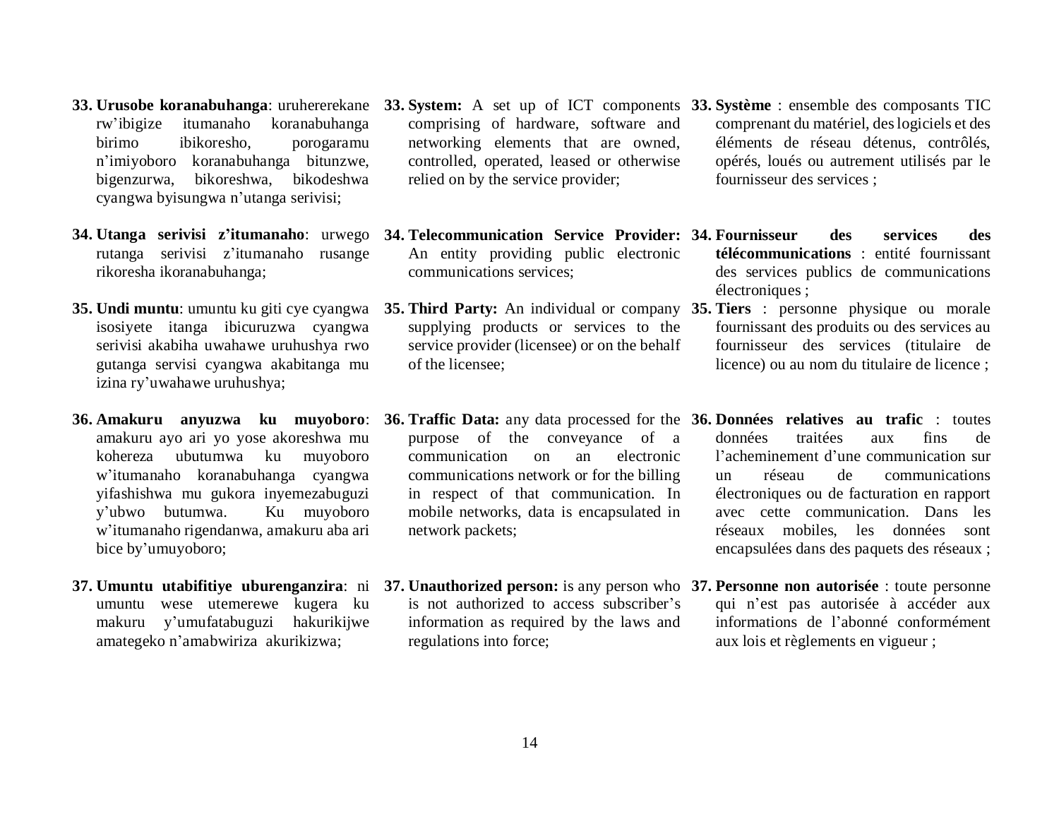**33. Urusobe koranabuhanga**: uruhererekane rw'ibigize itumanaho koranabuhanga birimo ibikoresho, porogaramu n'imiyoboro koranabuhanga bitunzwe, bigenzurwa, bikoreshwa, bikodeshwa cyangwa byisungwa n'utanga serivisi;

**34. Utanga serivisi z'itumanaho**: urwego rutanga serivisi z'itumanaho rusange rikoresha ikoranabuhanga;

**35. Undi muntu**: umuntu ku giti cye cyangwa isosiyete itanga ibicuruzwa cyangwa serivisi akabiha uwahawe uruhushya rwo gutanga servisi cyangwa akabitanga mu izina ry'uwahawe uruhushya;

**36. Amakuru anyuzwa ku muyoboro**: amakuru ayo ari yo yose akoreshwa mu kohereza ubutumwa ku muyoboro w'itumanaho koranabuhanga cyangwa yifashishwa mu gukora inyemezabuguzi y'ubwo butumwa. Ku muyoboro w'itumanaho rigendanwa, amakuru aba ari bice by'umuyoboro;

**37. Umuntu utabifitiye uburenganzira**: ni umuntu wese utemerewe kugera ku makuru y'umufatabuguzi hakurikijwe amategeko n'amabwiriza akurikizwa;

**33. System:** A set up of ICT components comprising of hardware, software and networking elements that are owned, controlled, operated, leased or otherwise relied on by the service provider;

**34. Telecommunication Service Provider:** An entity providing public electronic communications services;

**35. Third Party:** An individual or company supplying products or services to the service provider (licensee) or on the behalf of the licensee;

**36. Traffic Data:** any data processed for the purpose of the conveyance of a communication on an electronic communications network or for the billing in respect of that communication. In mobile networks, data is encapsulated in network packets;

**37. Unauthorized person:** is any person who is not authorized to access subscriber's information as required by the laws and regulations into force;

**33. Système** : ensemble des composants TIC comprenant du matériel, des logiciels et des éléments de réseau détenus, contrôlés, opérés, loués ou autrement utilisés par le fournisseur des services ;

**34. Fournisseur des services des télécommunications** : entité fournissant des services publics de communications électroniques ;

**35. Tiers** : personne physique ou morale fournissant des produits ou des services au fournisseur des services (titulaire de licence) ou au nom du titulaire de licence ;

**36. Données relatives au trafic** : toutes données traitées aux fins de l'acheminement d'une communication sur un réseau de communications électroniques ou de facturation en rapport avec cette communication. Dans les réseaux mobiles, les données sont encapsulées dans des paquets des réseaux ;

**37. Personne non autorisée** : toute personne qui n'est pas autorisée à accéder aux informations de l'abonné conformément aux lois et règlements en vigueur ;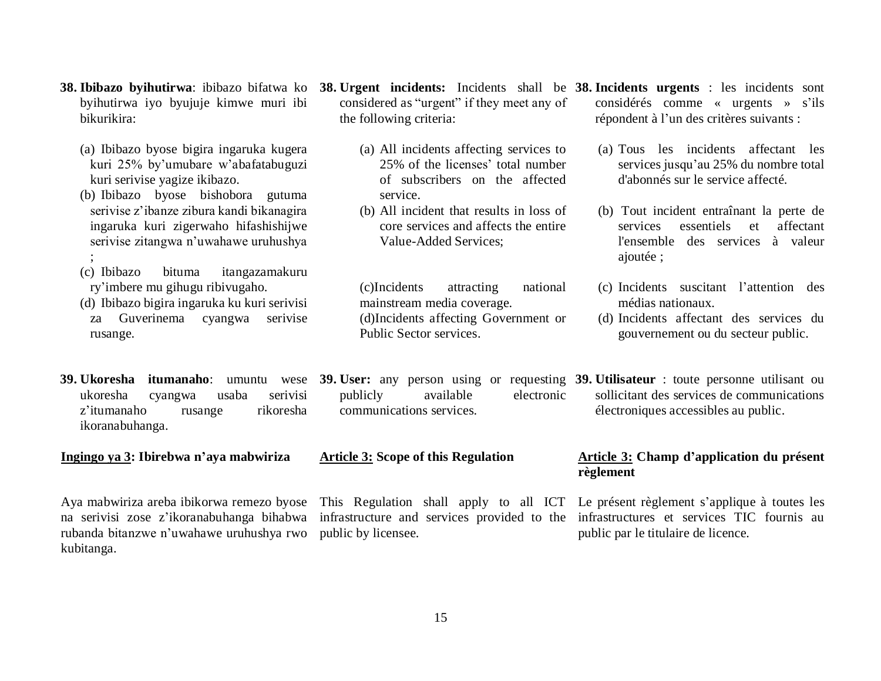**38. Ibibazo byihutirwa**: ibibazo bifatwa ko byihutirwa iyo byujuje kimwe muri ibi bikurikira:

(a) Ibibazo byose bigira ingaruka kugera kuri 25% by'umubare w'abafatabuguzi kuri serivise yagize ikibazo.
(b) Ibibazo byose bishobora gutuma serivise z'ibanze zibura kandi bikanagira ingaruka kuri zigerwaho hifashishijwe serivise zitangwa n'uwahawe uruhushya ;
(c) Ibibazo bituma itangazamakuru ry'imbere mu gihugu ribivugaho.
(d) Ibibazo bigira ingaruka ku kuri serivisi za Guverinema cyangwa serivise rusange.

**39. Ukoresha itumanaho**: umuntu wese ukoresha cyangwa usaba serivisi z'itumanaho rusange rikoresha ikoranabuhanga.

**Ingingo ya 3: Ibirebwa n'aya mabwiriza**

Aya mabwiriza areba ibikorwa remezo byose na serivisi zose z'ikoranabuhanga bihabwa rubanda bitanzwe n'uwahawe uruhushya rwo kubitanga.

**38. Urgent incidents:** Incidents shall be considered as "urgent" if they meet any of the following criteria:

(a) All incidents affecting services to 25% of the licenses' total number of subscribers on the affected service.
(b) All incident that results in loss of core services and affects the entire Value-Added Services;
(c)Incidents attracting national mainstream media coverage.
(d)Incidents affecting Government or Public Sector services.

**39. User:** any person using or requesting publicly available electronic communications services.

**Article 3: Scope of this Regulation**

This Regulation shall apply to all ICT infrastructure and services provided to the public by licensee.

**38. Incidents urgents** : les incidents sont considérés comme « urgents » s'ils répondent à l'un des critères suivants :

(a) Tous les incidents affectant les services jusqu'au 25% du nombre total d'abonnés sur le service affecté.
(b) Tout incident entraînant la perte de services essentiels et affectant l'ensemble des services à valeur ajoutée ;
(c) Incidents suscitant l'attention des médias nationaux.
(d) Incidents affectant des services du gouvernement ou du secteur public.

**39. Utilisateur** : toute personne utilisant ou sollicitant des services de communications électroniques accessibles au public.

**Article 3: Champ d'application du présent règlement**

Le présent règlement s'applique à toutes les infrastructures et services TIC fournis au public par le titulaire de licence.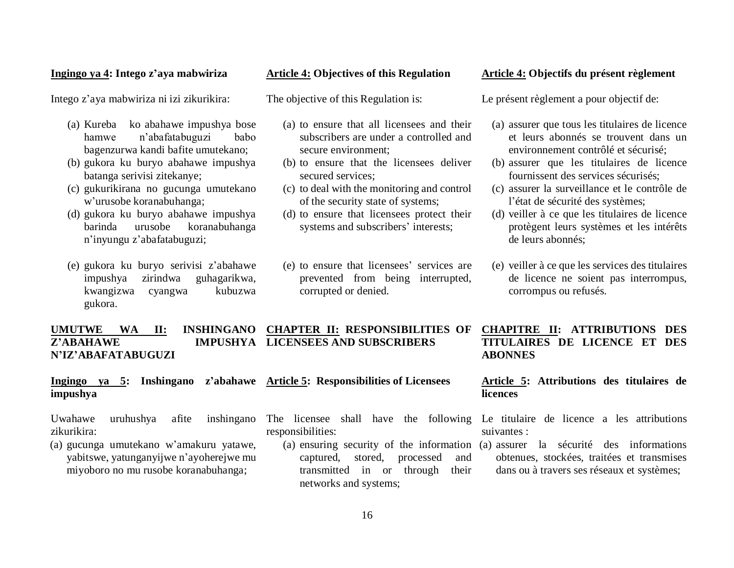**Ingingo ya 4: Intego z'aya mabwiriza**

Intego z'aya mabwiriza ni izi zikurikira:

(a) Kureba ko abahawe impushya bose hamwe n'abafatabuguzi babo bagenzurwa kandi bafite umutekano;
(b) gukora ku buryo abahawe impushya batanga serivisi zitekanye;
(c) gukurikirana no gucunga umutekano w'urusobe koranabuhanga;
(d) gukora ku buryo abahawe impushya barinda urusobe koranabuhanga n'inyungu z'abafatabuguzi;
(e) gukora ku buryo serivisi z'abahawe impushya zirindwa guhagarikwa, kwangizwa cyangwa kubuzwa gukora.

**UMUTWE WA II: INSHINGANO Z'ABAHAWE IMPUSHYA N'IZ'ABAFATABUGUZI**

**Ingingo ya 5: Inshingano z'abahawe impushya**

Uwahawe uruhushya afite inshingano zikurikira:

(a) gucunga umutekano w'amakuru yatawe, yabitswe, yatunganyijwe n'ayoherejwe mu miyoboro no mu rusobe koranabuhanga;

**Article 4: Objectives of this Regulation**

The objective of this Regulation is:

(a) to ensure that all licensees and their subscribers are under a controlled and secure environment;
(b) to ensure that the licensees deliver secured services;
(c) to deal with the monitoring and control of the security state of systems;
(d) to ensure that licensees protect their systems and subscribers' interests;
(e) to ensure that licensees' services are prevented from being interrupted, corrupted or denied.

**CHAPTER II: RESPONSIBILITIES OF LICENSEES AND SUBSCRIBERS**

**Article 5: Responsibilities of Licensees**

The licensee shall have the following responsibilities:

(a) ensuring security of the information captured, stored, processed and transmitted in or through their networks and systems;

**Article 4: Objectifs du présent règlement**

Le présent règlement a pour objectif de:

(a) assurer que tous les titulaires de licence et leurs abonnés se trouvent dans un environnement contrôlé et sécurisé;
(b) assurer que les titulaires de licence fournissent des services sécurisés;
(c) assurer la surveillance et le contrôle de l'état de sécurité des systèmes;
(d) veiller à ce que les titulaires de licence protègent leurs systèmes et les intérêts de leurs abonnés;
(e) veiller à ce que les services des titulaires de licence ne soient pas interrompus, corrompus ou refusés.

**CHAPITRE II: ATTRIBUTIONS DES TITULAIRES DE LICENCE ET DES ABONNES**

**Article 5: Attributions des titulaires de licences**

Le titulaire de licence a les attributions suivantes :

(a) assurer la sécurité des informations obtenues, stockées, traitées et transmises dans ou à travers ses réseaux et systèmes;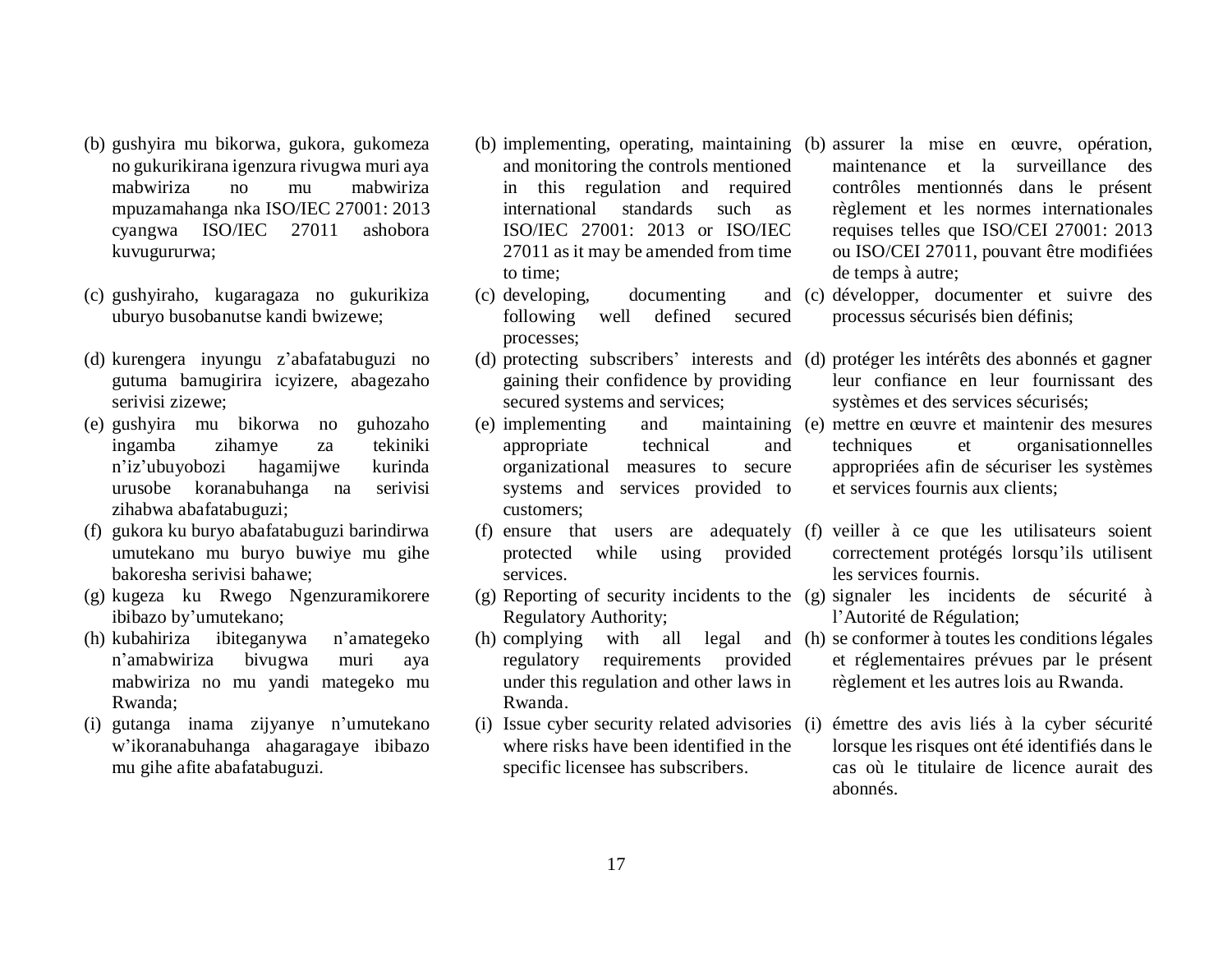(b) gushyira mu bikorwa, gukora, gukomeza no gukurikirana igenzura rivugwa muri aya mabwiriza no mu mabwiriza mpuzamahanga nka ISO/IEC 27001: 2013 cyangwa ISO/IEC 27011 ashobora kuvugururwa;

(c) gushyiraho, kugaragaza no gukurikiza uburyo busobanutse kandi bwizewe;

(d) kurengera inyungu z'abafatabuguzi no gutuma bamugirira icyizere, abagezaho serivisi zizewe;

(e) gushyira mu bikorwa no guhozaho ingamba zihamye za tekiniki n'iz'ubuyobozi hagamijwe kurinda urusobe koranabuhanga na serivisi zihabwa abafatabuguzi;

(f) gukora ku buryo abafatabuguzi barindirwa umutekano mu buryo buwiye mu gihe bakoresha serivisi bahawe;

(g) kugeza ku Rwego Ngenzuramikorere ibibazo by'umutekano;

(h) kubahiriza ibiteganywa n'amategeko n'amabwiriza bivugwa muri aya mabwiriza no mu yandi mategeko mu Rwanda;

(i) gutanga inama zijyanye n'umutekano w'ikoranabuhanga ahagaragaye ibibazo mu gihe afite abafatabuguzi.

(b) implementing, operating, maintaining and monitoring the controls mentioned in this regulation and required international standards such as ISO/IEC 27001: 2013 or ISO/IEC 27011 as it may be amended from time to time;

(c) developing, documenting and following well defined secured processes;

(d) protecting subscribers' interests and gaining their confidence by providing secured systems and services;

(e) implementing and maintaining appropriate technical and organizational measures to secure systems and services provided to customers;

(f) ensure that users are adequately protected while using provided services.

(g) Reporting of security incidents to the Regulatory Authority;

(h) complying with all legal and regulatory requirements provided under this regulation and other laws in Rwanda.

(i) Issue cyber security related advisories where risks have been identified in the specific licensee has subscribers.

(b) assurer la mise en œuvre, opération, maintenance et la surveillance des contrôles mentionnés dans le présent règlement et les normes internationales requises telles que ISO/CEI 27001: 2013 ou ISO/CEI 27011, pouvant être modifiées de temps à autre;

(c) développer, documenter et suivre des processus sécurisés bien définis;

(d) protéger les intérêts des abonnés et gagner leur confiance en leur fournissant des systèmes et des services sécurisés;

(e) mettre en œuvre et maintenir des mesures techniques et organisationnelles appropriées afin de sécuriser les systèmes et services fournis aux clients;

(f) veiller à ce que les utilisateurs soient correctement protégés lorsqu'ils utilisent les services fournis.

(g) signaler les incidents de sécurité à l'Autorité de Régulation;

(h) se conformer à toutes les conditions légales et réglementaires prévues par le présent règlement et les autres lois au Rwanda.

(i) émettre des avis liés à la cyber sécurité lorsque les risques ont été identifiés dans le cas où le titulaire de licence aurait des abonnés.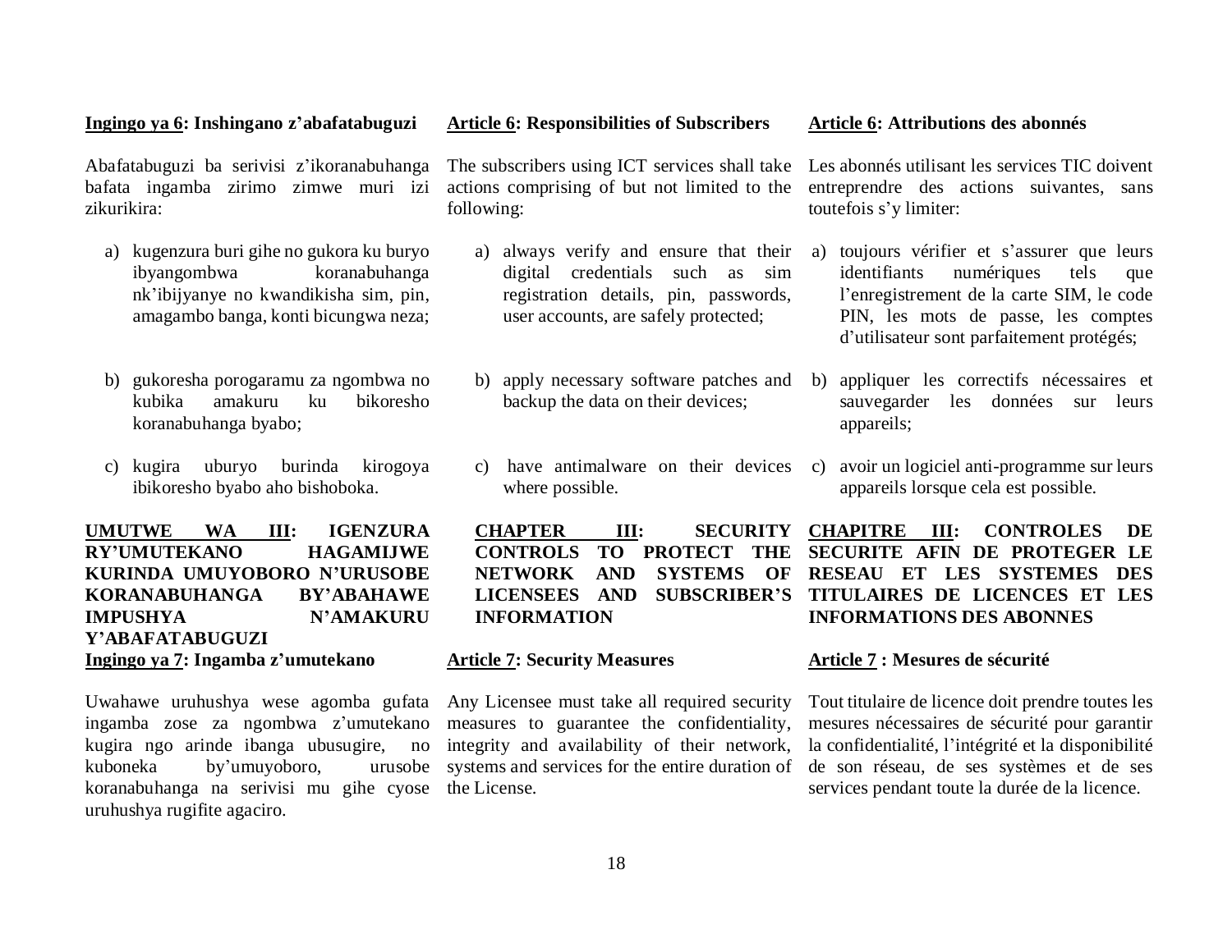**Ingingo ya 6: Inshingano z'abafatabuguzi**

Abafatabuguzi ba serivisi z'ikoranabuhanga bafata ingamba zirimo zimwe muri izi zikurikira:

a) kugenzura buri gihe no gukora ku buryo ibyangombwa koranabuhanga nk'ibijyanye no kwandikisha sim, pin, amagambo banga, konti bicungwa neza;

b) gukoresha porogaramu za ngombwa no kubika amakuru ku bikoresho koranabuhanga byabo;

c) kugira uburyo burinda kirogoya ibikoresho byabo aho bishoboka.

**UMUTWE WA III: IGENZURA RY'UMUTEKANO HAGAMIJWE KURINDA UMUYOBORO N'URUSOBE KORANABUHANGA BY'ABAHAWE IMPUSHYA N'AMAKURU Y'ABAFATABUGUZI**

**Ingingo ya 7: Ingamba z'umutekano**

Uwahawe uruhushya wese agomba gufata ingamba zose za ngombwa z'umutekano kugira ngo arinde ibanga ubusugire, no kuboneka by'umuyoboro, urusobe koranabuhanga na serivisi mu gihe cyose uruhushya rugifite agaciro.

**Article 6: Responsibilities of Subscribers**

The subscribers using ICT services shall take actions comprising of but not limited to the following:

a) always verify and ensure that their digital credentials such as sim registration details, pin, passwords, user accounts, are safely protected;

b) apply necessary software patches and backup the data on their devices;

c) have antimalware on their devices where possible.

**CHAPTER III: SECURITY CONTROLS TO PROTECT THE NETWORK AND SYSTEMS OF LICENSEES AND SUBSCRIBER'S INFORMATION**

**Article 7: Security Measures**

Any Licensee must take all required security measures to guarantee the confidentiality, integrity and availability of their network, systems and services for the entire duration of the License.

**Article 6: Attributions des abonnés**

Les abonnés utilisant les services TIC doivent entreprendre des actions suivantes, sans toutefois s'y limiter:

a) toujours vérifier et s'assurer que leurs identifiants numériques tels que l'enregistrement de la carte SIM, le code PIN, les mots de passe, les comptes d'utilisateur sont parfaitement protégés;

b) appliquer les correctifs nécessaires et sauvegarder les données sur leurs appareils;

c) avoir un logiciel anti-programme sur leurs appareils lorsque cela est possible.

**CHAPITRE III: CONTROLES DE SECURITE AFIN DE PROTEGER LE RESEAU ET LES SYSTEMES DES TITULAIRES DE LICENCES ET LES INFORMATIONS DES ABONNES**

**Article 7 : Mesures de sécurité**

Tout titulaire de licence doit prendre toutes les mesures nécessaires de sécurité pour garantir la confidentialité, l'intégrité et la disponibilité de son réseau, de ses systèmes et de ses services pendant toute la durée de la licence.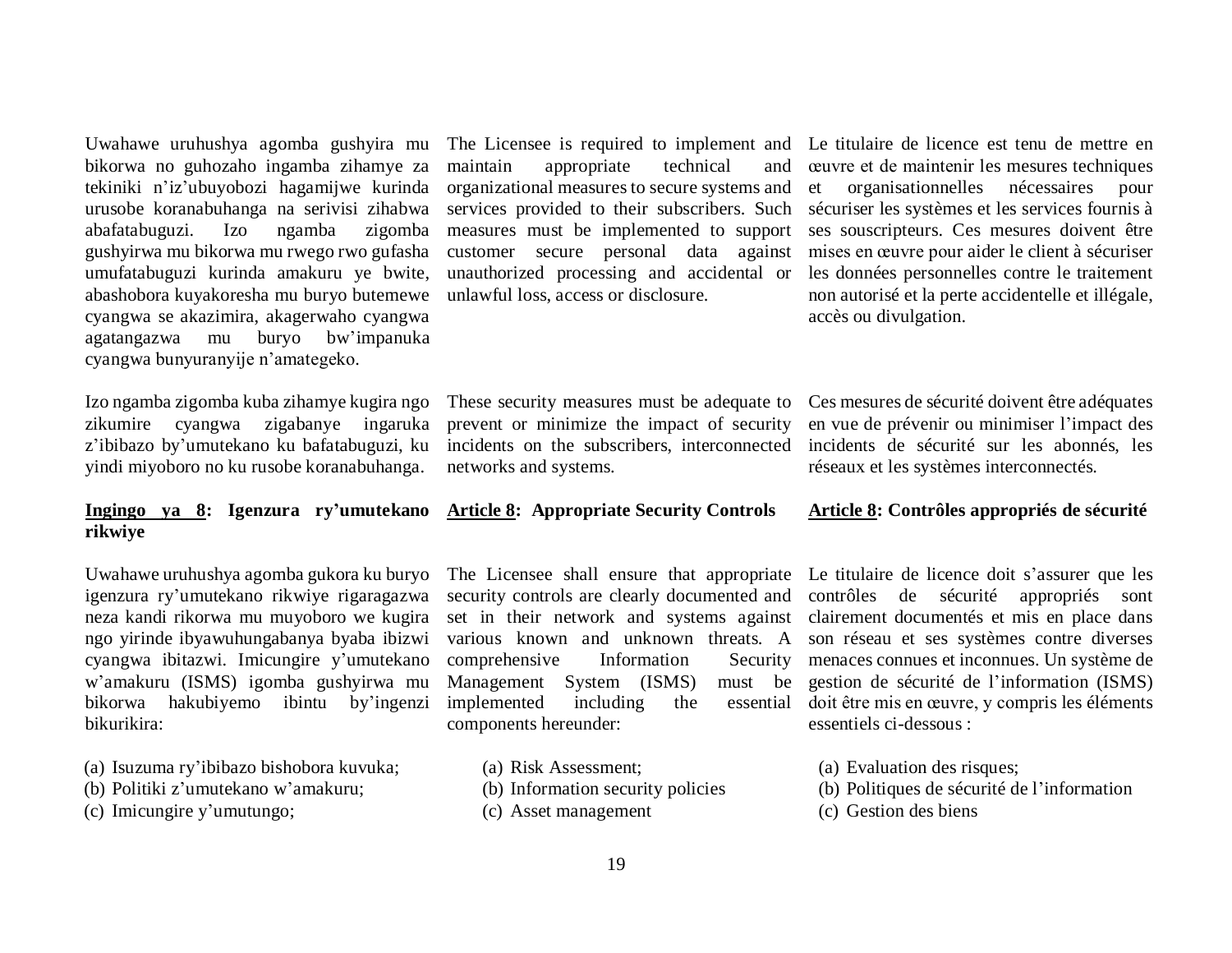Uwahawe uruhushya agomba gushyira mu bikorwa no guhozaho ingamba zihamye za tekiniki n'iz'ubuyobozi hagamijwe kurinda urusobe koranabuhanga na serivisi zihabwa abafatabuguzi. Izo ngamba zigomba gushyirwa mu bikorwa mu rwego rwo gufasha umufatabuguzi kurinda amakuru ye bwite, abashobora kuyakoresha mu buryo butemewe cyangwa se akazimira, akagerwaho cyangwa agatangazwa mu buryo bw'impanuka cyangwa bunyuranyije n'amategeko.

Izo ngamba zigomba kuba zihamye kugira ngo zikumire cyangwa zigabanye ingaruka z'ibibazo by'umutekano ku bafatabuguzi, ku yindi miyoboro no ku rusobe koranabuhanga.

**Ingingo ya 8: Igenzura ry'umutekano rikwiye**

Uwahawe uruhushya agomba gukora ku buryo igenzura ry'umutekano rikwiye rigaragazwa neza kandi rikorwa mu muyoboro we kugira ngo yirinde ibyawuhungabanya byaba ibizwi cyangwa ibitazwi. Imicungire y'umutekano w'amakuru (ISMS) igomba gushyirwa mu bikorwa hakubiyemo ibintu by'ingenzi bikurikira:

(a) Isuzuma ry'ibibazo bishobora kuvuka;
(b) Politiki z'umutekano w'amakuru;
(c) Imicungire y'umutungo;

The Licensee is required to implement and maintain appropriate technical and organizational measures to secure systems and services provided to their subscribers. Such measures must be implemented to support customer secure personal data against unauthorized processing and accidental or unlawful loss, access or disclosure.

These security measures must be adequate to prevent or minimize the impact of security incidents on the subscribers, interconnected networks and systems.

**Article 8: Appropriate Security Controls**

The Licensee shall ensure that appropriate security controls are clearly documented and set in their network and systems against various known and unknown threats. A comprehensive Information Security Management System (ISMS) must be implemented including the essential components hereunder:

(a) Risk Assessment;
(b) Information security policies
(c) Asset management

Le titulaire de licence est tenu de mettre en œuvre et de maintenir les mesures techniques et organisationnelles nécessaires pour sécuriser les systèmes et les services fournis à ses souscripteurs. Ces mesures doivent être mises en œuvre pour aider le client à sécuriser les données personnelles contre le traitement non autorisé et la perte accidentelle et illégale, accès ou divulgation.

Ces mesures de sécurité doivent être adéquates en vue de prévenir ou minimiser l'impact des incidents de sécurité sur les abonnés, les réseaux et les systèmes interconnectés.

**Article 8: Contrôles appropriés de sécurité**

Le titulaire de licence doit s'assurer que les contrôles de sécurité appropriés sont clairement documentés et mis en place dans son réseau et ses systèmes contre diverses menaces connues et inconnues. Un système de gestion de sécurité de l'information (ISMS) doit être mis en œuvre, y compris les éléments essentiels ci-dessous :

(a) Evaluation des risques;
(b) Politiques de sécurité de l'information
(c) Gestion des biens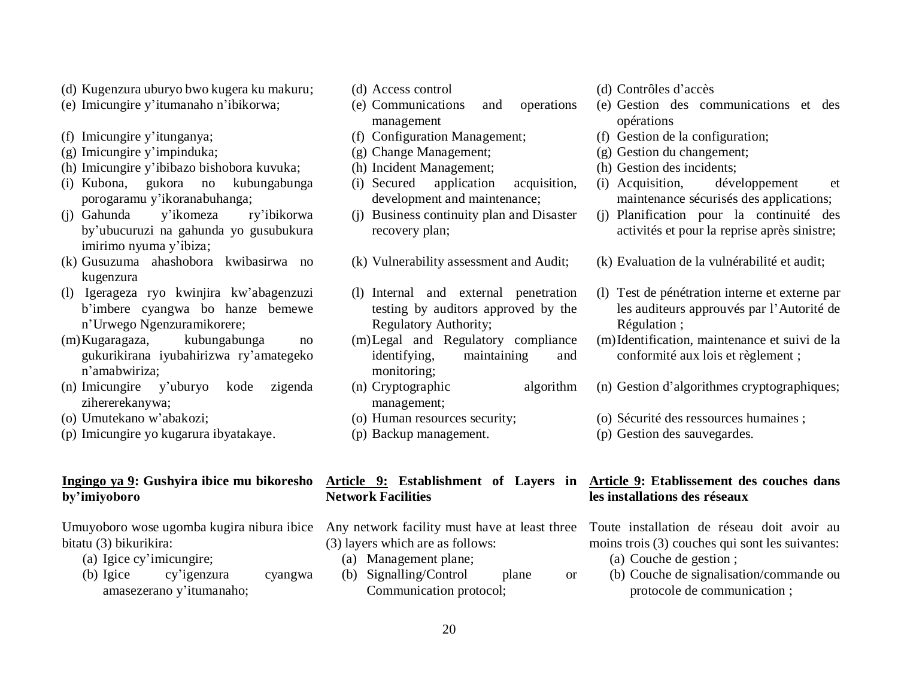(d) Kugenzura uburyo bwo kugera ku makuru;
(e) Imicungire y'itumanaho n'ibikorwa;

(f) Imicungire y'itunganya;
(g) Imicungire y'impinduka;
(h) Imicungire y'ibibazo bishobora kuvuka;
(i) Kubona, gukora no kubungabunga porogaramu y'ikoranabuhanga;
(j) Gahunda y'ikomeza ry'ibikorwa by'ubucuruzi na gahunda yo gusubukura imirimo nyuma y'ibiza;
(k) Gusuzuma ahashobora kwibasirwa no kugenzura
(l) Igerageza ryo kwinjira kw'abagenzuzi b'imbere cyangwa bo hanze bemewe n'Urwego Ngenzuramikorere;
(m) Kugaragaza, kubungabunga no gukurikirana iyubahirizwa ry'amategeko n'amabwiriza;
(n) Imicungire y'uburyo kode zigenda zihererekanywa;
(o) Umutekano w'abakozi;
(p) Imicungire yo kugarura ibyatakaye.

**Ingingo ya 9: Gushyira ibice mu bikoresho by'imiyoboro**

Umuyoboro wose ugomba kugira nibura ibice bitatu (3) bikurikira:

(a) Igice cy'imicungire;
(b) Igice cy'igenzura cyangwa amasezerano y'itumanaho;

(d) Access control
(e) Communications and operations management
(f) Configuration Management;
(g) Change Management;
(h) Incident Management;
(i) Secured application acquisition, development and maintenance;
(j) Business continuity plan and Disaster recovery plan;
(k) Vulnerability assessment and Audit;
(l) Internal and external penetration testing by auditors approved by the Regulatory Authority;
(m) Legal and Regulatory compliance identifying, maintaining and monitoring;
(n) Cryptographic algorithm management;
(o) Human resources security;
(p) Backup management.

**Article 9: Establishment of Layers in Network Facilities**

Any network facility must have at least three (3) layers which are as follows:

(a) Management plane;
(b) Signalling/Control plane or Communication protocol;

(d) Contrôles d'accès
(e) Gestion des communications et des opérations
(f) Gestion de la configuration;
(g) Gestion du changement;
(h) Gestion des incidents;
(i) Acquisition, développement et maintenance sécurisés des applications;
(j) Planification pour la continuité des activités et pour la reprise après sinistre;
(k) Evaluation de la vulnérabilité et audit;
(l) Test de pénétration interne et externe par les auditeurs approuvés par l'Autorité de Régulation ;
(m) Identification, maintenance et suivi de la conformité aux lois et règlement ;
(n) Gestion d'algorithmes cryptographiques;
(o) Sécurité des ressources humaines ;
(p) Gestion des sauvegardes.

**Article 9: Etablissement des couches dans les installations des réseaux**

Toute installation de réseau doit avoir au moins trois (3) couches qui sont les suivantes:

(a) Couche de gestion ;
(b) Couche de signalisation/commande ou protocole de communication ;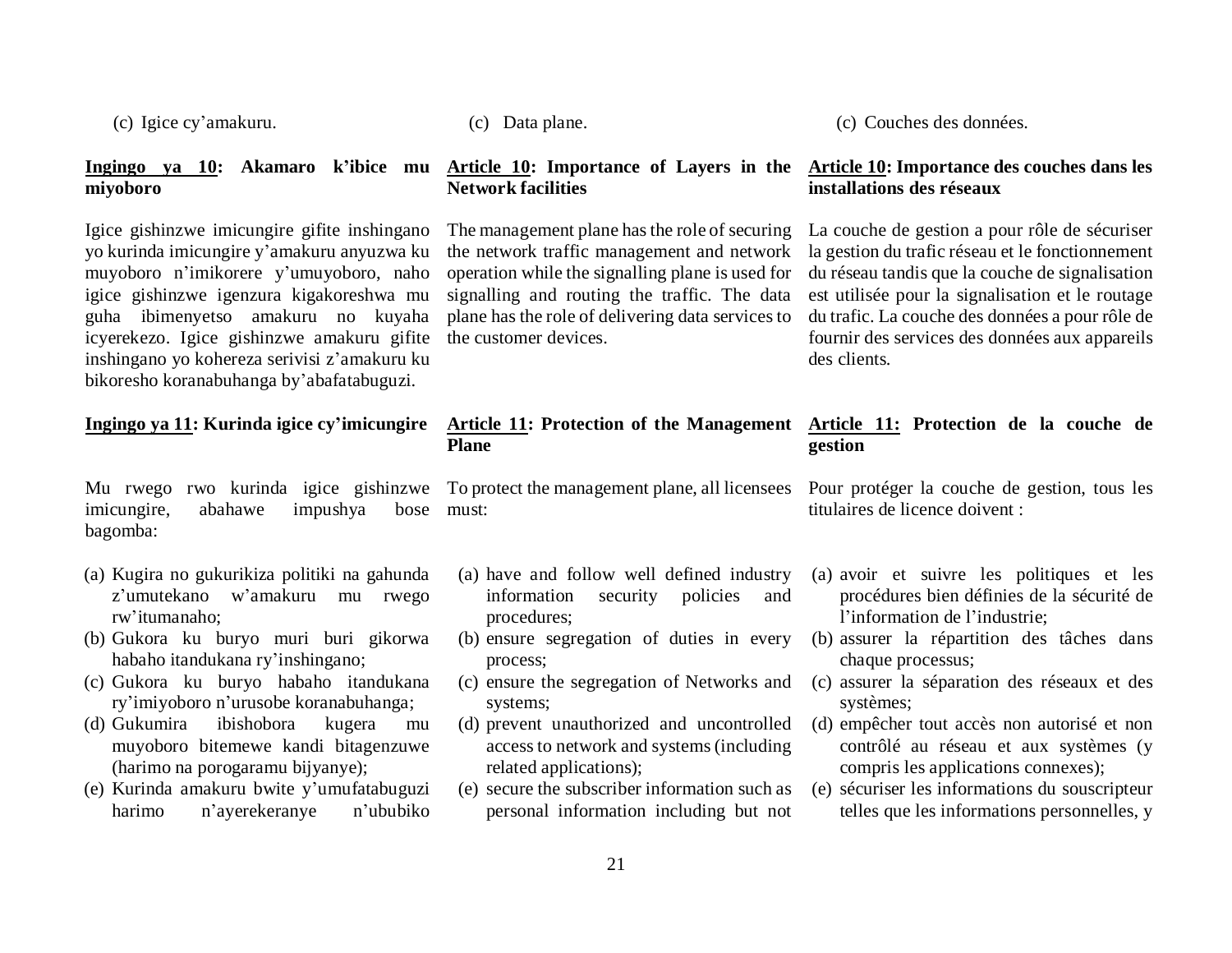(c) Igice cy'amakuru.

**Ingingo ya 10: Akamaro k'ibice mu miyoboro**

Igice gishinzwe imicungire gifite inshingano yo kurinda imicungire y'amakuru anyuzwa ku muyoboro n'imikorere y'umuyoboro, naho igice gishinzwe igenzura kigakoreshwa mu guha ibimenyetso amakuru no kuyaha icyerekezo. Igice gishinzwe amakuru gifite inshingano yo kohereza serivisi z'amakuru ku bikoresho koranabuhanga by'abafatabuguzi.

**Ingingo ya 11: Kurinda igice cy'imicungire**

Mu rwego rwo kurinda igice gishinzwe imicungire, abahawe impushya bose bagomba:

(a) Kugira no gukurikiza politiki na gahunda z'umutekano w'amakuru mu rwego rw'itumanaho;
(b) Gukora ku buryo muri buri gikorwa habaho itandukana ry'inshingano;
(c) Gukora ku buryo habaho itandukana ry'imiyoboro n'urusobe koranabuhanga;
(d) Gukumira ibishobora kugera mu muyoboro bitemewe kandi bitagenzuwe (harimo na porogaramu bijyanye);
(e) Kurinda amakuru bwite y'umufatabuguzi harimo n'ayerekeranye n'ububiko

(c) Data plane.

**Article 10: Importance of Layers in the Network facilities**

The management plane has the role of securing the network traffic management and network operation while the signalling plane is used for signalling and routing the traffic. The data plane has the role of delivering data services to the customer devices.

**Article 11: Protection of the Management Plane**

To protect the management plane, all licensees must:

(a) have and follow well defined industry information security policies and procedures;
(b) ensure segregation of duties in every process;
(c) ensure the segregation of Networks and systems;
(d) prevent unauthorized and uncontrolled access to network and systems (including related applications);
(e) secure the subscriber information such as personal information including but not

(c) Couches des données.

**Article 10: Importance des couches dans les installations des réseaux**

La couche de gestion a pour rôle de sécuriser la gestion du trafic réseau et le fonctionnement du réseau tandis que la couche de signalisation est utilisée pour la signalisation et le routage du trafic. La couche des données a pour rôle de fournir des services des données aux appareils des clients.

**Article 11: Protection de la couche de gestion**

Pour protéger la couche de gestion, tous les titulaires de licence doivent :

(a) avoir et suivre les politiques et les procédures bien définies de la sécurité de l'information de l'industrie;
(b) assurer la répartition des tâches dans chaque processus;
(c) assurer la séparation des réseaux et des systèmes;
(d) empêcher tout accès non autorisé et non contrôlé au réseau et aux systèmes (y compris les applications connexes);
(e) sécuriser les informations du souscripteur telles que les informations personnelles, y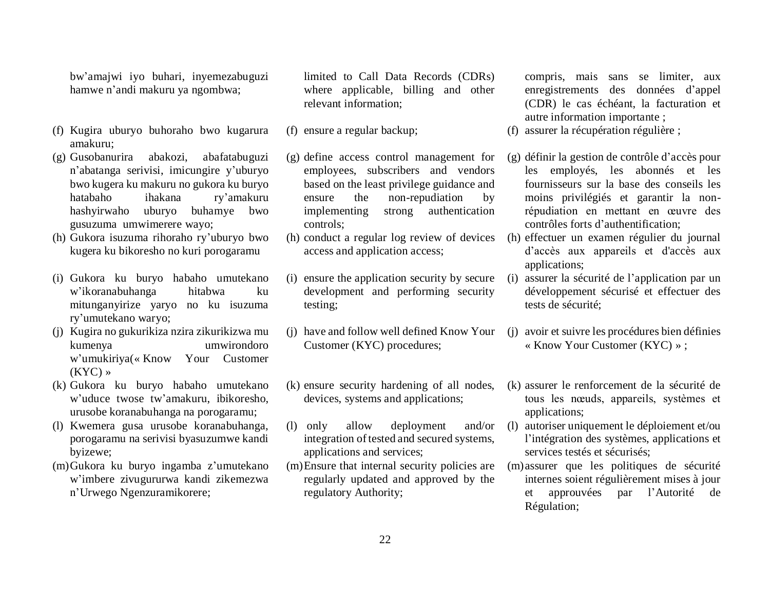bw'amajwi iyo buhari, inyemezabuguzi hamwe n'andi makuru ya ngombwa;

(f) Kugira uburyo buhoraho bwo kugarura amakuru;

(g) Gusobanurira abakozi, abafatabuguzi n'abatanga serivisi, imicungire y'uburyo bwo kugera ku makuru no gukora ku buryo hatabaho ihakana ry'amakuru hashyirwaho uburyo buhamye bwo gusuzuma umwimerere wayo;

(h) Gukora isuzuma rihoraho ry'uburyo bwo kugera ku bikoresho no kuri porogaramu

(i) Gukora ku buryo habaho umutekano w'ikoranabuhanga hitabwa ku mitunganyirize yaryo no ku isuzuma ry'umutekano waryo;

(j) Kugira no gukurikiza nzira zikurikizwa mu kumenya umwirondoro w'umukiriya(« Know Your Customer (KYC) »

(k) Gukora ku buryo habaho umutekano w'uduce twose tw'amakuru, ibikoresho, urusobe koranabuhanga na porogaramu;

(l) Kwemera gusa urusobe koranabuhanga, porogaramu na serivisi byasuzumwe kandi byizewe;

(m) Gukora ku buryo ingamba z'umutekano w'imbere zivugururwa kandi zikemezwa n'Urwego Ngenzuramikorere;

limited to Call Data Records (CDRs) where applicable, billing and other relevant information;

(f) ensure a regular backup;

(g) define access control management for employees, subscribers and vendors based on the least privilege guidance and ensure the non-repudiation by implementing strong authentication controls;

(h) conduct a regular log review of devices access and application access;

(i) ensure the application security by secure development and performing security testing;

(j) have and follow well defined Know Your Customer (KYC) procedures;

(k) ensure security hardening of all nodes, devices, systems and applications;

(l) only allow deployment and/or integration of tested and secured systems, applications and services;

(m) Ensure that internal security policies are regularly updated and approved by the regulatory Authority;

compris, mais sans se limiter, aux enregistrements des données d'appel (CDR) le cas échéant, la facturation et autre information importante ;

(f) assurer la récupération régulière ;

(g) définir la gestion de contrôle d'accès pour les employés, les abonnés et les fournisseurs sur la base des conseils les moins privilégiés et garantir la non-répudiation en mettant en œuvre des contrôles forts d'authentification;

(h) effectuer un examen régulier du journal d'accès aux appareils et d'accès aux applications;

(i) assurer la sécurité de l'application par un développement sécurisé et effectuer des tests de sécurité;

(j) avoir et suivre les procédures bien définies « Know Your Customer (KYC) » ;

(k) assurer le renforcement de la sécurité de tous les nœuds, appareils, systèmes et applications;

(l) autoriser uniquement le déploiement et/ou l'intégration des systèmes, applications et services testés et sécurisés;

(m) assurer que les politiques de sécurité internes soient régulièrement mises à jour et approuvées par l'Autorité de Régulation;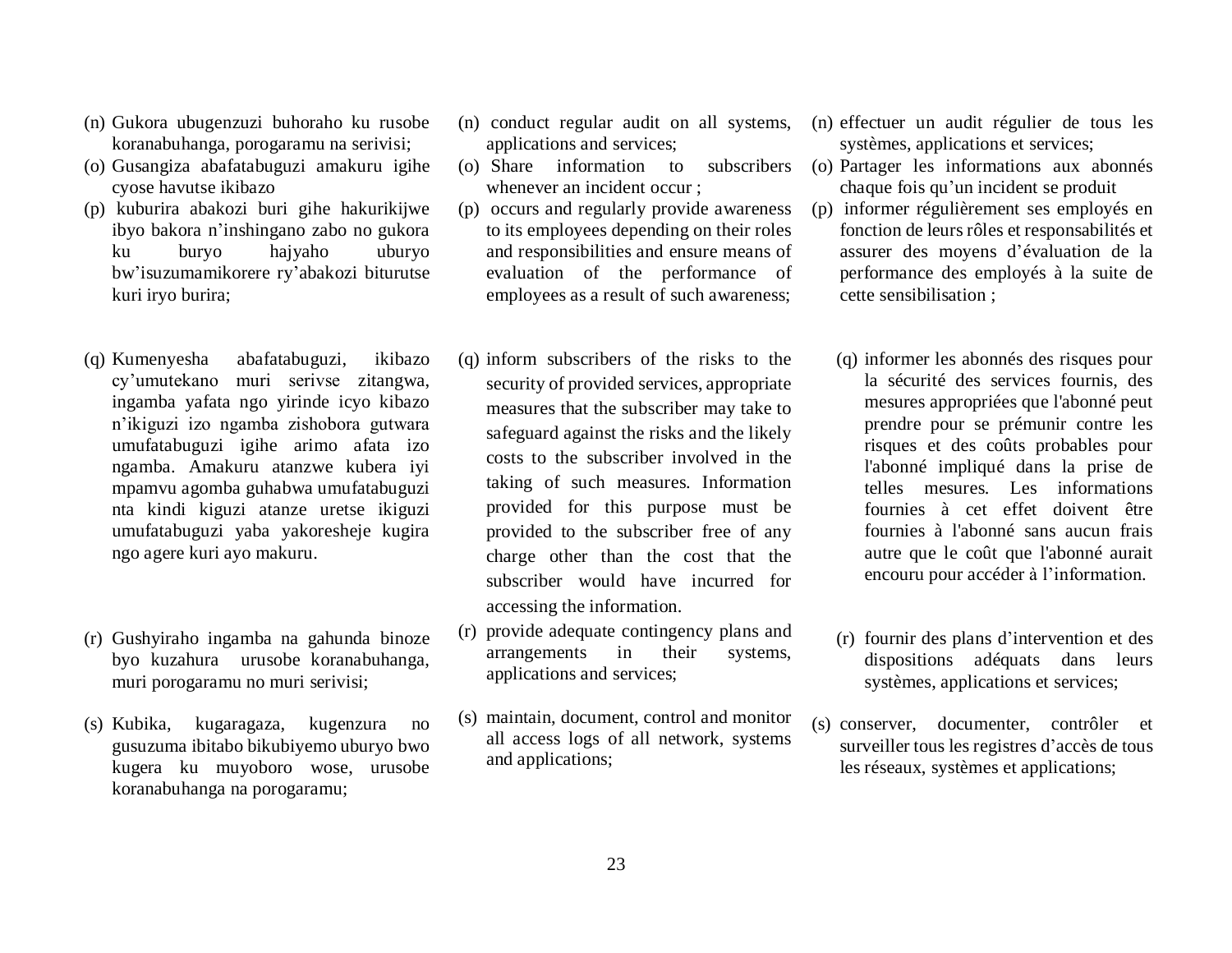(n) Gukora ubugenzuzi buhoraho ku rusobe koranabuhanga, porogaramu na serivisi;

(o) Gusangiza abafatabuguzi amakuru igihe cyose havutse ikibazo

(p) kuburira abakozi buri gihe hakurikijwe ibyo bakora n'inshingano zabo no gukora ku buryo hajyaho uburyo bw'isuzumamikorere ry'abakozi biturutse kuri iryo burira;

(q) Kumenyesha abafatabuguzi, ikibazo cy'umutekano muri serivse zitangwa, ingamba yafata ngo yirinde icyo kibazo n'ikiguzi izo ngamba zishobora gutwara umufatabuguzi igihe arimo afata izo ngamba. Amakuru atanzwe kubera iyi mpamvu agomba guhabwa umufatabuguzi nta kindi kiguzi atanze uretse ikiguzi umufatabuguzi yaba yakoresheje kugira ngo agere kuri ayo makuru.

(r) Gushyiraho ingamba na gahunda binoze byo kuzahura urusobe koranabuhanga, muri porogaramu no muri serivisi;

(s) Kubika, kugaragaza, kugenzura no gusuzuma ibitabo bikubiyemo uburyo bwo kugera ku muyoboro wose, urusobe koranabuhanga na porogaramu;

(n) conduct regular audit on all systems, applications and services;

(o) Share information to subscribers whenever an incident occur ;

(p) occurs and regularly provide awareness to its employees depending on their roles and responsibilities and ensure means of evaluation of the performance of employees as a result of such awareness;

(q) inform subscribers of the risks to the security of provided services, appropriate measures that the subscriber may take to safeguard against the risks and the likely costs to the subscriber involved in the taking of such measures. Information provided for this purpose must be provided to the subscriber free of any charge other than the cost that the subscriber would have incurred for accessing the information.

(r) provide adequate contingency plans and arrangements in their systems, applications and services;

(s) maintain, document, control and monitor all access logs of all network, systems and applications;

(n) effectuer un audit régulier de tous les systèmes, applications et services;

(o) Partager les informations aux abonnés chaque fois qu'un incident se produit

(p) informer régulièrement ses employés en fonction de leurs rôles et responsabilités et assurer des moyens d'évaluation de la performance des employés à la suite de cette sensibilisation ;

(q) informer les abonnés des risques pour la sécurité des services fournis, des mesures appropriées que l'abonné peut prendre pour se prémunir contre les risques et des coûts probables pour l'abonné impliqué dans la prise de telles mesures. Les informations fournies à cet effet doivent être fournies à l'abonné sans aucun frais autre que le coût que l'abonné aurait encouru pour accéder à l'information.

(r) fournir des plans d'intervention et des dispositions adéquats dans leurs systèmes, applications et services;

(s) conserver, documenter, contrôler et surveiller tous les registres d'accès de tous les réseaux, systèmes et applications;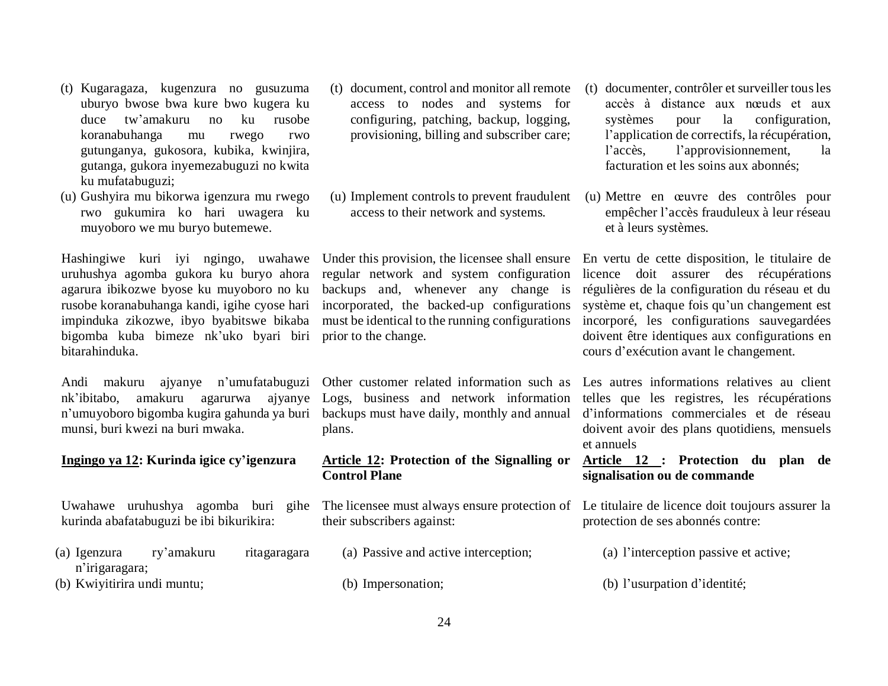(t) Kugaragaza, kugenzura no gusuzuma uburyo bwose bwa kure bwo kugera ku duce tw'amakuru no ku rusobe koranabuhanga mu rwego rwo gutunganya, gukosora, kubika, kwinjira, gutanga, gukora inyemezabuguzi no kwita ku mufatabuguzi;

(u) Gushyira mu bikorwa igenzura mu rwego rwo gukumira ko hari uwagera ku muyoboro we mu buryo butemewe.

Hashingiwe kuri iyi ngingo, uwahawe uruhushya agomba gukora ku buryo ahora agarura ibikozwe byose ku muyoboro no ku rusobe koranabuhanga kandi, igihe cyose hari impinduka zikozwe, ibyo byabitswe bikaba bigomba kuba bimeze nk'uko byari biri bitarahinduka.

Andi makuru ajyanye n'umufatabuguzi nk'ibitabo, amakuru agarurwa ajyanye n'umuyoboro bigomba kugira gahunda ya buri munsi, buri kwezi na buri mwaka.

**<u>Ingingo ya 12</u>: Kurinda igice cy'igenzura**

Uwahawe uruhushya agomba buri gihe kurinda abafatabuguzi be ibi bikurikira:

(a) Igenzura ry'amakuru ritagaragara n'irigaragara;

(b) Kwiyitirira undi muntu;

(t) document, control and monitor all remote access to nodes and systems for configuring, patching, backup, logging, provisioning, billing and subscriber care;

(u) Implement controls to prevent fraudulent access to their network and systems.

Under this provision, the licensee shall ensure regular network and system configuration backups and, whenever any change is incorporated, the backed-up configurations must be identical to the running configurations prior to the change.

Other customer related information such as Logs, business and network information backups must have daily, monthly and annual plans.

**<u>Article 12</u>: Protection of the Signalling or Control Plane**

The licensee must always ensure protection of their subscribers against:

(a) Passive and active interception;

(b) Impersonation;

(t) documenter, contrôler et surveiller tous les accès à distance aux nœuds et aux systèmes pour la configuration, l'application de correctifs, la récupération, l'accès, l'approvisionnement, la facturation et les soins aux abonnés;

(u) Mettre en œuvre des contrôles pour empêcher l'accès frauduleux à leur réseau et à leurs systèmes.

En vertu de cette disposition, le titulaire de licence doit assurer des récupérations régulières de la configuration du réseau et du système et, chaque fois qu'un changement est incorporé, les configurations sauvegardées doivent être identiques aux configurations en cours d'exécution avant le changement.

Les autres informations relatives au client telles que les registres, les récupérations d'informations commerciales et de réseau doivent avoir des plans quotidiens, mensuels et annuels

**<u>Article 12</u> : Protection du plan de signalisation ou de commande**

Le titulaire de licence doit toujours assurer la protection de ses abonnés contre:

(a) l'interception passive et active;

(b) l'usurpation d'identité;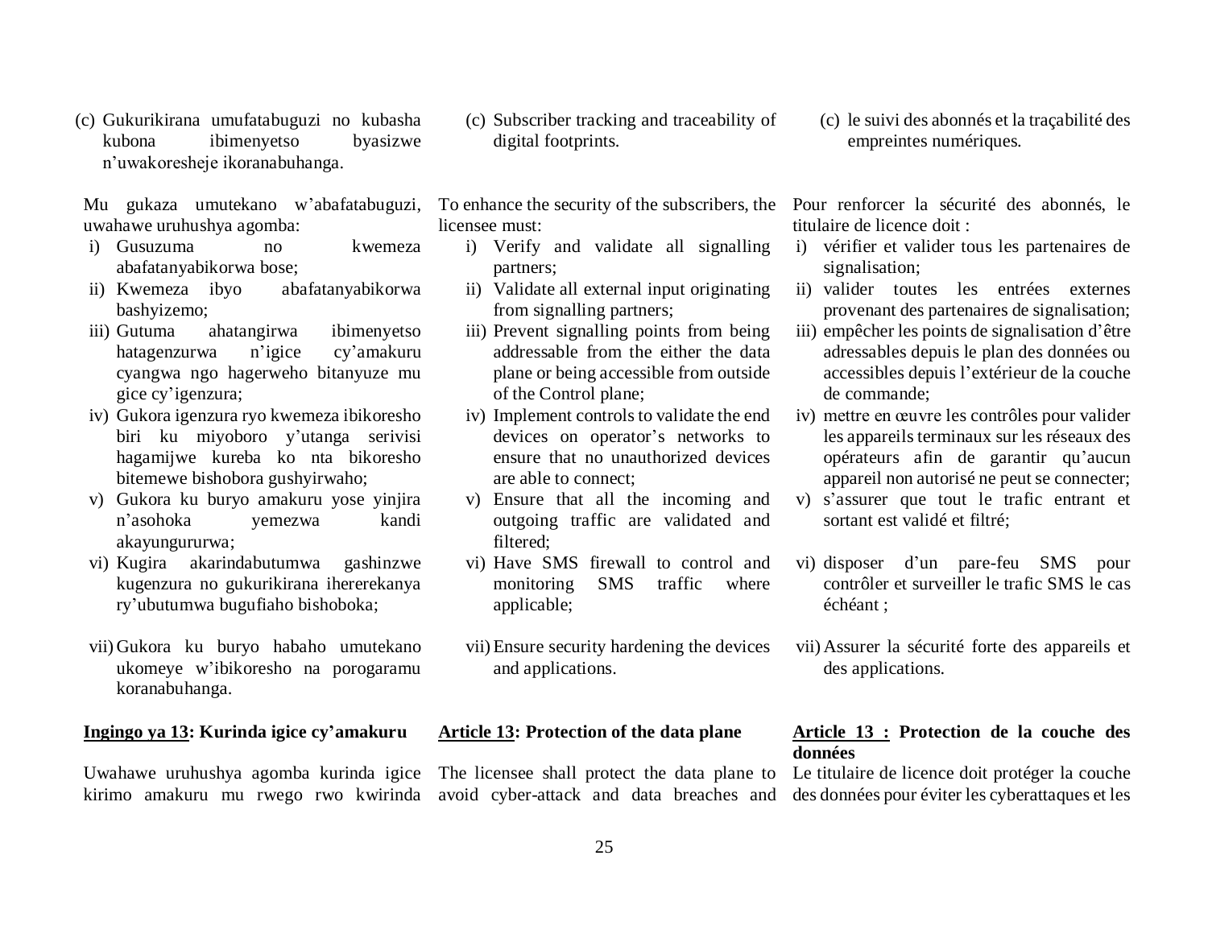(c) Gukurikirana umufatabuguzi no kubasha kubona ibimenyetso byasizwe n'uwakoresheje ikoranabuhanga.

Mu gukaza umutekano w'abafatabuguzi, uwahawe uruhushya agomba:

i) Gusuzuma no kwemeza abafatanyabikorwa bose;
ii) Kwemeza ibyo abafatanyabikorwa bashyizemo;
iii) Gutuma ahatangirwa ibimenyetso hatagenzurwa n'igice cy'amakuru cyangwa ngo hagerweho bitanyuze mu gice cy'igenzura;
iv) Gukora igenzura ryo kwemeza ibikoresho biri ku miyoboro y'utanga serivisi hagamijwe kureba ko nta bikoresho bitemewe bishobora gushyirwaho;
v) Gukora ku buryo amakuru yose yinjira n'asohoka yemezwa kandi akayungururwa;
vi) Kugira akarindabutumwa gashinzwe kugenzura no gukurikirana ihererekanya ry'ubutumwa bugufiaho bishoboka;
vii) Gukora ku buryo habaho umutekano ukomeye w'ibikoresho na porogaramu koranabuhanga.

**<u>Ingingo ya 13</u>: Kurinda igice cy'amakuru**

Uwahawe uruhushya agomba kurinda igice kirimo amakuru mu rwego rwo kwirinda

(c) Subscriber tracking and traceability of digital footprints.

To enhance the security of the subscribers, the licensee must:

i) Verify and validate all signalling partners;
ii) Validate all external input originating from signalling partners;
iii) Prevent signalling points from being addressable from the either the data plane or being accessible from outside of the Control plane;
iv) Implement controls to validate the end devices on operator's networks to ensure that no unauthorized devices are able to connect;
v) Ensure that all the incoming and outgoing traffic are validated and filtered;
vi) Have SMS firewall to control and monitoring SMS traffic where applicable;
vii) Ensure security hardening the devices and applications.

**<u>Article 13</u>: Protection of the data plane**

The licensee shall protect the data plane to avoid cyber-attack and data breaches and

(c) le suivi des abonnés et la traçabilité des empreintes numériques.

Pour renforcer la sécurité des abonnés, le titulaire de licence doit :

i) vérifier et valider tous les partenaires de signalisation;
ii) valider toutes les entrées externes provenant des partenaires de signalisation;
iii) empêcher les points de signalisation d'être adressables depuis le plan des données ou accessibles depuis l'extérieur de la couche de commande;
iv) mettre en œuvre les contrôles pour valider les appareils terminaux sur les réseaux des opérateurs afin de garantir qu'aucun appareil non autorisé ne peut se connecter;
v) s'assurer que tout le trafic entrant et sortant est validé et filtré;
vi) disposer d'un pare-feu SMS pour contrôler et surveiller le trafic SMS le cas échéant ;
vii) Assurer la sécurité forte des appareils et des applications.

**<u>Article 13 :</u> Protection de la couche des données**

Le titulaire de licence doit protéger la couche des données pour éviter les cyberattaques et les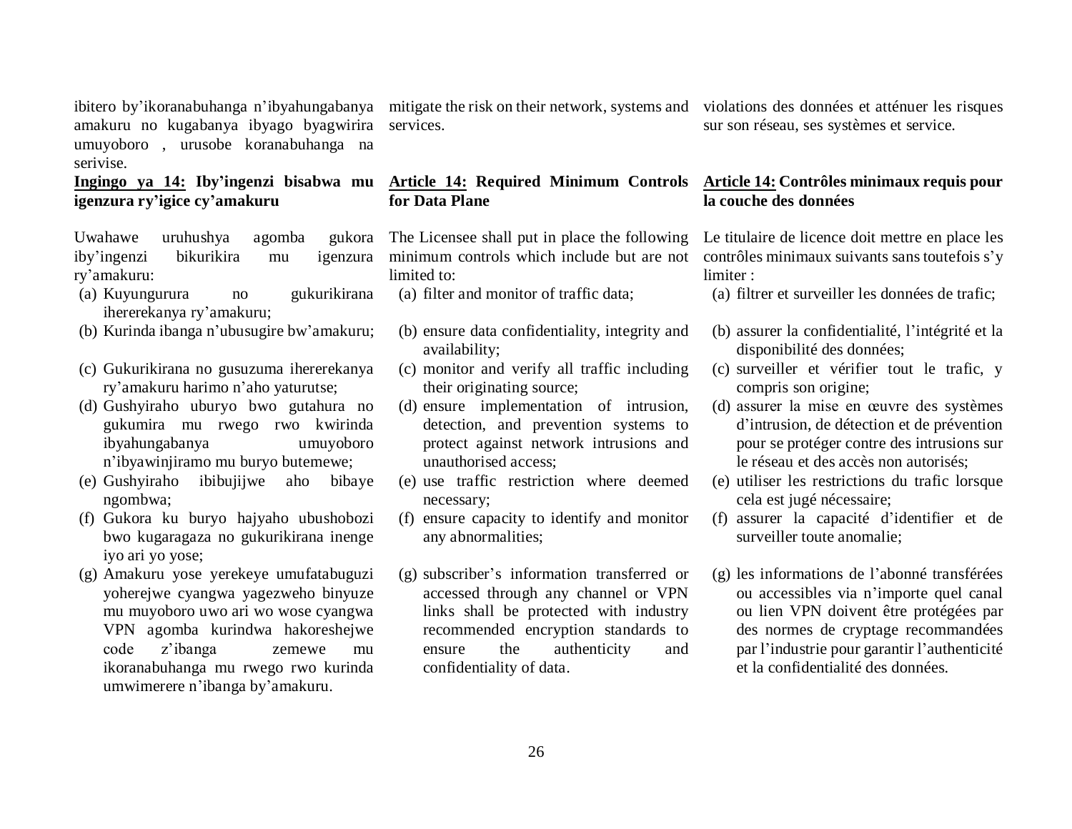ibitero by'ikoranabuhanga n'ibyahungabanya amakuru no kugabanya ibyago byagwirira umuyoboro , urusobe koranabuhanga na serivise.

**Ingingo ya 14: Iby'ingenzi bisabwa mu igenzura ry'igice cy'amakuru**

Uwahawe uruhushya agomba gukora iby'ingenzi bikurikira mu igenzura ry'amakuru:

(a) Kuyungurura no gukurikirana ihererekanya ry'amakuru;
(b) Kurinda ibanga n'ubusugire bw'amakuru;
(c) Gukurikirana no gusuzuma ihererekanya ry'amakuru harimo n'aho yaturutse;
(d) Gushyiraho uburyo bwo gutahura no gukumira mu rwego rwo kwirinda ibyahungabanya umuyoboro n'ibyawinjiramo mu buryo butemewe;
(e) Gushyiraho ibibujijwe aho bibaye ngombwa;
(f) Gukora ku buryo hajyaho ubushobozi bwo kugaragaza no gukurikirana inenge iyo ari yo yose;
(g) Amakuru yose yerekeye umufatabuguzi yoherejwe cyangwa yagezweho binyuze mu muyoboro uwo ari wo wose cyangwa VPN agomba kurindwa hakoreshejwe code z'ibanga zemewe mu ikoranabuhanga mu rwego rwo kurinda umwimerere n'ibanga by'amakuru.

mitigate the risk on their network, systems and services.

**Article 14: Required Minimum Controls for Data Plane**

The Licensee shall put in place the following minimum controls which include but are not limited to:

(a) filter and monitor of traffic data;
(b) ensure data confidentiality, integrity and availability;
(c) monitor and verify all traffic including their originating source;
(d) ensure implementation of intrusion, detection, and prevention systems to protect against network intrusions and unauthorised access;
(e) use traffic restriction where deemed necessary;
(f) ensure capacity to identify and monitor any abnormalities;
(g) subscriber's information transferred or accessed through any channel or VPN links shall be protected with industry recommended encryption standards to ensure the authenticity and confidentiality of data.

violations des données et atténuer les risques sur son réseau, ses systèmes et service.

**Article 14: Contrôles minimaux requis pour la couche des données**

Le titulaire de licence doit mettre en place les contrôles minimaux suivants sans toutefois s'y limiter :

(a) filtrer et surveiller les données de trafic;
(b) assurer la confidentialité, l'intégrité et la disponibilité des données;
(c) surveiller et vérifier tout le trafic, y compris son origine;
(d) assurer la mise en œuvre des systèmes d'intrusion, de détection et de prévention pour se protéger contre des intrusions sur le réseau et des accès non autorisés;
(e) utiliser les restrictions du trafic lorsque cela est jugé nécessaire;
(f) assurer la capacité d'identifier et de surveiller toute anomalie;
(g) les informations de l'abonné transférées ou accessibles via n'importe quel canal ou lien VPN doivent être protégées par des normes de cryptage recommandées par l'industrie pour garantir l'authenticité et la confidentialité des données.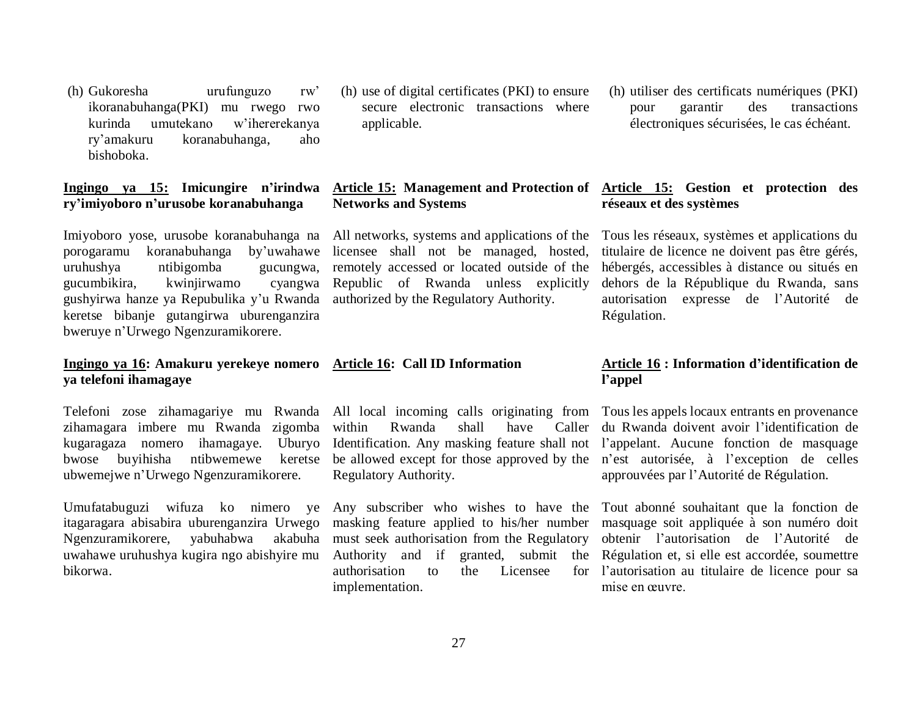(h) Gukoresha urufunguzo rw' ikoranabuhanga(PKI) mu rwego rwo kurinda umutekano w'ihererekanya ry'amakuru koranabuhanga, aho bishoboka.

(h) use of digital certificates (PKI) to ensure secure electronic transactions where applicable.

(h) utiliser des certificats numériques (PKI) pour garantir des transactions électroniques sécurisées, le cas échéant.

**<u>Ingingo ya 15:</u> Imicungire n'irindwa ry'imiyoboro n'urusobe koranabuhanga**

Imiyoboro yose, urusobe koranabuhanga na porogaramu koranabuhanga by'uwahawe uruhushya ntibigomba gucungwa, gucumbikira, kwinjirwamo cyangwa gushyirwa hanze ya Repubulika y'u Rwanda keretse bibanje gutangirwa uburenganzira bweruye n'Urwego Ngenzuramikorere.

**<u>Article 15:</u> Management and Protection of Networks and Systems**

All networks, systems and applications of the licensee shall not be managed, hosted, remotely accessed or located outside of the Republic of Rwanda unless explicitly authorized by the Regulatory Authority.

**<u>Article 15:</u> Gestion et protection des réseaux et des systèmes**

Tous les réseaux, systèmes et applications du titulaire de licence ne doivent pas être gérés, hébergés, accessibles à distance ou situés en dehors de la République du Rwanda, sans autorisation expresse de l'Autorité de Régulation.

**<u>Ingingo ya 16</u>: Amakuru yerekeye nomero ya telefoni ihamagaye**

Telefoni zose zihamagariye mu Rwanda zihamagara imbere mu Rwanda zigomba kugaragaza nomero ihamagaye. Uburyo bwose buyihisha ntibwemewe keretse ubwemejwe n'Urwego Ngenzuramikorere.

Umufatabuguzi wifuza ko nimero ye itagaragara abisabira uburenganzira Urwego Ngenzuramikorere, yabuhabwa akabuha uwahawe uruhushya kugira ngo abishyire mu bikorwa.

**<u>Article 16</u>: Call ID Information**

All local incoming calls originating from within Rwanda shall have Caller Identification. Any masking feature shall not be allowed except for those approved by the Regulatory Authority.

Any subscriber who wishes to have the masking feature applied to his/her number must seek authorisation from the Regulatory Authority and if granted, submit the authorisation to the Licensee for implementation.

**<u>Article 16</u> : Information d'identification de l'appel**

Tous les appels locaux entrants en provenance du Rwanda doivent avoir l'identification de l'appelant. Aucune fonction de masquage n'est autorisée, à l'exception de celles approuvées par l'Autorité de Régulation.

Tout abonné souhaitant que la fonction de masquage soit appliquée à son numéro doit obtenir l'autorisation de l'Autorité de Régulation et, si elle est accordée, soumettre l'autorisation au titulaire de licence pour sa mise en œuvre.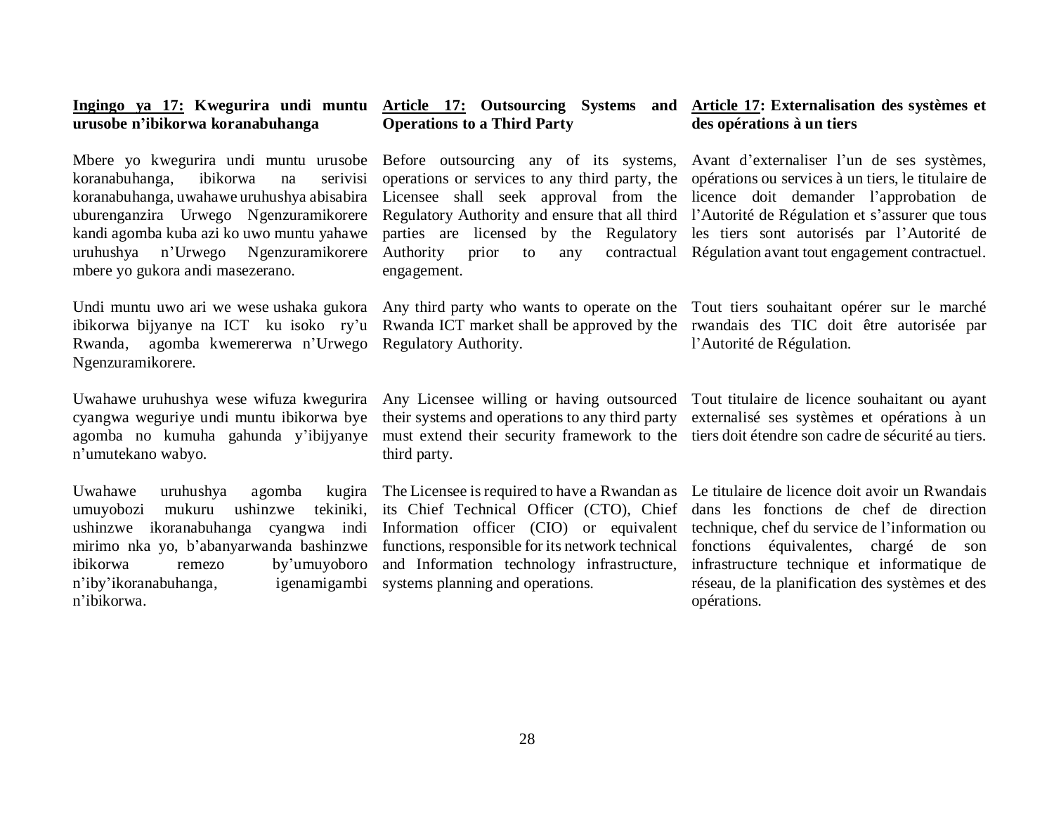**Ingingo ya 17: Kwegurira undi muntu urusobe n'ibikorwa koranabuhanga**

Mbere yo kwegurira undi muntu urusobe koranabuhanga, ibikorwa na serivisi koranabuhanga, uwahawe uruhushya abisabira uburenganzira Urwego Ngenzuramikorere kandi agomba kuba azi ko uwo muntu yahawe uruhushya n'Urwego Ngenzuramikorere mbere yo gukora andi masezerano.

Undi muntu uwo ari we wese ushaka gukora ibikorwa bijyanye na ICT ku isoko ry'u Rwanda, agomba kwemererwa n'Urwego Ngenzuramikorere.

Uwahawe uruhushya wese wifuza kwegurira cyangwa weguriye undi muntu ibikorwa bye agomba no kumuha gahunda y'ibijyanye n'umutekano wabyo.

Uwahawe uruhushya agomba kugira umuyobozi mukuru ushinzwe tekiniki, ushinzwe ikoranabuhanga cyangwa indi mirimo nka yo, b'abanyarwanda bashinzwe ibikorwa remezo by'umuyoboro n'iby'ikoranabuhanga, igenamigambi n'ibikorwa.

**Article 17: Outsourcing Systems and Operations to a Third Party**

Before outsourcing any of its systems, operations or services to any third party, the Licensee shall seek approval from the Regulatory Authority and ensure that all third parties are licensed by the Regulatory Authority prior to any contractual engagement.

Any third party who wants to operate on the Rwanda ICT market shall be approved by the Regulatory Authority.

Any Licensee willing or having outsourced their systems and operations to any third party must extend their security framework to the third party.

The Licensee is required to have a Rwandan as its Chief Technical Officer (CTO), Chief Information officer (CIO) or equivalent functions, responsible for its network technical and Information technology infrastructure, systems planning and operations.

**Article 17: Externalisation des systèmes et des opérations à un tiers**

Avant d'externaliser l'un de ses systèmes, opérations ou services à un tiers, le titulaire de licence doit demander l'approbation de l'Autorité de Régulation et s'assurer que tous les tiers sont autorisés par l'Autorité de Régulation avant tout engagement contractuel.

Tout tiers souhaitant opérer sur le marché rwandais des TIC doit être autorisée par l'Autorité de Régulation.

Tout titulaire de licence souhaitant ou ayant externalisé ses systèmes et opérations à un tiers doit étendre son cadre de sécurité au tiers.

Le titulaire de licence doit avoir un Rwandais dans les fonctions de chef de direction technique, chef du service de l'information ou fonctions équivalentes, chargé de son infrastructure technique et informatique de réseau, de la planification des systèmes et des opérations.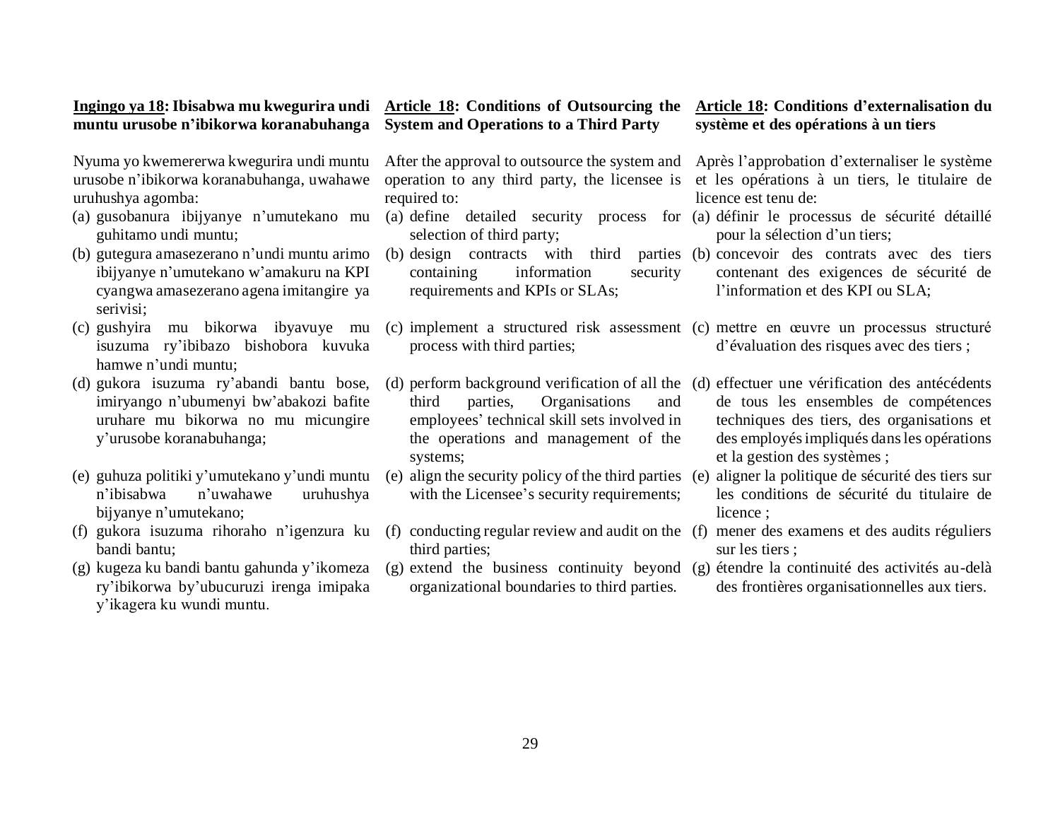**Ingingo ya 18: Ibisabwa mu kwegurira undi muntu urusobe n'ibikorwa koranabuhanga**

Nyuma yo kwemererwa kwegurira undi muntu urusobe n'ibikorwa koranabuhanga, uwahawe uruhushya agomba:

(a) gusobanura ibijyanye n'umutekano mu guhitamo undi muntu;

(b) gutegura amasezerano n'undi muntu arimo ibijyanye n'umutekano w'amakuru na KPI cyangwa amasezerano agena imitangire ya serivisi;

(c) gushyira mu bikorwa ibyavuye mu isuzuma ry'ibibazo bishobora kuvuka hamwe n'undi muntu;

(d) gukora isuzuma ry'abandi bantu bose, imiryango n'ubumenyi bw'abakozi bafite uruhare mu bikorwa no mu micungire y'urusobe koranabuhanga;

(e) guhuza politiki y'umutekano y'undi muntu n'ibisabwa n'uwahawe uruhushya bijyanye n'umutekano;

(f) gukora isuzuma rihoraho n'igenzura ku bandi bantu;

(g) kugeza ku bandi bantu gahunda y'ikomeza ry'ibikorwa by'ubucuruzi irenga imipaka y'ikagera ku wundi muntu.

**Article 18: Conditions of Outsourcing the System and Operations to a Third Party**

After the approval to outsource the system and operation to any third party, the licensee is required to:

(a) define detailed security process for selection of third party;

(b) design contracts with third parties containing information security requirements and KPIs or SLAs;

(c) implement a structured risk assessment process with third parties;

(d) perform background verification of all the third parties, Organisations and employees' technical skill sets involved in the operations and management of the systems;

(e) align the security policy of the third parties with the Licensee's security requirements;

(f) conducting regular review and audit on the third parties;

(g) extend the business continuity beyond organizational boundaries to third parties.

**Article 18: Conditions d'externalisation du système et des opérations à un tiers**

Après l'approbation d'externaliser le système et les opérations à un tiers, le titulaire de licence est tenu de:

(a) définir le processus de sécurité détaillé pour la sélection d'un tiers;

(b) concevoir des contrats avec des tiers contenant des exigences de sécurité de l'information et des KPI ou SLA;

(c) mettre en œuvre un processus structuré d'évaluation des risques avec des tiers ;

(d) effectuer une vérification des antécédents de tous les ensembles de compétences techniques des tiers, des organisations et des employés impliqués dans les opérations et la gestion des systèmes ;

(e) aligner la politique de sécurité des tiers sur les conditions de sécurité du titulaire de licence ;

(f) mener des examens et des audits réguliers sur les tiers ;

(g) étendre la continuité des activités au-delà des frontières organisationnelles aux tiers.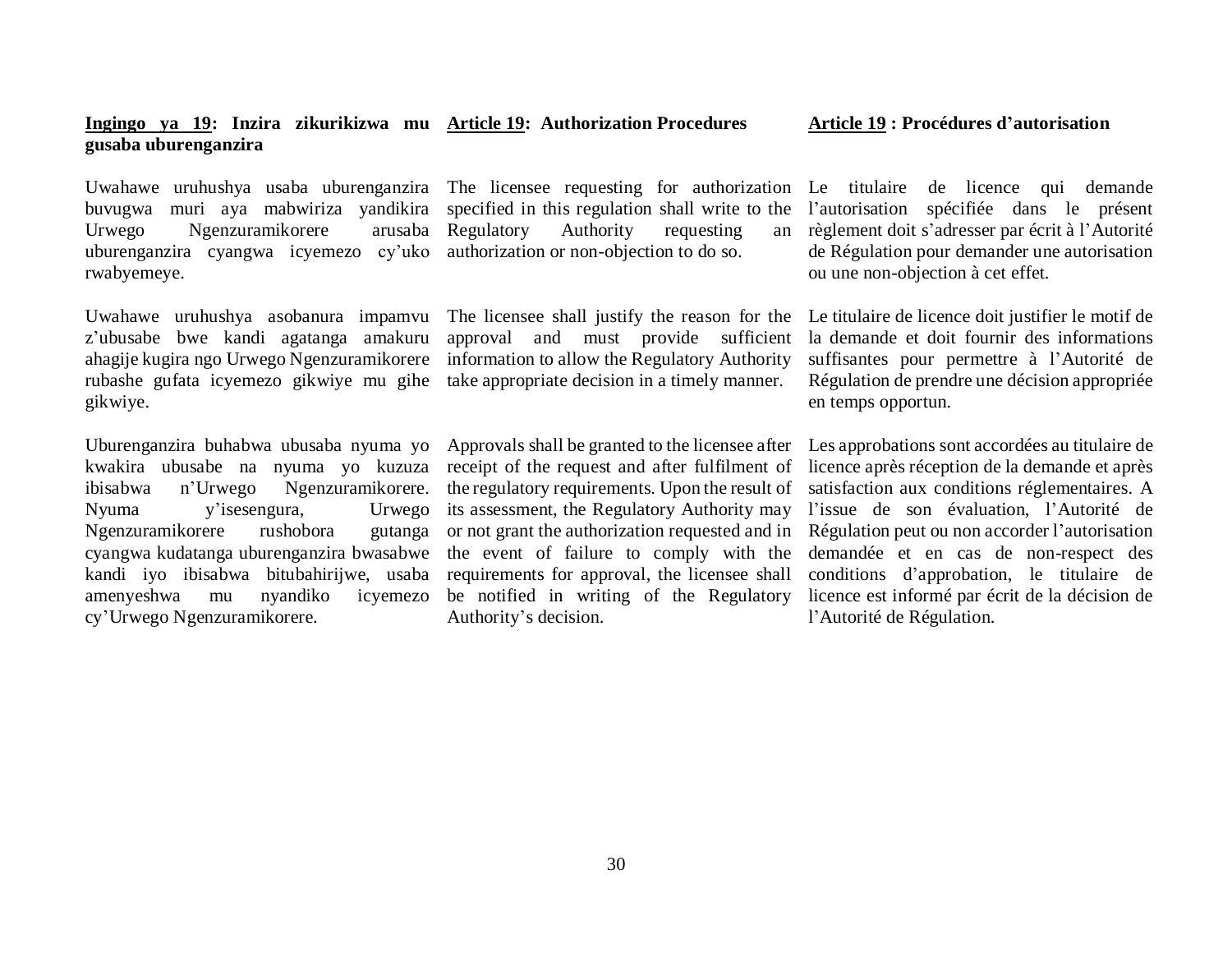**Ingingo ya 19: Inzira zikurikizwa mu gusaba uburenganzira**

Uwahawe uruhushya usaba uburenganzira buvugwa muri aya mabwiriza yandikira Urwego Ngenzuramikorere arusaba uburenganzira cyangwa icyemezo cy'uko rwabyemeye.

Uwahawe uruhushya asobanura impamvu z'ubusabe bwe kandi agatanga amakuru ahagije kugira ngo Urwego Ngenzuramikorere rubashe gufata icyemezo gikwiye mu gihe gikwiye.

Uburenganzira buhabwa ubusaba nyuma yo kwakira ubusabe na nyuma yo kuzuza ibisabwa n'Urwego Ngenzuramikorere. Nyuma y'isesengura, Urwego Ngenzuramikorere rushobora gutanga cyangwa kudatanga uburenganzira bwasabwe kandi iyo ibisabwa bitubahirijwe, usaba amenyeshwa mu nyandiko icyemezo cy'Urwego Ngenzuramikorere.

**Article 19: Authorization Procedures**

The licensee requesting for authorization specified in this regulation shall write to the Regulatory Authority requesting an authorization or non-objection to do so.

The licensee shall justify the reason for the approval and must provide sufficient information to allow the Regulatory Authority take appropriate decision in a timely manner.

Approvals shall be granted to the licensee after receipt of the request and after fulfilment of the regulatory requirements. Upon the result of its assessment, the Regulatory Authority may or not grant the authorization requested and in the event of failure to comply with the requirements for approval, the licensee shall be notified in writing of the Regulatory Authority's decision.

**Article 19 : Procédures d'autorisation**

Le titulaire de licence qui demande l'autorisation spécifiée dans le présent règlement doit s'adresser par écrit à l'Autorité de Régulation pour demander une autorisation ou une non-objection à cet effet.

Le titulaire de licence doit justifier le motif de la demande et doit fournir des informations suffisantes pour permettre à l'Autorité de Régulation de prendre une décision appropriée en temps opportun.

Les approbations sont accordées au titulaire de licence après réception de la demande et après satisfaction aux conditions réglementaires. A l'issue de son évaluation, l'Autorité de Régulation peut ou non accorder l'autorisation demandée et en cas de non-respect des conditions d'approbation, le titulaire de licence est informé par écrit de la décision de l'Autorité de Régulation.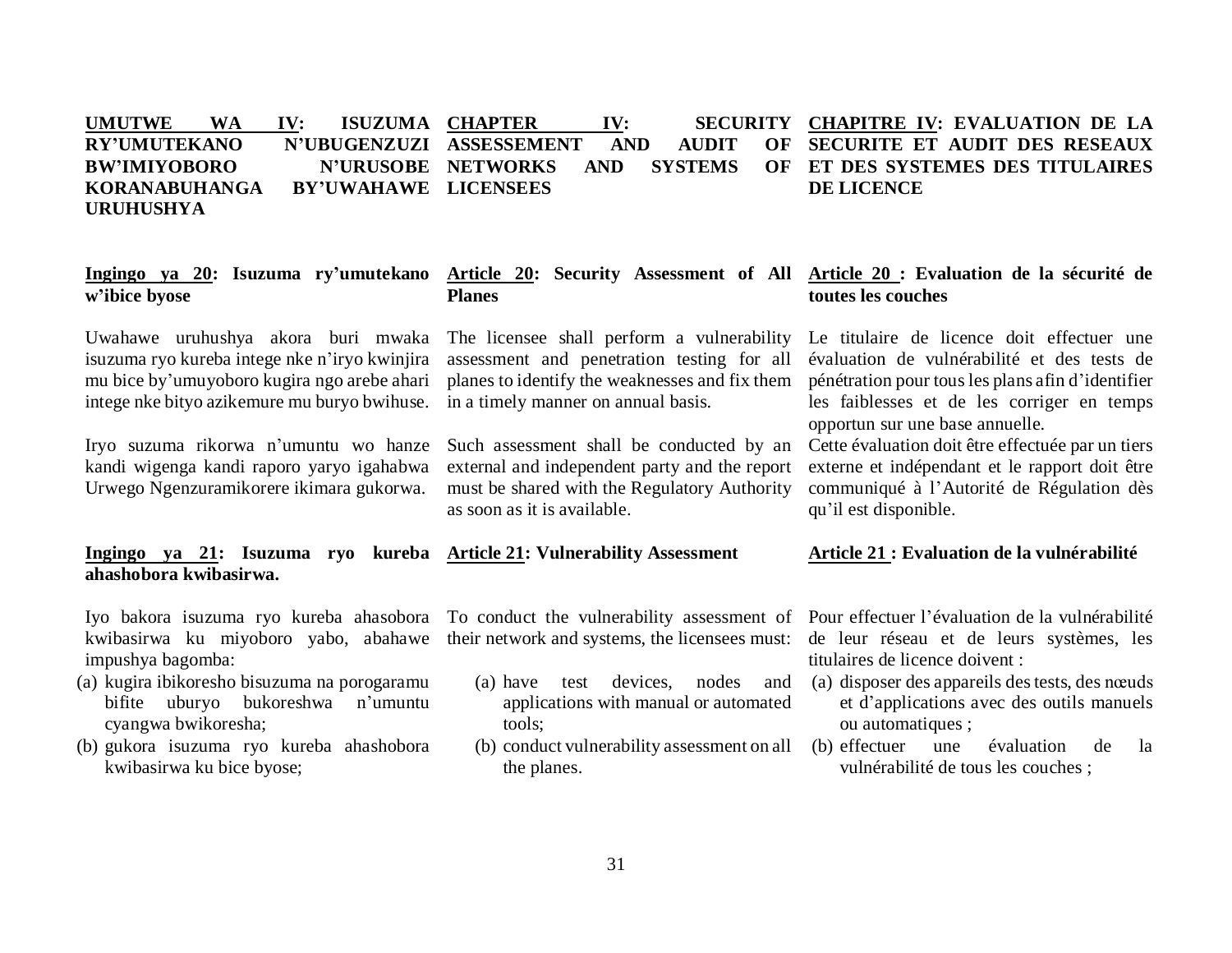**UMUTWE WA IV: ISUZUMA RY'UMUTEKANO N'UBUGENZUZI BW'IMIYOBORO N'URUSOBE KORANABUHANGA BY'UWAHAWE URUHUSHYA**

**Ingingo ya 20: Isuzuma ry'umutekano w'ibice byose**

Uwahawe uruhushya akora buri mwaka isuzuma ryo kureba intege nke n'iryo kwinjira mu bice by'umuyoboro kugira ngo arebe ahari intege nke bityo azikemure mu buryo bwihuse.

Iryo suzuma rikorwa n'umuntu wo hanze kandi wigenga kandi raporo yaryo igahabwa Urwego Ngenzuramikorere ikimara gukorwa.

**Ingingo ya 21: Isuzuma ryo kureba ahashobora kwibasirwa.**

Iyo bakora isuzuma ryo kureba ahasobora kwibasirwa ku miyoboro yabo, abahawe impushya bagomba:

(a) kugira ibikoresho bisuzuma na porogaramu bifite uburyo bukoreshwa n'umuntu cyangwa bwikoresha;
(b) gukora isuzuma ryo kureba ahashobora kwibasirwa ku bice byose;

**CHAPTER IV: SECURITY ASSESSEMENT AND AUDIT OF NETWORKS AND SYSTEMS OF LICENSEES**

**Article 20: Security Assessment of All Planes**

The licensee shall perform a vulnerability assessment and penetration testing for all planes to identify the weaknesses and fix them in a timely manner on annual basis.

Such assessment shall be conducted by an external and independent party and the report must be shared with the Regulatory Authority as soon as it is available.

**Article 21: Vulnerability Assessment**

To conduct the vulnerability assessment of their network and systems, the licensees must:

(a) have test devices, nodes and applications with manual or automated tools;
(b) conduct vulnerability assessment on all the planes.

**CHAPITRE IV: EVALUATION DE LA SECURITE ET AUDIT DES RESEAUX ET DES SYSTEMES DES TITULAIRES DE LICENCE**

**Article 20 : Evaluation de la sécurité de toutes les couches**

Le titulaire de licence doit effectuer une évaluation de vulnérabilité et des tests de pénétration pour tous les plans afin d'identifier les faiblesses et de les corriger en temps opportun sur une base annuelle.

Cette évaluation doit être effectuée par un tiers externe et indépendant et le rapport doit être communiqué à l'Autorité de Régulation dès qu'il est disponible.

**Article 21 : Evaluation de la vulnérabilité**

Pour effectuer l'évaluation de la vulnérabilité de leur réseau et de leurs systèmes, les titulaires de licence doivent :

(a) disposer des appareils des tests, des nœuds et d'applications avec des outils manuels ou automatiques ;
(b) effectuer une évaluation de la vulnérabilité de tous les couches ;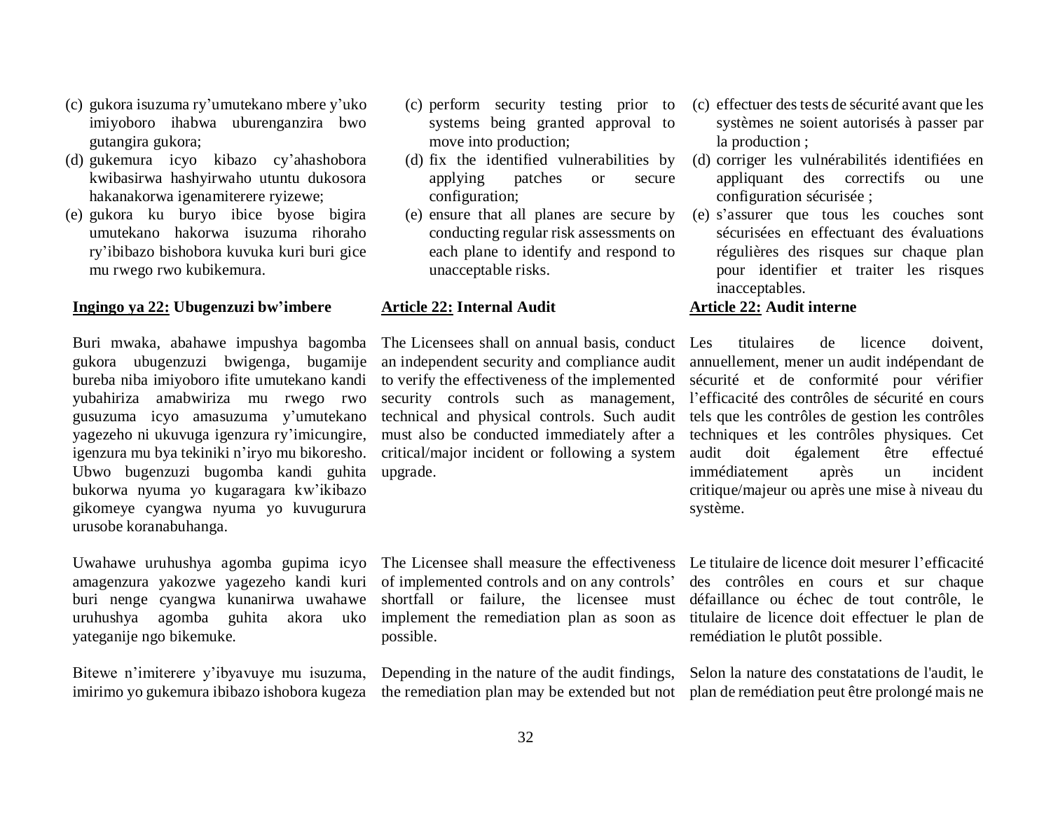(c) gukora isuzuma ry'umutekano mbere y'uko imiyoboro ihabwa uburenganzira bwo gutangira gukora;

(d) gukemura icyo kibazo cy'ahashobora kwibasirwa hashyirwaho utuntu dukosora hakanakorwa igenamiterere ryizewe;

(e) gukora ku buryo ibice byose bigira umutekano hakorwa isuzuma rihoraho ry'ibibazo bishobora kuvuka kuri buri gice mu rwego rwo kubikemura.

**Ingingo ya 22: Ubugenzuzi bw'imbere**

Buri mwaka, abahawe impushya bagomba gukora ubugenzuzi bwigenga, bugamije bureba niba imiyoboro ifite umutekano kandi yubahiriza amabwiriza mu rwego rwo gusuzuma icyo amasuzuma y'umutekano yagezeho ni ukuvuga igenzura ry'imicungire, igenzura mu bya tekiniki n'iryo mu bikoresho. Ubwo bugenzuzi bugomba kandi guhita bukorwa nyuma yo kugaragara kw'ikibazo gikomeye cyangwa nyuma yo kuvugurura urusobe koranabuhanga.

Uwahawe uruhushya agomba gupima icyo amagenzura yakozwe yagezeho kandi kuri buri nenge cyangwa kunanirwa uwahawe uruhushya agomba guhita akora uko yateganije ngo bikemuke.

Bitewe n'imiterere y'ibyavuye mu isuzuma, imirimo yo gukemura ibibazo ishobora kugeza

(c) perform security testing prior to systems being granted approval to move into production;

(d) fix the identified vulnerabilities by applying patches or secure configuration;

(e) ensure that all planes are secure by conducting regular risk assessments on each plane to identify and respond to unacceptable risks.

**Article 22: Internal Audit**

The Licensees shall on annual basis, conduct an independent security and compliance audit to verify the effectiveness of the implemented security controls such as management, technical and physical controls. Such audit must also be conducted immediately after a critical/major incident or following a system upgrade.

The Licensee shall measure the effectiveness of implemented controls and on any controls' shortfall or failure, the licensee must implement the remediation plan as soon as possible.

Depending in the nature of the audit findings, the remediation plan may be extended but not

(c) effectuer des tests de sécurité avant que les systèmes ne soient autorisés à passer par la production ;

(d) corriger les vulnérabilités identifiées en appliquant des correctifs ou une configuration sécurisée ;

(e) s'assurer que tous les couches sont sécurisées en effectuant des évaluations régulières des risques sur chaque plan pour identifier et traiter les risques inacceptables.

**Article 22: Audit interne**

Les titulaires de licence doivent, annuellement, mener un audit indépendant de sécurité et de conformité pour vérifier l'efficacité des contrôles de sécurité en cours tels que les contrôles de gestion les contrôles techniques et les contrôles physiques. Cet audit doit également être effectué immédiatement après un incident critique/majeur ou après une mise à niveau du système.

Le titulaire de licence doit mesurer l'efficacité des contrôles en cours et sur chaque défaillance ou échec de tout contrôle, le titulaire de licence doit effectuer le plan de remédiation le plutôt possible.

Selon la nature des constatations de l'audit, le plan de remédiation peut être prolongé mais ne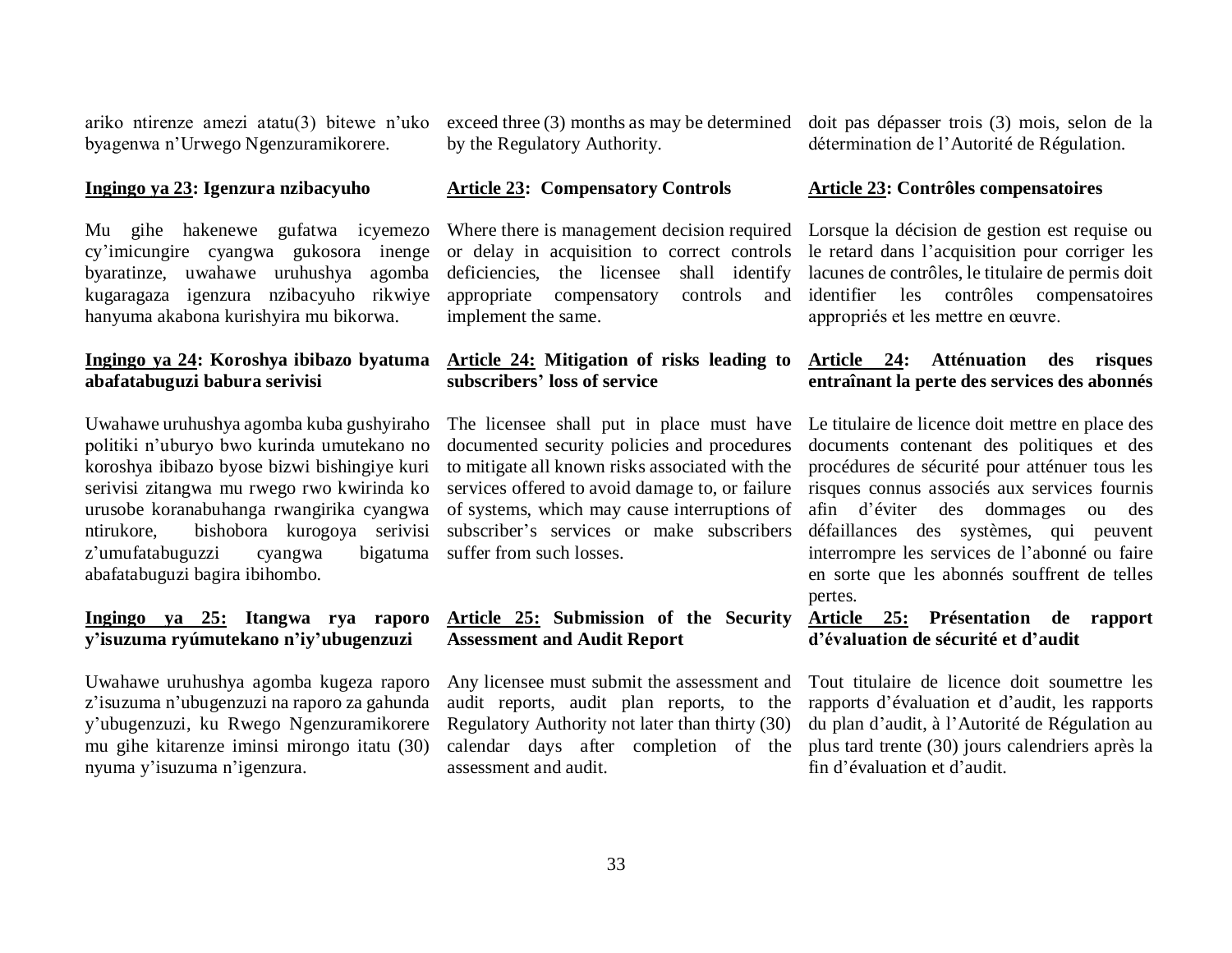ariko ntirenze amezi atatu(3) bitewe n'uko byagenwa n'Urwego Ngenzuramikorere.

exceed three (3) months as may be determined by the Regulatory Authority.

doit pas dépasser trois (3) mois, selon de la détermination de l'Autorité de Régulation.

**Ingingo ya 23: Igenzura nzibacyuho**

Mu gihe hakenewe gufatwa icyemezo cy'imicungire cyangwa gukosora inenge byaratinze, uwahawe uruhushya agomba kugaragaza igenzura nzibacyuho rikwiye hanyuma akabona kurishyira mu bikorwa.

**Article 23: Compensatory Controls**

Where there is management decision required or delay in acquisition to correct controls deficiencies, the licensee shall identify appropriate compensatory controls and implement the same.

**Article 23: Contrôles compensatoires**

Lorsque la décision de gestion est requise ou le retard dans l'acquisition pour corriger les lacunes de contrôles, le titulaire de permis doit identifier les contrôles compensatoires appropriés et les mettre en œuvre.

**Ingingo ya 24: Koroshya ibibazo byatuma abafatabuguzi babura serivisi**

Uwahawe uruhushya agomba kuba gushyiraho politiki n'uburyo bwo kurinda umutekano no koroshya ibibazo byose bizwi bishingiye kuri serivisi zitangwa mu rwego rwo kwirinda ko urusobe koranabuhanga rwangirika cyangwa ntirukore, bishobora kurogoya serivisi z'umufatabuguzi cyangwa bigatuma abafatabuguzi bagira ibihombo.

**Article 24: Mitigation of risks leading to subscribers' loss of service**

The licensee shall put in place must have documented security policies and procedures to mitigate all known risks associated with the services offered to avoid damage to, or failure of systems, which may cause interruptions of subscriber's services or make subscribers suffer from such losses.

**Article 24: Atténuation des risques entraînant la perte des services des abonnés**

Le titulaire de licence doit mettre en place des documents contenant des politiques et des procédures de sécurité pour atténuer tous les risques connus associés aux services fournis afin d'éviter des dommages ou des défaillances des systèmes, qui peuvent interrompre les services de l'abonné ou faire en sorte que les abonnés souffrent de telles pertes.

**Ingingo ya 25: Itangwa rya raporo y'isuzuma ryúmutekano n'iy'ubugenzuzi**

Uwahawe uruhushya agomba kugeza raporo z'isuzuma n'ubugenzuzi na raporo za gahunda y'ubugenzuzi, ku Rwego Ngenzuramikorere mu gihe kitarenze iminsi mirongo itatu (30) nyuma y'isuzuma n'igenzura.

**Article 25: Submission of the Security Assessment and Audit Report**

Any licensee must submit the assessment and audit reports, audit plan reports, to the Regulatory Authority not later than thirty (30) calendar days after completion of the assessment and audit.

**Article 25: Présentation de rapport d'évaluation de sécurité et d'audit**

Tout titulaire de licence doit soumettre les rapports d'évaluation et d'audit, les rapports du plan d'audit, à l'Autorité de Régulation au plus tard trente (30) jours calendriers après la fin d'évaluation et d'audit.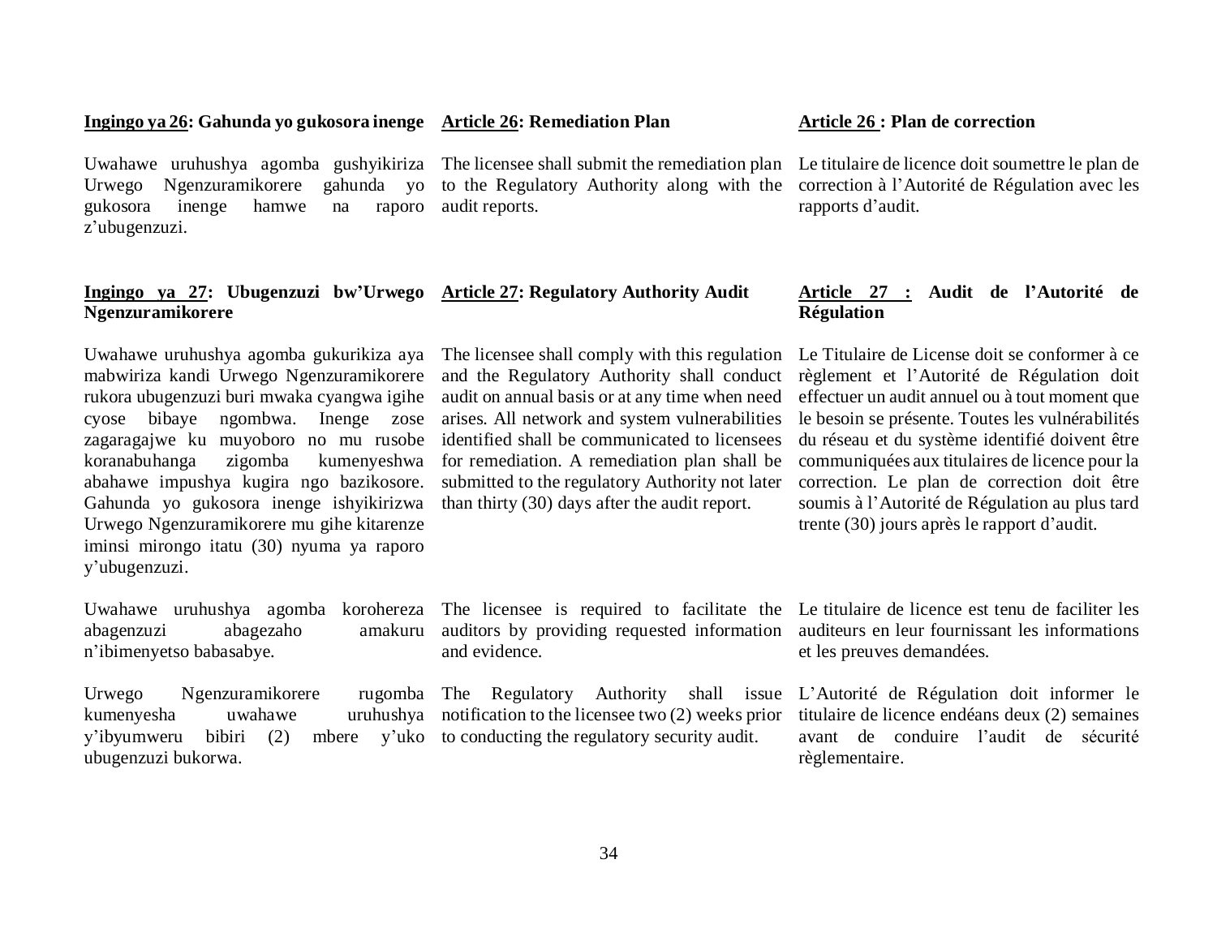**Ingingo ya 26: Gahunda yo gukosora inenge**

Uwahawe uruhushya agomba gushyikiriza Urwego Ngenzuramikorere gahunda yo gukosora inenge hamwe na raporo z'ubugenzuzi.

**Ingingo ya 27: Ubugenzuzi bw'Urwego Ngenzuramikorere**

Uwahawe uruhushya agomba gukurikiza aya mabwiriza kandi Urwego Ngenzuramikorere rukora ubugenzuzi buri mwaka cyangwa igihe cyose bibaye ngombwa. Inenge zose zagaragajwe ku muyoboro no mu rusobe koranabuhanga zigomba kumenyeshwa abahawe impushya kugira ngo bazikosore. Gahunda yo gukosora inenge ishyikirizwa Urwego Ngenzuramikorere mu gihe kitarenze iminsi mirongo itatu (30) nyuma ya raporo y'ubugenzuzi.

Uwahawe uruhushya agomba korohereza abagenzuzi abagezaho amakuru n'ibimenyetso babasabye.

Urwego Ngenzuramikorere rugomba kumenyesha uwahawe uruhushya y'ibyumweru bibiri (2) mbere y'uko ubugenzuzi bukorwa.

**Article 26: Remediation Plan**

The licensee shall submit the remediation plan to the Regulatory Authority along with the audit reports.

**Article 27: Regulatory Authority Audit**

The licensee shall comply with this regulation and the Regulatory Authority shall conduct audit on annual basis or at any time when need arises. All network and system vulnerabilities identified shall be communicated to licensees for remediation. A remediation plan shall be submitted to the regulatory Authority not later than thirty (30) days after the audit report.

The licensee is required to facilitate the auditors by providing requested information and evidence.

The Regulatory Authority shall issue notification to the licensee two (2) weeks prior to conducting the regulatory security audit.

**Article 26 : Plan de correction**

Le titulaire de licence doit soumettre le plan de correction à l'Autorité de Régulation avec les rapports d'audit.

**Article 27 : Audit de l'Autorité de Régulation**

Le Titulaire de License doit se conformer à ce règlement et l'Autorité de Régulation doit effectuer un audit annuel ou à tout moment que le besoin se présente. Toutes les vulnérabilités du réseau et du système identifié doivent être communiquées aux titulaires de licence pour la correction. Le plan de correction doit être soumis à l'Autorité de Régulation au plus tard trente (30) jours après le rapport d'audit.

Le titulaire de licence est tenu de faciliter les auditeurs en leur fournissant les informations et les preuves demandées.

L'Autorité de Régulation doit informer le titulaire de licence endéans deux (2) semaines avant de conduire l'audit de sécurité règlementaire.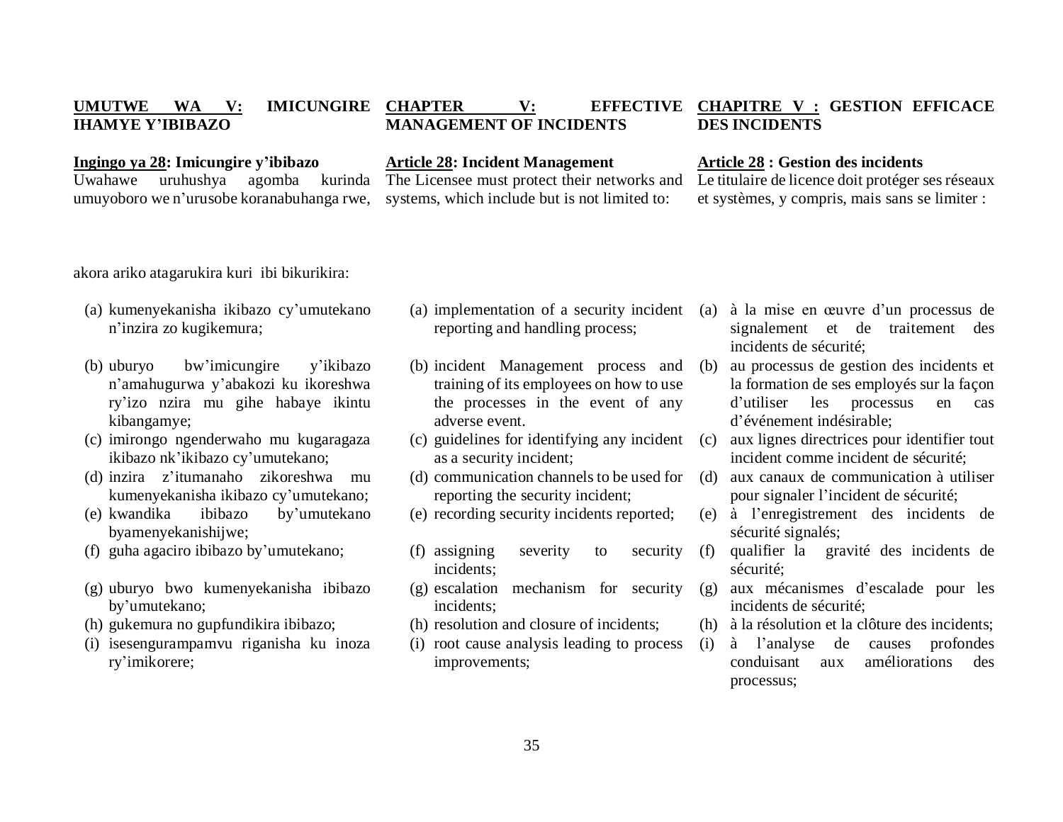**UMUTWE WA V: IMICUNGIRE IHAMYE Y'IBIBAZO**

**Ingingo ya 28: Imicungire y'ibibazo**

Uwahawe uruhushya agomba kurinda umuyoboro we n'urusobe koranabuhanga rwe, akora ariko atagarukira kuri ibi bikurikira:

(a) kumenyekanisha ikibazo cy'umutekano n'inzira zo kugikemura;

(b) uburyo bw'imicungire y'ikibazo n'amahugurwa y'abakozi ku ikoreshwa ry'izo nzira mu gihe habaye ikintu kibangamye;

(c) imirongo ngenderwaho mu kugaragaza ikibazo nk'ikibazo cy'umutekano;

(d) inzira z'itumanaho zikoreshwa mu kumenyekanisha ikibazo cy'umutekano;

(e) kwandika ibibazo by'umutekano byamenyekanishijwe;

(f) guha agaciro ibibazo by'umutekano;

(g) uburyo bwo kumenyekanisha ibibazo by'umutekano;

(h) gukemura no gupfundikira ibibazo;

(i) isesengurampamvu riganisha ku inoza ry'imikorere;

**CHAPTER V: EFFECTIVE MANAGEMENT OF INCIDENTS**

**Article 28: Incident Management**

The Licensee must protect their networks and systems, which include but is not limited to:

(a) implementation of a security incident reporting and handling process;

(b) incident Management process and training of its employees on how to use the processes in the event of any adverse event.

(c) guidelines for identifying any incident as a security incident;

(d) communication channels to be used for reporting the security incident;

(e) recording security incidents reported;

(f) assigning severity to security incidents;

(g) escalation mechanism for security incidents;

(h) resolution and closure of incidents;

(i) root cause analysis leading to process improvements;

**CHAPITRE V : GESTION EFFICACE DES INCIDENTS**

**Article 28 : Gestion des incidents**

Le titulaire de licence doit protéger ses réseaux et systèmes, y compris, mais sans se limiter :

(a) à la mise en œuvre d'un processus de signalement et de traitement des incidents de sécurité;

(b) au processus de gestion des incidents et la formation de ses employés sur la façon d'utiliser les processus en cas d'événement indésirable;

(c) aux lignes directrices pour identifier tout incident comme incident de sécurité;

(d) aux canaux de communication à utiliser pour signaler l'incident de sécurité;

(e) à l'enregistrement des incidents de sécurité signalés;

(f) qualifier la gravité des incidents de sécurité;

(g) aux mécanismes d'escalade pour les incidents de sécurité;

(h) à la résolution et la clôture des incidents;

(i) à l'analyse de causes profondes conduisant aux améliorations des processus;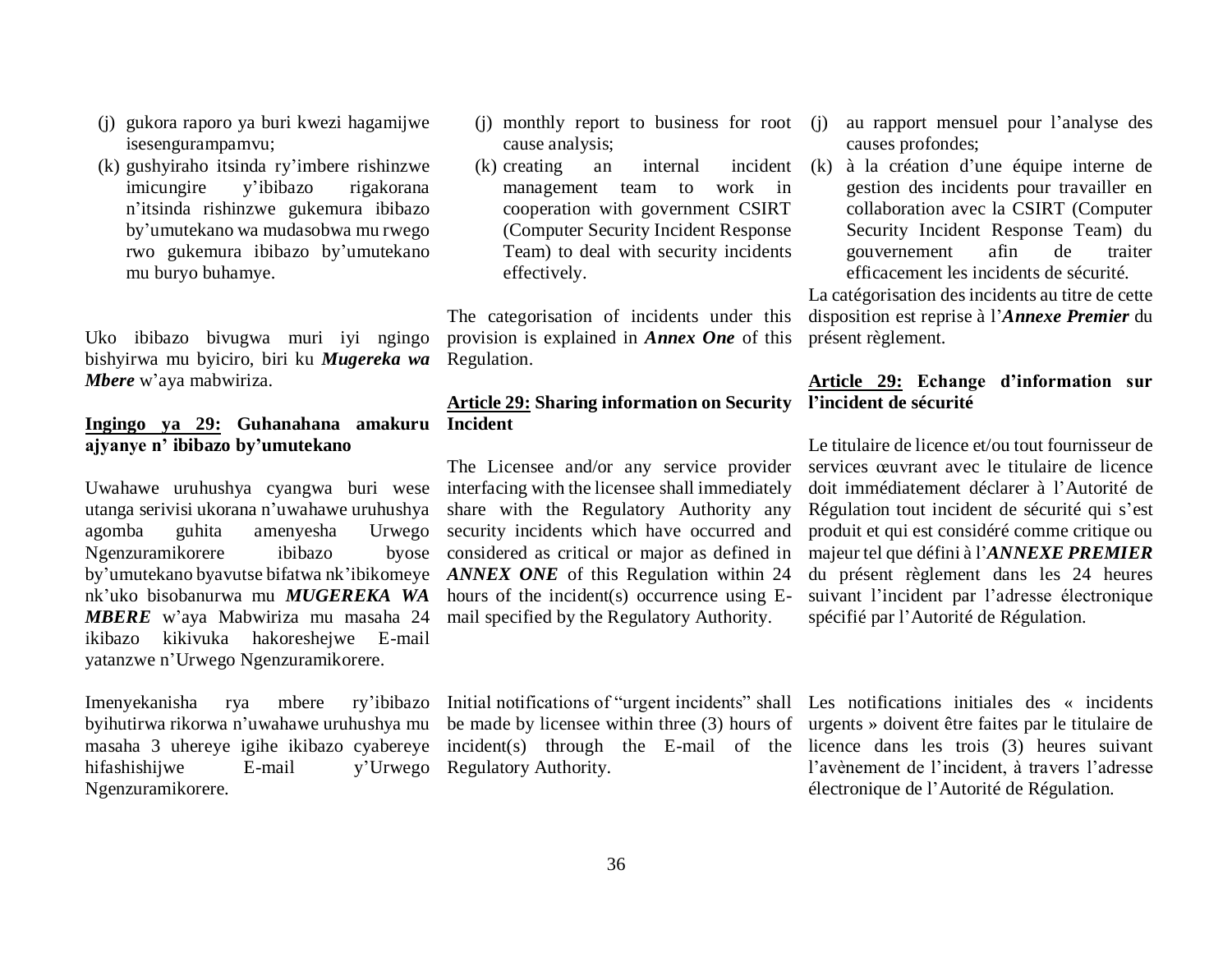(j) gukora raporo ya buri kwezi hagamijwe isesengurampamvu;

(k) gushyiraho itsinda ry'imbere rishinzwe imicungire y'ibibazo rigakorana n'itsinda rishinzwe gukemura ibibazo by'umutekano wa mudasobwa mu rwego rwo gukemura ibibazo by'umutekano mu buryo buhamye.

Uko ibibazo bivugwa muri iyi ngingo bishyirwa mu byiciro, biri ku ***Mugereka wa Mbere*** w'aya mabwiriza.

**Ingingo ya 29: Guhanahana amakuru ajyanye n' ibibazo by'umutekano**

Uwahawe uruhushya cyangwa buri wese utanga serivisi ukorana n'uwahawe uruhushya agomba guhita amenyesha Urwego Ngenzuramikorere ibibazo byose by'umutekano byavutse bifatwa nk'ibikomeye nk'uko bisobanurwa mu ***MUGEREKA WA MBERE*** w'aya Mabwiriza mu masaha 24 ikibazo kikivuka hakoreshejwe E-mail yatanzwe n'Urwego Ngenzuramikorere.

Imenyekanisha rya mbere ry'ibibazo byihutirwa rikorwa n'uwahawe uruhushya mu masaha 3 uhereye igihe ikibazo cyabereye hifashishijwe E-mail y'Urwego Ngenzuramikorere.

(j) monthly report to business for root cause analysis;

(k) creating an internal incident management team to work in cooperation with government CSIRT (Computer Security Incident Response Team) to deal with security incidents effectively.

The categorisation of incidents under this provision is explained in ***Annex One*** of this Regulation.

**Article 29: Sharing information on Security Incident**

The Licensee and/or any service provider interfacing with the licensee shall immediately share with the Regulatory Authority any security incidents which have occurred and considered as critical or major as defined in ***ANNEX ONE*** of this Regulation within 24 hours of the incident(s) occurrence using E-mail specified by the Regulatory Authority.

Initial notifications of "urgent incidents" shall be made by licensee within three (3) hours of incident(s) through the E-mail of the Regulatory Authority.

(j) au rapport mensuel pour l'analyse des causes profondes;

(k) à la création d'une équipe interne de gestion des incidents pour travailler en collaboration avec la CSIRT (Computer Security Incident Response Team) du gouvernement afin de traiter efficacement les incidents de sécurité.

La catégorisation des incidents au titre de cette disposition est reprise à l'***Annexe Premier*** du présent règlement.

**Article 29: Echange d'information sur l'incident de sécurité**

Le titulaire de licence et/ou tout fournisseur de services œuvrant avec le titulaire de licence doit immédiatement déclarer à l'Autorité de Régulation tout incident de sécurité qui s'est produit et qui est considéré comme critique ou majeur tel que défini à l'***ANNEXE PREMIER*** du présent règlement dans les 24 heures suivant l'incident par l'adresse électronique spécifié par l'Autorité de Régulation.

Les notifications initiales des « incidents urgents » doivent être faites par le titulaire de licence dans les trois (3) heures suivant l'avènement de l'incident, à travers l'adresse électronique de l'Autorité de Régulation.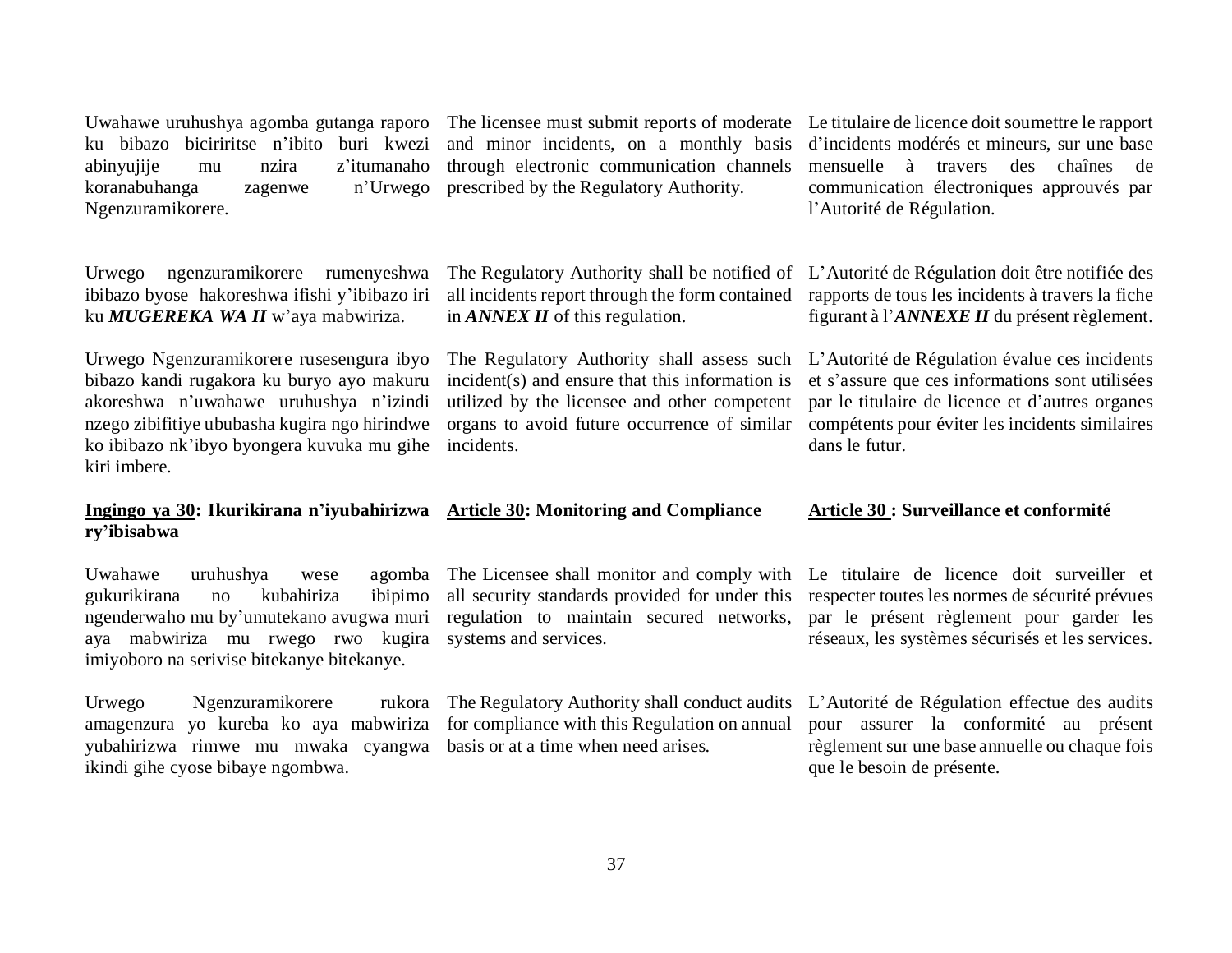Uwahawe uruhushya agomba gutanga raporo ku bibazo biciriritse n'ibito buri kwezi abinyujije mu nzira z'itumanaho koranabuhanga zagenwe n'Urwego Ngenzuramikorere.

Urwego ngenzuramikorere rumenyeshwa ibibazo byose hakoreshwa ifishi y'ibibazo iri ku ***MUGEREKA WA II*** w'aya mabwiriza.

Urwego Ngenzuramikorere rusesengura ibyo bibazo kandi rugakora ku buryo ayo makuru akoreshwa n'uwahawe uruhushya n'izindi nzego zibifitiye ububasha kugira ngo hirindwe ko ibibazo nk'ibyo byongera kuvuka mu gihe kiri imbere.

**Ingingo ya 30: Ikurikirana n'iyubahirizwa ry'ibisabwa**

Uwahawe uruhushya wese agomba gukurikirana no kubahiriza ibipimo ngenderwaho mu by'umutekano avugwa muri aya mabwiriza mu rwego rwo kugira imiyoboro na serivise bitekanye bitekanye.

Urwego Ngenzuramikorere rukora amagenzura yo kureba ko aya mabwiriza yubahirizwa rimwe mu mwaka cyangwa ikindi gihe cyose bibaye ngombwa.

The licensee must submit reports of moderate and minor incidents, on a monthly basis through electronic communication channels prescribed by the Regulatory Authority.

The Regulatory Authority shall be notified of all incidents report through the form contained in ***ANNEX II*** of this regulation.

The Regulatory Authority shall assess such incident(s) and ensure that this information is utilized by the licensee and other competent organs to avoid future occurrence of similar incidents.

**Article 30: Monitoring and Compliance**

The Licensee shall monitor and comply with all security standards provided for under this regulation to maintain secured networks, systems and services.

The Regulatory Authority shall conduct audits for compliance with this Regulation on annual basis or at a time when need arises.

Le titulaire de licence doit soumettre le rapport d'incidents modérés et mineurs, sur une base mensuelle à travers des chaînes de communication électroniques approuvés par l'Autorité de Régulation.

L'Autorité de Régulation doit être notifiée des rapports de tous les incidents à travers la fiche figurant à l'***ANNEXE II*** du présent règlement.

L'Autorité de Régulation évalue ces incidents et s'assure que ces informations sont utilisées par le titulaire de licence et d'autres organes compétents pour éviter les incidents similaires dans le futur.

**Article 30 : Surveillance et conformité**

Le titulaire de licence doit surveiller et respecter toutes les normes de sécurité prévues par le présent règlement pour garder les réseaux, les systèmes sécurisés et les services.

L'Autorité de Régulation effectue des audits pour assurer la conformité au présent règlement sur une base annuelle ou chaque fois que le besoin de présente.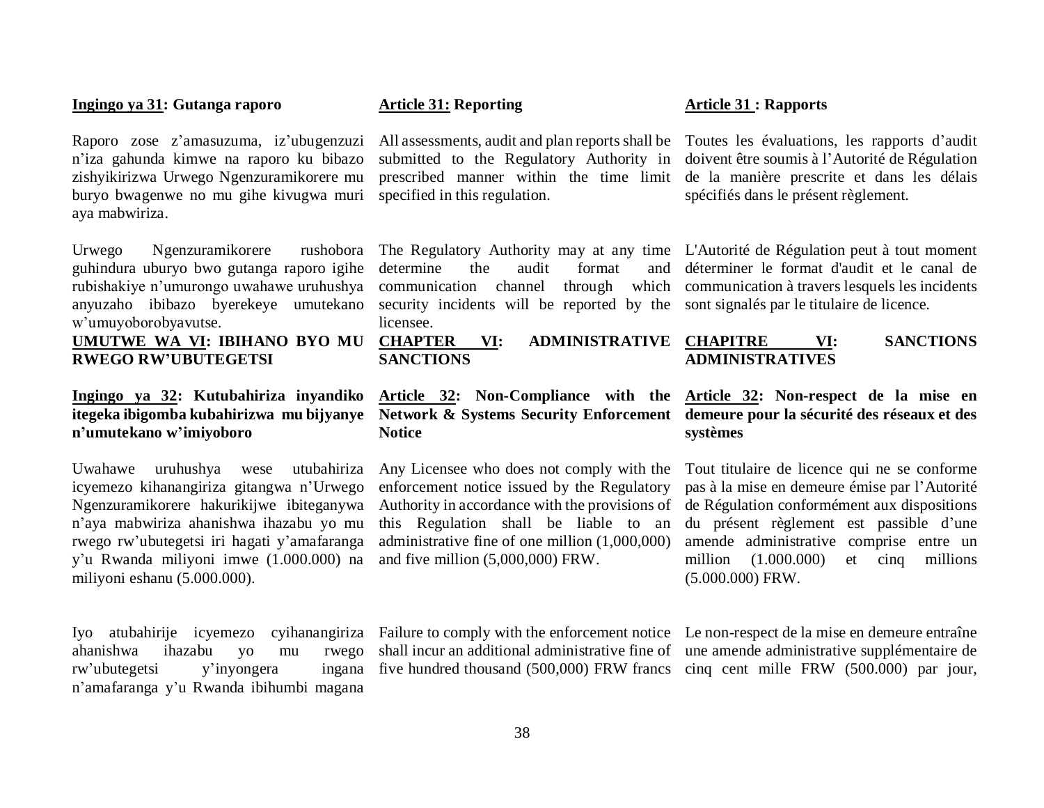**Ingingo ya 31: Gutanga raporo**

Raporo zose z'amasuzuma, iz'ubugenzuzi n'iza gahunda kimwe na raporo ku bibazo zishyikirizwa Urwego Ngenzuramikorere mu buryo bwagenwe no mu gihe kivugwa muri aya mabwiriza.

Urwego Ngenzuramikorere rushobora guhindura uburyo bwo gutanga raporo igihe rubishakiye n'umurongo uwahawe uruhushya anyuzaho ibibazo byerekeye umutekano w'umuyoborobyavutse.

**UMUTWE WA VI: IBIHANO BYO MU RWEGO RW'UBUTEGETSI**

**Ingingo ya 32: Kutubahiriza inyandiko itegeka ibigomba kubahirizwa mu bijyanye n'umutekano w'imiyoboro**

Uwahawe uruhushya wese utubahiriza icyemezo kihanangiriza gitangwa n'Urwego Ngenzuramikorere hakurikijwe ibiteganywa n'aya mabwiriza ahanishwa ihazabu yo mu rwego rw'ubutegetsi iri hagati y'amafaranga y'u Rwanda miliyoni imwe (1.000.000) na miliyoni eshanu (5.000.000).

Iyo atubahirije icyemezo cyihanangiriza ahanishwa ihazabu yo mu rwego rw'ubutegetsi y'inyongera ingana n'amafaranga y'u Rwanda ibihumbi magana

**Article 31: Reporting**

All assessments, audit and plan reports shall be submitted to the Regulatory Authority in prescribed manner within the time limit specified in this regulation.

The Regulatory Authority may at any time determine the audit format and communication channel through which security incidents will be reported by the licensee.

**CHAPTER VI: ADMINISTRATIVE SANCTIONS**

**Article 32: Non-Compliance with the Network & Systems Security Enforcement Notice**

Any Licensee who does not comply with the enforcement notice issued by the Regulatory Authority in accordance with the provisions of this Regulation shall be liable to an administrative fine of one million (1,000,000) and five million (5,000,000) FRW.

Failure to comply with the enforcement notice shall incur an additional administrative fine of five hundred thousand (500,000) FRW francs

**Article 31 : Rapports**

Toutes les évaluations, les rapports d'audit doivent être soumis à l'Autorité de Régulation de la manière prescrite et dans les délais spécifiés dans le présent règlement.

L'Autorité de Régulation peut à tout moment déterminer le format d'audit et le canal de communication à travers lesquels les incidents sont signalés par le titulaire de licence.

**CHAPITRE VI: SANCTIONS ADMINISTRATIVES**

**Article 32: Non-respect de la mise en demeure pour la sécurité des réseaux et des systèmes**

Tout titulaire de licence qui ne se conforme pas à la mise en demeure émise par l'Autorité de Régulation conformément aux dispositions du présent règlement est passible d'une amende administrative comprise entre un million (1.000.000) et cinq millions (5.000.000) FRW.

Le non-respect de la mise en demeure entraîne une amende administrative supplémentaire de cinq cent mille FRW (500.000) par jour,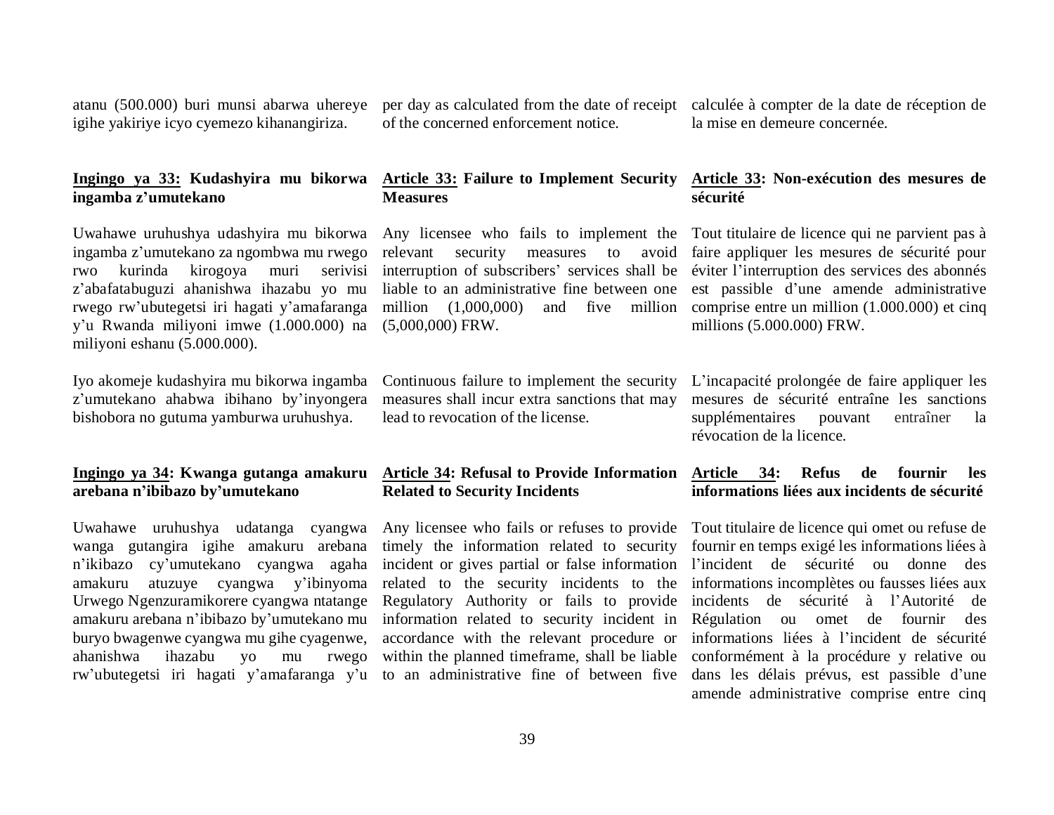atanu (500.000) buri munsi abarwa uhereye igihe yakiriye icyo cyemezo kihanangiriza.

per day as calculated from the date of receipt of the concerned enforcement notice.

calculée à compter de la date de réception de la mise en demeure concernée.

**Ingingo ya 33: Kudashyira mu bikorwa ingamba z'umutekano**

Uwahawe uruhushya udashyira mu bikorwa ingamba z'umutekano za ngombwa mu rwego rwo kurinda kirogoya muri serivisi z'abafatabuguzi ahanishwa ihazabu yo mu rwego rw'ubutegetsi iri hagati y'amafaranga y'u Rwanda miliyoni imwe (1.000.000) na miliyoni eshanu (5.000.000).

Iyo akomeje kudashyira mu bikorwa ingamba z'umutekano ahabwa ibihano by'inyongera bishobora no gutuma yamburwa uruhushya.

**Article 33: Failure to Implement Security Measures**

Any licensee who fails to implement the relevant security measures to avoid interruption of subscribers' services shall be liable to an administrative fine between one million (1,000,000) and five million (5,000,000) FRW.

Continuous failure to implement the security measures shall incur extra sanctions that may lead to revocation of the license.

**Article 33: Non-exécution des mesures de sécurité**

Tout titulaire de licence qui ne parvient pas à faire appliquer les mesures de sécurité pour éviter l'interruption des services des abonnés est passible d'une amende administrative comprise entre un million (1.000.000) et cinq millions (5.000.000) FRW.

L'incapacité prolongée de faire appliquer les mesures de sécurité entraîne les sanctions supplémentaires pouvant entraîner la révocation de la licence.

**Ingingo ya 34: Kwanga gutanga amakuru arebana n'ibibazo by'umutekano**

Uwahawe uruhushya udatanga cyangwa wanga gutangira igihe amakuru arebana n'ikibazo cy'umutekano cyangwa agaha amakuru atuzuye cyangwa y'ibinyoma Urwego Ngenzuramikorere cyangwa ntatange amakuru arebana n'ibibazo by'umutekano mu buryo bwagenwe cyangwa mu gihe cyagenwe, ahanishwa ihazabu yo mu rwego rw'ubutegetsi iri hagati y'amafaranga y'u

**Article 34: Refusal to Provide Information Related to Security Incidents**

Any licensee who fails or refuses to provide timely the information related to security incident or gives partial or false information related to the security incidents to the Regulatory Authority or fails to provide information related to security incident in accordance with the relevant procedure or within the planned timeframe, shall be liable to an administrative fine of between five

**Article 34: Refus de fournir les informations liées aux incidents de sécurité**

Tout titulaire de licence qui omet ou refuse de fournir en temps exigé les informations liées à l'incident de sécurité ou donne des informations incomplètes ou fausses liées aux incidents de sécurité à l'Autorité de Régulation ou omet de fournir des informations liées à l'incident de sécurité conformément à la procédure y relative ou dans les délais prévus, est passible d'une amende administrative comprise entre cinq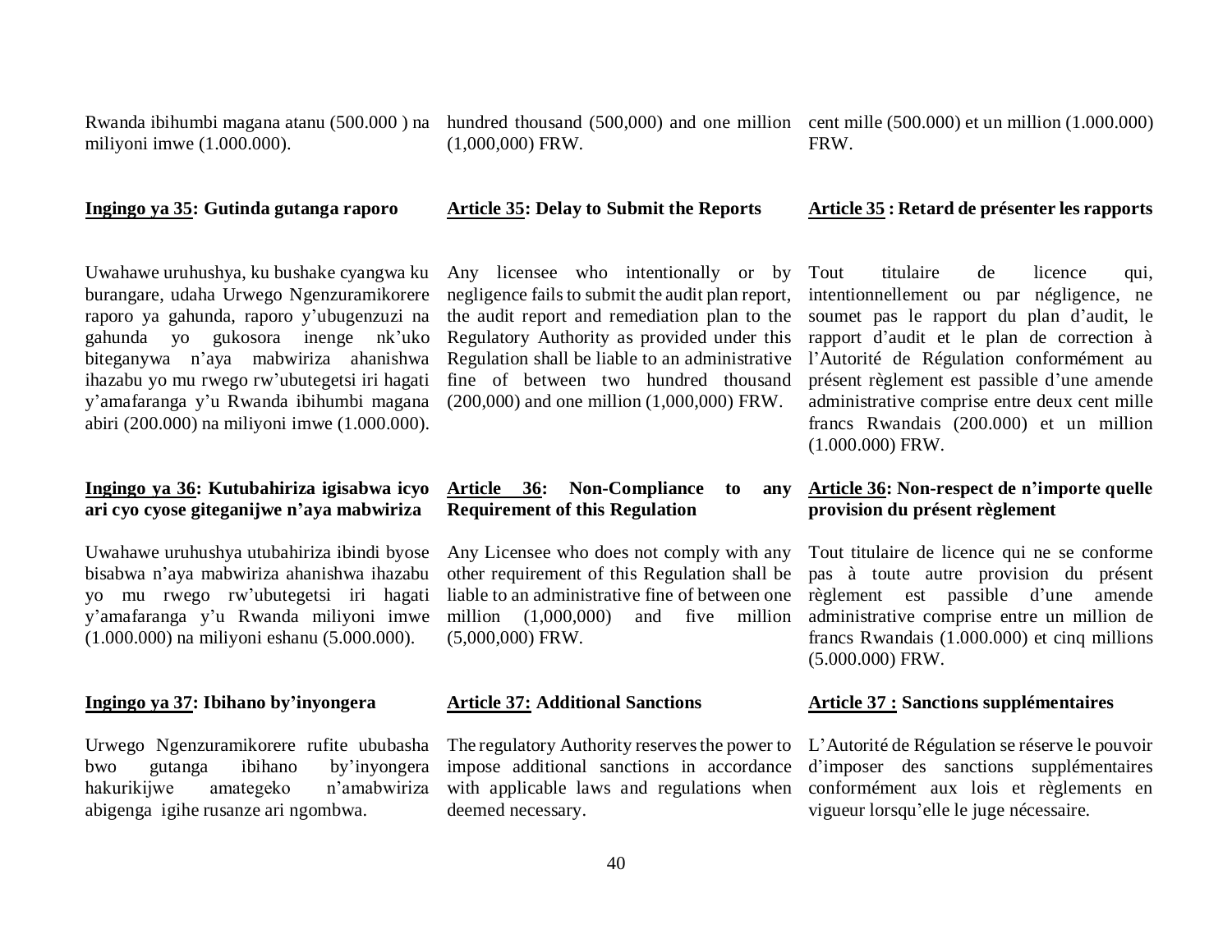Rwanda ibihumbi magana atanu (500.000 ) na miliyoni imwe (1.000.000).

hundred thousand (500,000) and one million (1,000,000) FRW.

cent mille (500.000) et un million (1.000.000) FRW.

**Ingingo ya 35: Gutinda gutanga raporo**

Uwahawe uruhushya, ku bushake cyangwa ku burangare, udaha Urwego Ngenzuramikorere raporo ya gahunda, raporo y'ubugenzuzi na gahunda yo gukosora inenge nk'uko biteganywa n'aya mabwiriza ahanishwa ihazabu yo mu rwego rw'ubutegetsi iri hagati y'amafaranga y'u Rwanda ibihumbi magana abiri (200.000) na miliyoni imwe (1.000.000).

**Article 35: Delay to Submit the Reports**

Any licensee who intentionally or by negligence fails to submit the audit plan report, the audit report and remediation plan to the Regulatory Authority as provided under this Regulation shall be liable to an administrative fine of between two hundred thousand (200,000) and one million (1,000,000) FRW.

**Article 35 : Retard de présenter les rapports**

Tout titulaire de licence qui, intentionnellement ou par négligence, ne soumet pas le rapport du plan d'audit, le rapport d'audit et le plan de correction à l'Autorité de Régulation conformément au présent règlement est passible d'une amende administrative comprise entre deux cent mille francs Rwandais (200.000) et un million (1.000.000) FRW.

**Ingingo ya 36: Kutubahiriza igisabwa icyo ari cyo cyose giteganijwe n'aya mabwiriza**

Uwahawe uruhushya utubahiriza ibindi byose bisabwa n'aya mabwiriza ahanishwa ihazabu yo mu rwego rw'ubutegetsi iri hagati y'amafaranga y'u Rwanda miliyoni imwe (1.000.000) na miliyoni eshanu (5.000.000).

**Article 36: Non-Compliance to any Requirement of this Regulation**

Any Licensee who does not comply with any other requirement of this Regulation shall be liable to an administrative fine of between one million (1,000,000) and five million (5,000,000) FRW.

**Article 36: Non-respect de n'importe quelle provision du présent règlement**

Tout titulaire de licence qui ne se conforme pas à toute autre provision du présent règlement est passible d'une amende administrative comprise entre un million de francs Rwandais (1.000.000) et cinq millions (5.000.000) FRW.

**Ingingo ya 37: Ibihano by'inyongera**

Urwego Ngenzuramikorere rufite ububasha bwo gutanga ibihano by'inyongera hakurikijwe amategeko n'amabwiriza abigenga igihe rusanze ari ngombwa.

**Article 37: Additional Sanctions**

The regulatory Authority reserves the power to impose additional sanctions in accordance with applicable laws and regulations when deemed necessary.

**Article 37 : Sanctions supplémentaires**

L'Autorité de Régulation se réserve le pouvoir d'imposer des sanctions supplémentaires conformément aux lois et règlements en vigueur lorsqu'elle le juge nécessaire.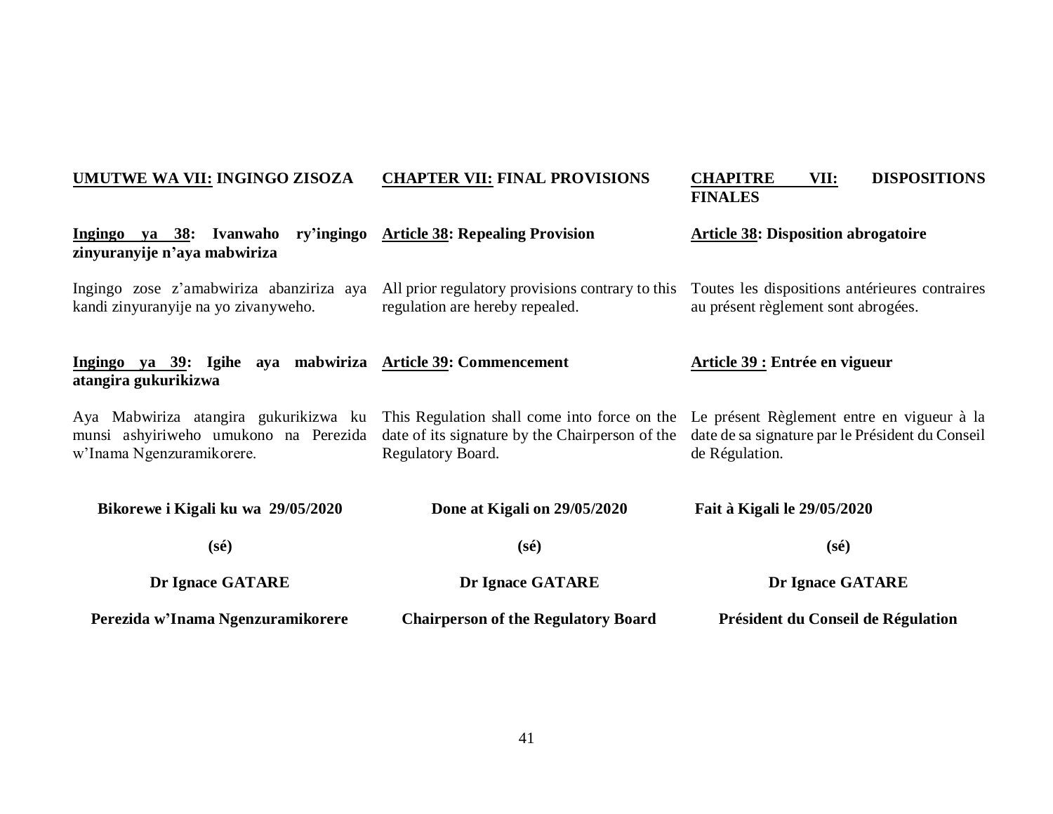**UMUTWE WA VII: INGINGO ZISOZA**

**Ingingo ya 38: Ivanwaho ry'ingingo zinyuranyije n'aya mabwiriza**

Ingingo zose z'amabwiriza abanziriza aya kandi zinyuranyije na yo zivanyweho.

**Ingingo ya 39: Igihe aya mabwiriza atangira gukurikizwa**

Aya Mabwiriza atangira gukurikizwa ku munsi ashyiriweho umukono na Perezida w'Inama Ngenzuramikorere.

**Bikorewe i Kigali ku wa 29/05/2020**

**(sé)**

**Dr Ignace GATARE**

**Perezida w'Inama Ngenzuramikorere**

**CHAPTER VII: FINAL PROVISIONS**

**Article 38: Repealing Provision**

All prior regulatory provisions contrary to this regulation are hereby repealed.

**Article 39: Commencement**

This Regulation shall come into force on the date of its signature by the Chairperson of the Regulatory Board.

**Done at Kigali on 29/05/2020**

**(sé)**

**Dr Ignace GATARE**

**Chairperson of the Regulatory Board**

**CHAPITRE VII: DISPOSITIONS FINALES**

**Article 38: Disposition abrogatoire**

Toutes les dispositions antérieures contraires au présent règlement sont abrogées.

**Article 39 : Entrée en vigueur**

Le présent Règlement entre en vigueur à la date de sa signature par le Président du Conseil de Régulation.

**Fait à Kigali le 29/05/2020**

**(sé)**

**Dr Ignace GATARE**

**Président du Conseil de Régulation**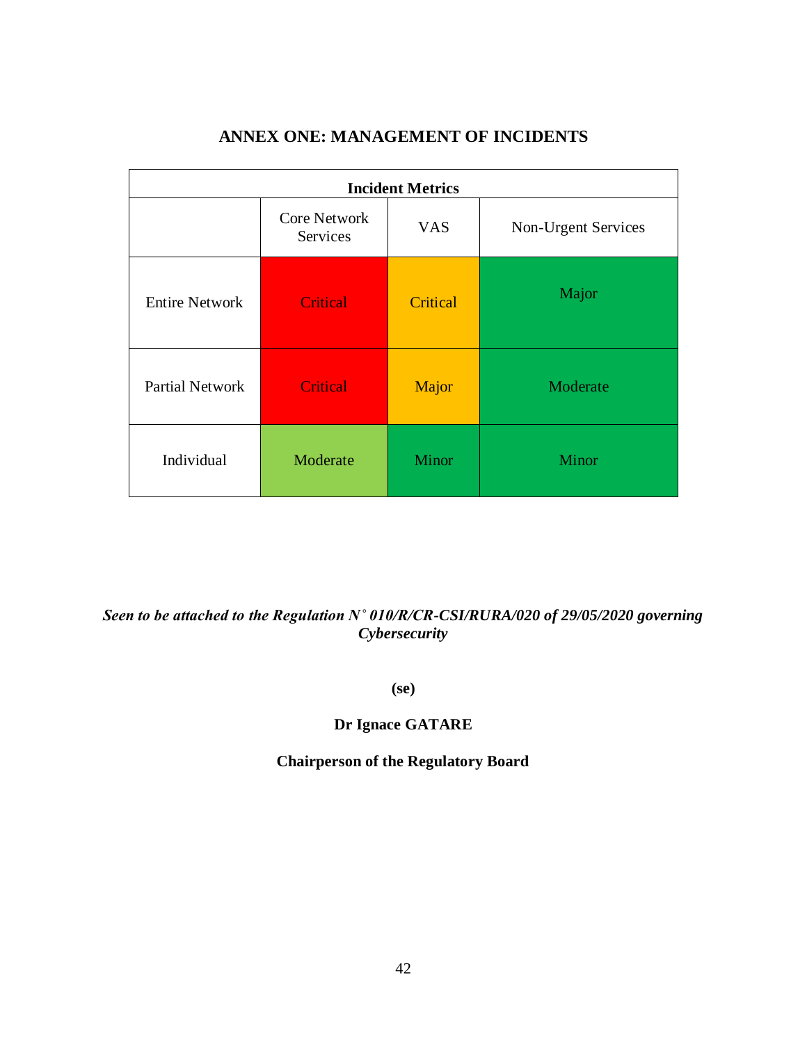# ANNEX ONE: MANAGEMENT OF INCIDENTS

| Incident Metrics | | | |
|---|---|---|---|
| | Core Network Services | VAS | Non-Urgent Services |
| Entire Network | Critical | Critical | Major |
| Partial Network | Critical | Major | Moderate |
| Individual | Moderate | Minor | Minor |

***Seen to be attached to the Regulation N° 010/R/CR-CSI/RURA/020 of 29/05/2020 governing Cybersecurity***

**(se)**

**Dr Ignace GATARE**

**Chairperson of the Regulatory Board**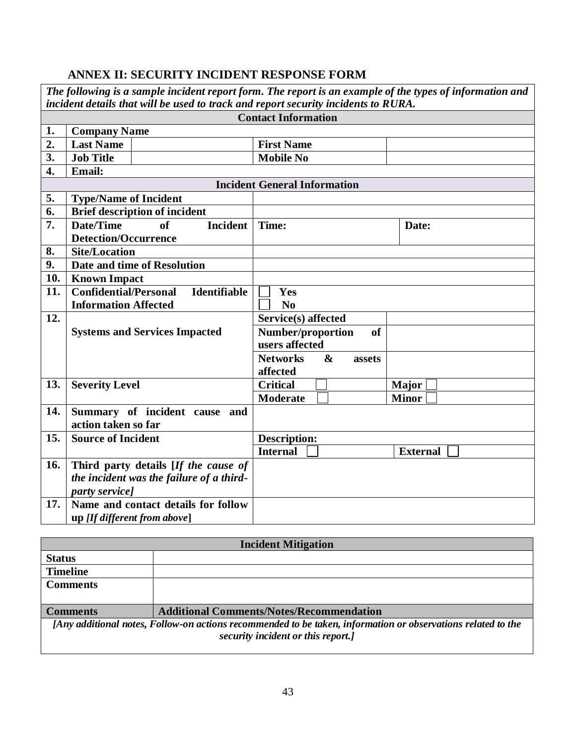## ANNEX II: SECURITY INCIDENT RESPONSE FORM

| *The following is a sample incident report form. The report is an example of the types of information and incident details that will be used to track and report security incidents to RURA.* | | | | |
|---|---|---|---|---|
| **Contact Information** | | | | |
| **1.** | **Company Name** | | | |
| **2.** | **Last Name** | | **First Name** | |
| **3.** | **Job Title** | | **Mobile No** | |
| **4.** | **Email:** | | | |
| **Incident General Information** | | | | |
| **5.** | **Type/Name of Incident** | | | |
| **6.** | **Brief description of incident** | | | |
| **7.** | **Date/Time of Incident Detection/Occurrence** | | **Time:** | **Date:** |
| **8.** | **Site/Location** | | | |
| **9.** | **Date and time of Resolution** | | | |
| **10.** | **Known Impact** | | | |
| **11.** | **Confidential/Personal Identifiable Information Affected** | | ☐ **Yes**<br>☐ **No** | |
| **12.** | **Systems and Services Impacted** | | **Service(s) affected** | |
| | | | **Number/proportion of users affected** | |
| | | | **Networks & assets affected** | |
| **13.** | **Severity Level** | | **Critical** ☐ | **Major** ☐ |
| | | | **Moderate** ☐ | **Minor** ☐ |
| **14.** | **Summary of incident cause and action taken so far** | | | |
| **15.** | **Source of Incident** | | **Description:** | |
| | | | **Internal** ☐ | **External** ☐ |
| **16.** | **Third party details [*If the cause of the incident was the failure of a third-party service*]** | | | |
| **17.** | **Name and contact details for follow up** ***[If different from above]*** | | | |

| **Incident Mitigation** | |
|---|---|
| **Status** | |
| **Timeline** | |
| **Comments** | |
| **Comments** | **Additional Comments/Notes/Recommendation** |
| ***[Any additional notes, Follow-on actions recommended to be taken, information or observations related to the security incident or this report.]*** | |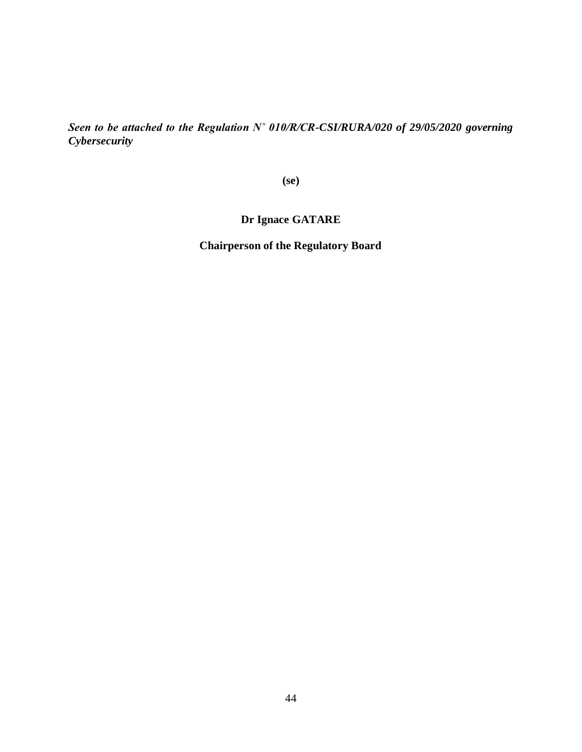***Seen to be attached to the Regulation N° 010/R/CR-CSI/RURA/020 of 29/05/2020 governing Cybersecurity***

**(se)**

**Dr Ignace GATARE**

**Chairperson of the Regulatory Board**